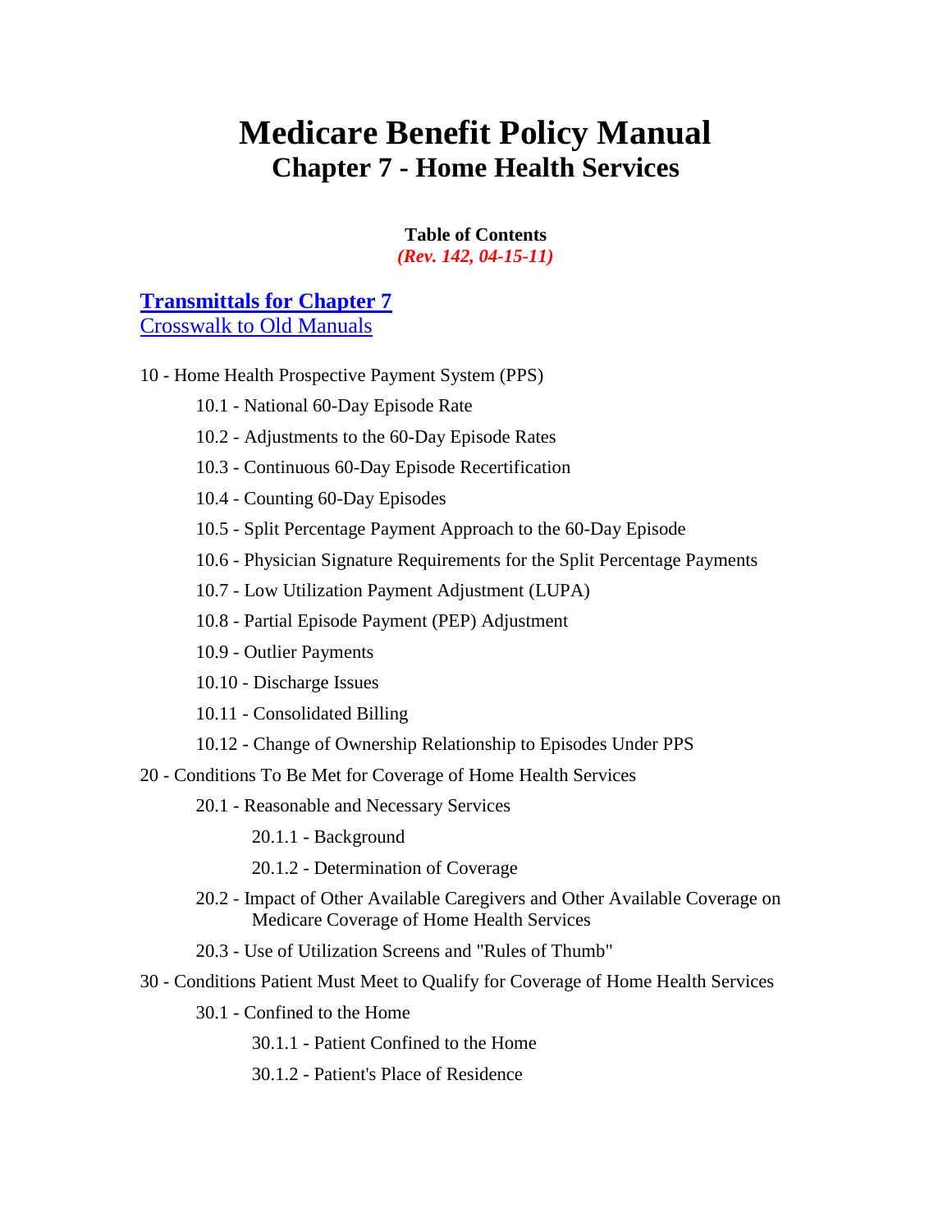# Medicare Benefit Policy Manual
## Chapter 7 - Home Health Services

**Table of Contents**
*(Rev. 142, 04-15-11)*

**[Transmittals for Chapter 7](#)**
[Crosswalk to Old Manuals](#)

10 - Home Health Prospective Payment System (PPS)

- 10.1 - National 60-Day Episode Rate
- 10.2 - Adjustments to the 60-Day Episode Rates
- 10.3 - Continuous 60-Day Episode Recertification
- 10.4 - Counting 60-Day Episodes
- 10.5 - Split Percentage Payment Approach to the 60-Day Episode
- 10.6 - Physician Signature Requirements for the Split Percentage Payments
- 10.7 - Low Utilization Payment Adjustment (LUPA)
- 10.8 - Partial Episode Payment (PEP) Adjustment
- 10.9 - Outlier Payments
- 10.10 - Discharge Issues
- 10.11 - Consolidated Billing
- 10.12 - Change of Ownership Relationship to Episodes Under PPS

20 - Conditions To Be Met for Coverage of Home Health Services

- 20.1 - Reasonable and Necessary Services
  - 20.1.1 - Background
  - 20.1.2 - Determination of Coverage
- 20.2 - Impact of Other Available Caregivers and Other Available Coverage on Medicare Coverage of Home Health Services
- 20.3 - Use of Utilization Screens and "Rules of Thumb"

30 - Conditions Patient Must Meet to Qualify for Coverage of Home Health Services

- 30.1 - Confined to the Home
  - 30.1.1 - Patient Confined to the Home
  - 30.1.2 - Patient's Place of Residence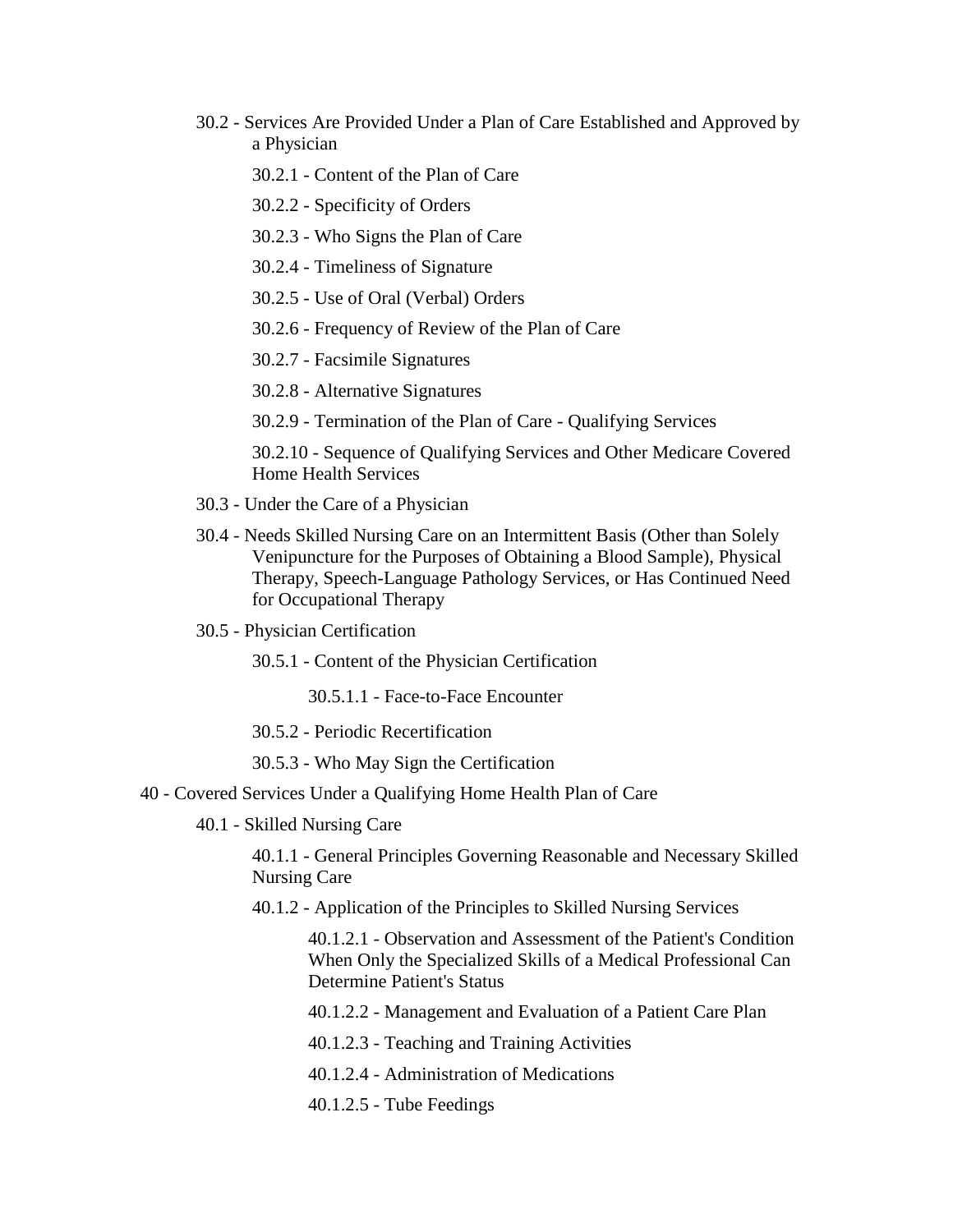- 30.2 - Services Are Provided Under a Plan of Care Established and Approved by a Physician
  - 30.2.1 - Content of the Plan of Care
  - 30.2.2 - Specificity of Orders
  - 30.2.3 - Who Signs the Plan of Care
  - 30.2.4 - Timeliness of Signature
  - 30.2.5 - Use of Oral (Verbal) Orders
  - 30.2.6 - Frequency of Review of the Plan of Care
  - 30.2.7 - Facsimile Signatures
  - 30.2.8 - Alternative Signatures
  - 30.2.9 - Termination of the Plan of Care - Qualifying Services
  - 30.2.10 - Sequence of Qualifying Services and Other Medicare Covered Home Health Services
- 30.3 - Under the Care of a Physician
- 30.4 - Needs Skilled Nursing Care on an Intermittent Basis (Other than Solely Venipuncture for the Purposes of Obtaining a Blood Sample), Physical Therapy, Speech-Language Pathology Services, or Has Continued Need for Occupational Therapy
- 30.5 - Physician Certification
  - 30.5.1 - Content of the Physician Certification
    - 30.5.1.1 - Face-to-Face Encounter
  - 30.5.2 - Periodic Recertification
  - 30.5.3 - Who May Sign the Certification

40 - Covered Services Under a Qualifying Home Health Plan of Care

- 40.1 - Skilled Nursing Care
  - 40.1.1 - General Principles Governing Reasonable and Necessary Skilled Nursing Care
  - 40.1.2 - Application of the Principles to Skilled Nursing Services
    - 40.1.2.1 - Observation and Assessment of the Patient's Condition When Only the Specialized Skills of a Medical Professional Can Determine Patient's Status
    - 40.1.2.2 - Management and Evaluation of a Patient Care Plan
    - 40.1.2.3 - Teaching and Training Activities
    - 40.1.2.4 - Administration of Medications
    - 40.1.2.5 - Tube Feedings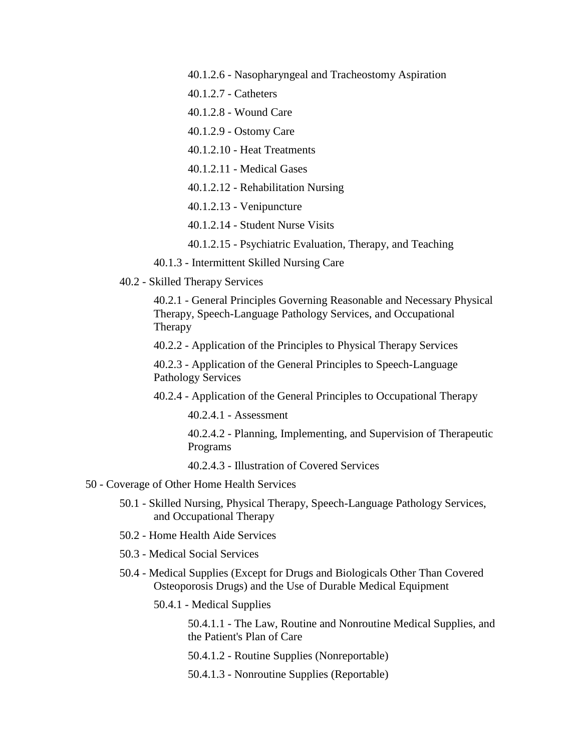40.1.2.6 - Nasopharyngeal and Tracheostomy Aspiration

40.1.2.7 - Catheters

40.1.2.8 - Wound Care

40.1.2.9 - Ostomy Care

40.1.2.10 - Heat Treatments

40.1.2.11 - Medical Gases

40.1.2.12 - Rehabilitation Nursing

40.1.2.13 - Venipuncture

40.1.2.14 - Student Nurse Visits

40.1.2.15 - Psychiatric Evaluation, Therapy, and Teaching

40.1.3 - Intermittent Skilled Nursing Care

40.2 - Skilled Therapy Services

40.2.1 - General Principles Governing Reasonable and Necessary Physical Therapy, Speech-Language Pathology Services, and Occupational Therapy

40.2.2 - Application of the Principles to Physical Therapy Services

40.2.3 - Application of the General Principles to Speech-Language Pathology Services

40.2.4 - Application of the General Principles to Occupational Therapy

40.2.4.1 - Assessment

40.2.4.2 - Planning, Implementing, and Supervision of Therapeutic Programs

40.2.4.3 - Illustration of Covered Services

50 - Coverage of Other Home Health Services

50.1 - Skilled Nursing, Physical Therapy, Speech-Language Pathology Services, and Occupational Therapy

50.2 - Home Health Aide Services

50.3 - Medical Social Services

50.4 - Medical Supplies (Except for Drugs and Biologicals Other Than Covered Osteoporosis Drugs) and the Use of Durable Medical Equipment

50.4.1 - Medical Supplies

50.4.1.1 - The Law, Routine and Nonroutine Medical Supplies, and the Patient's Plan of Care

50.4.1.2 - Routine Supplies (Nonreportable)

50.4.1.3 - Nonroutine Supplies (Reportable)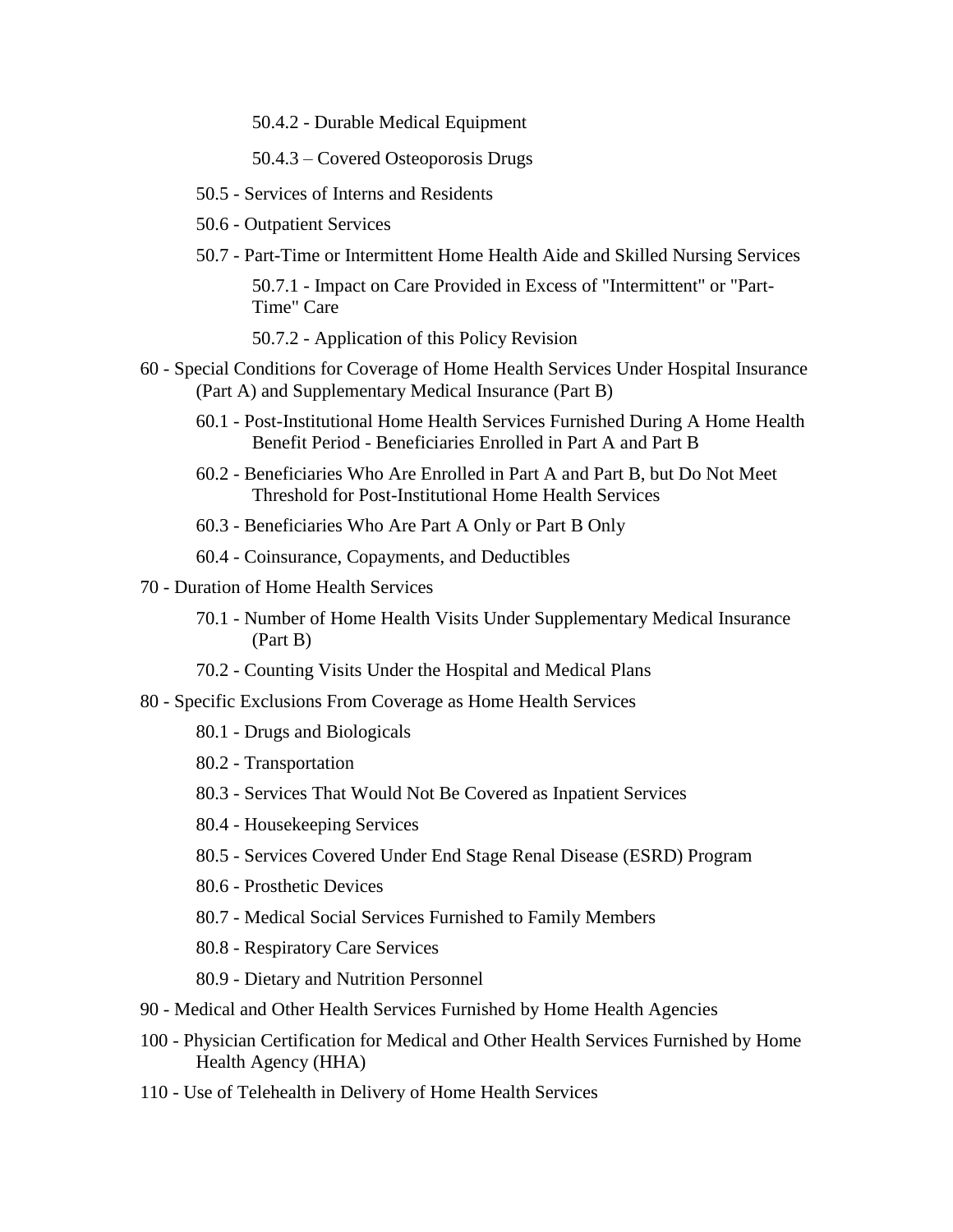50.4.2 - Durable Medical Equipment

50.4.3 – Covered Osteoporosis Drugs

50.5 - Services of Interns and Residents

50.6 - Outpatient Services

50.7 - Part-Time or Intermittent Home Health Aide and Skilled Nursing Services

50.7.1 - Impact on Care Provided in Excess of "Intermittent" or "Part-Time" Care

50.7.2 - Application of this Policy Revision

60 - Special Conditions for Coverage of Home Health Services Under Hospital Insurance (Part A) and Supplementary Medical Insurance (Part B)

60.1 - Post-Institutional Home Health Services Furnished During A Home Health Benefit Period - Beneficiaries Enrolled in Part A and Part B

60.2 - Beneficiaries Who Are Enrolled in Part A and Part B, but Do Not Meet Threshold for Post-Institutional Home Health Services

60.3 - Beneficiaries Who Are Part A Only or Part B Only

60.4 - Coinsurance, Copayments, and Deductibles

70 - Duration of Home Health Services

70.1 - Number of Home Health Visits Under Supplementary Medical Insurance (Part B)

70.2 - Counting Visits Under the Hospital and Medical Plans

80 - Specific Exclusions From Coverage as Home Health Services

80.1 - Drugs and Biologicals

80.2 - Transportation

80.3 - Services That Would Not Be Covered as Inpatient Services

80.4 - Housekeeping Services

80.5 - Services Covered Under End Stage Renal Disease (ESRD) Program

80.6 - Prosthetic Devices

80.7 - Medical Social Services Furnished to Family Members

80.8 - Respiratory Care Services

80.9 - Dietary and Nutrition Personnel

90 - Medical and Other Health Services Furnished by Home Health Agencies

100 - Physician Certification for Medical and Other Health Services Furnished by Home Health Agency (HHA)

110 - Use of Telehealth in Delivery of Home Health Services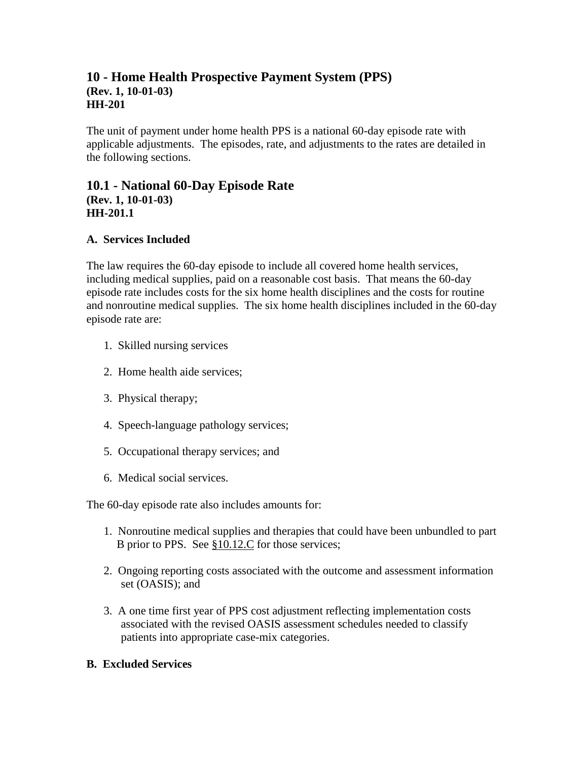## 10 - Home Health Prospective Payment System (PPS)

**(Rev. 1, 10-01-03)**
**HH-201**

The unit of payment under home health PPS is a national 60-day episode rate with applicable adjustments. The episodes, rate, and adjustments to the rates are detailed in the following sections.

## 10.1 - National 60-Day Episode Rate

**(Rev. 1, 10-01-03)**
**HH-201.1**

**A. Services Included**

The law requires the 60-day episode to include all covered home health services, including medical supplies, paid on a reasonable cost basis. That means the 60-day episode rate includes costs for the six home health disciplines and the costs for routine and nonroutine medical supplies. The six home health disciplines included in the 60-day episode rate are:

1. Skilled nursing services
2. Home health aide services;
3. Physical therapy;
4. Speech-language pathology services;
5. Occupational therapy services; and
6. Medical social services.

The 60-day episode rate also includes amounts for:

1. Nonroutine medical supplies and therapies that could have been unbundled to part B prior to PPS. See §10.12.C for those services;
2. Ongoing reporting costs associated with the outcome and assessment information set (OASIS); and
3. A one time first year of PPS cost adjustment reflecting implementation costs associated with the revised OASIS assessment schedules needed to classify patients into appropriate case-mix categories.

**B. Excluded Services**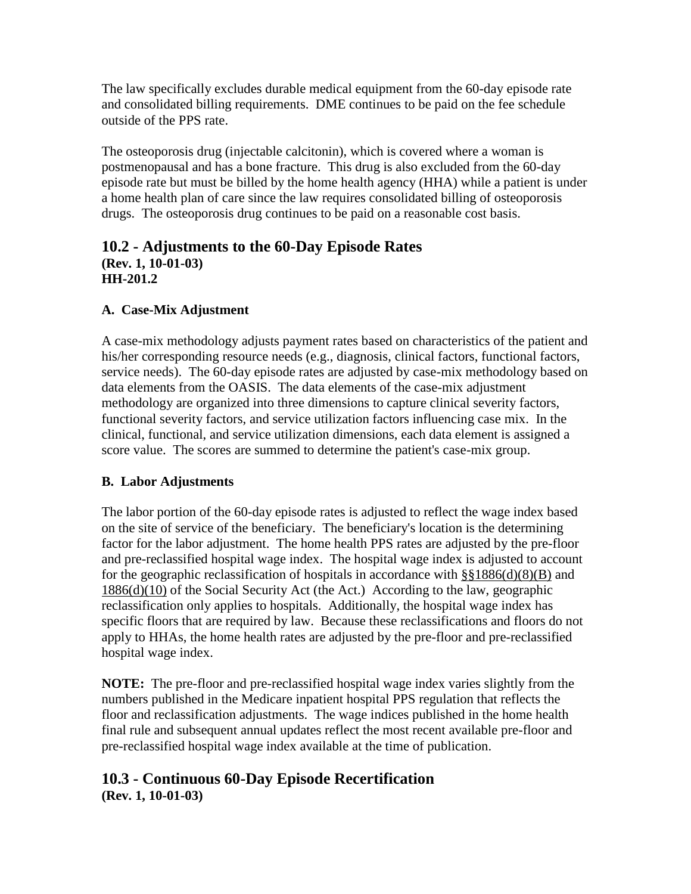The law specifically excludes durable medical equipment from the 60-day episode rate and consolidated billing requirements. DME continues to be paid on the fee schedule outside of the PPS rate.

The osteoporosis drug (injectable calcitonin), which is covered where a woman is postmenopausal and has a bone fracture. This drug is also excluded from the 60-day episode rate but must be billed by the home health agency (HHA) while a patient is under a home health plan of care since the law requires consolidated billing of osteoporosis drugs. The osteoporosis drug continues to be paid on a reasonable cost basis.

## 10.2 - Adjustments to the 60-Day Episode Rates

**(Rev. 1, 10-01-03)**
**HH-201.2**

**A. Case-Mix Adjustment**

A case-mix methodology adjusts payment rates based on characteristics of the patient and his/her corresponding resource needs (e.g., diagnosis, clinical factors, functional factors, service needs). The 60-day episode rates are adjusted by case-mix methodology based on data elements from the OASIS. The data elements of the case-mix adjustment methodology are organized into three dimensions to capture clinical severity factors, functional severity factors, and service utilization factors influencing case mix. In the clinical, functional, and service utilization dimensions, each data element is assigned a score value. The scores are summed to determine the patient's case-mix group.

**B. Labor Adjustments**

The labor portion of the 60-day episode rates is adjusted to reflect the wage index based on the site of service of the beneficiary. The beneficiary's location is the determining factor for the labor adjustment. The home health PPS rates are adjusted by the pre-floor and pre-reclassified hospital wage index. The hospital wage index is adjusted to account for the geographic reclassification of hospitals in accordance with §§1886(d)(8)(B) and 1886(d)(10) of the Social Security Act (the Act.) According to the law, geographic reclassification only applies to hospitals. Additionally, the hospital wage index has specific floors that are required by law. Because these reclassifications and floors do not apply to HHAs, the home health rates are adjusted by the pre-floor and pre-reclassified hospital wage index.

**NOTE:** The pre-floor and pre-reclassified hospital wage index varies slightly from the numbers published in the Medicare inpatient hospital PPS regulation that reflects the floor and reclassification adjustments. The wage indices published in the home health final rule and subsequent annual updates reflect the most recent available pre-floor and pre-reclassified hospital wage index available at the time of publication.

## 10.3 - Continuous 60-Day Episode Recertification

**(Rev. 1, 10-01-03)**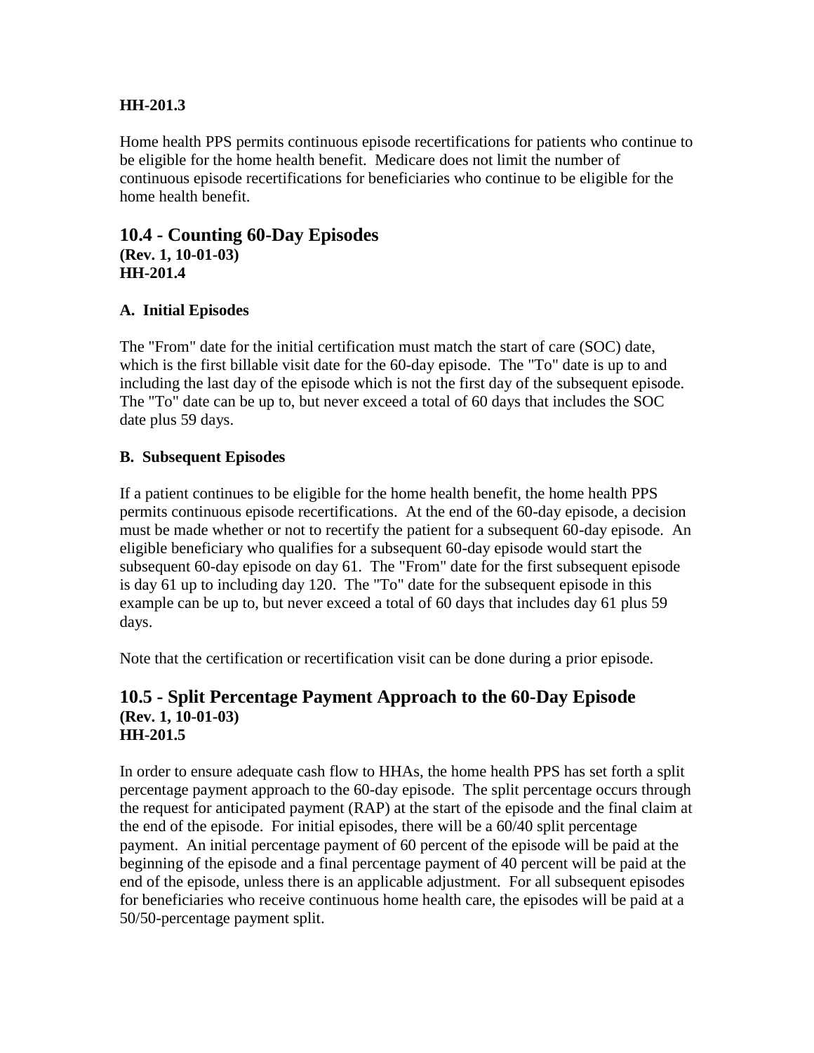**HH-201.3**

Home health PPS permits continuous episode recertifications for patients who continue to be eligible for the home health benefit. Medicare does not limit the number of continuous episode recertifications for beneficiaries who continue to be eligible for the home health benefit.

## 10.4 - Counting 60-Day Episodes

**(Rev. 1, 10-01-03)**
**HH-201.4**

### A. Initial Episodes

The "From" date for the initial certification must match the start of care (SOC) date, which is the first billable visit date for the 60-day episode. The "To" date is up to and including the last day of the episode which is not the first day of the subsequent episode. The "To" date can be up to, but never exceed a total of 60 days that includes the SOC date plus 59 days.

### B. Subsequent Episodes

If a patient continues to be eligible for the home health benefit, the home health PPS permits continuous episode recertifications. At the end of the 60-day episode, a decision must be made whether or not to recertify the patient for a subsequent 60-day episode. An eligible beneficiary who qualifies for a subsequent 60-day episode would start the subsequent 60-day episode on day 61. The "From" date for the first subsequent episode is day 61 up to including day 120. The "To" date for the subsequent episode in this example can be up to, but never exceed a total of 60 days that includes day 61 plus 59 days.

Note that the certification or recertification visit can be done during a prior episode.

## 10.5 - Split Percentage Payment Approach to the 60-Day Episode

**(Rev. 1, 10-01-03)**
**HH-201.5**

In order to ensure adequate cash flow to HHAs, the home health PPS has set forth a split percentage payment approach to the 60-day episode. The split percentage occurs through the request for anticipated payment (RAP) at the start of the episode and the final claim at the end of the episode. For initial episodes, there will be a 60/40 split percentage payment. An initial percentage payment of 60 percent of the episode will be paid at the beginning of the episode and a final percentage payment of 40 percent will be paid at the end of the episode, unless there is an applicable adjustment. For all subsequent episodes for beneficiaries who receive continuous home health care, the episodes will be paid at a 50/50-percentage payment split.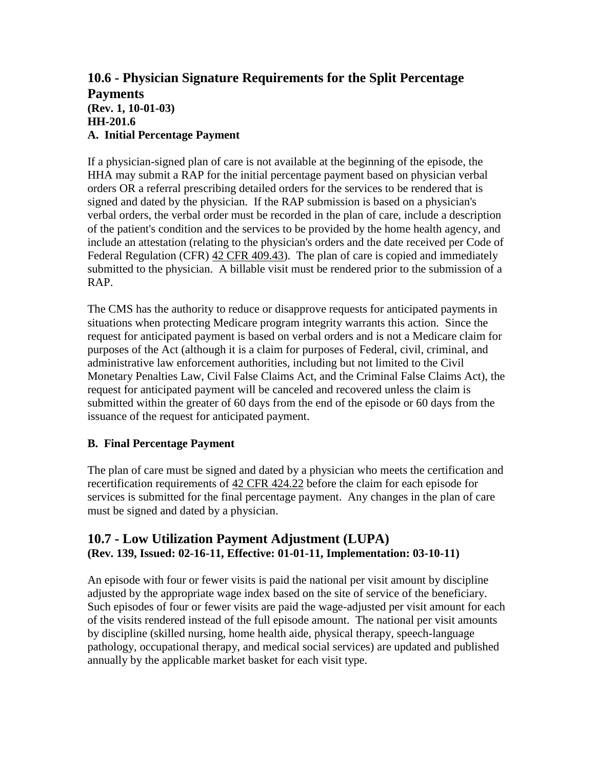## 10.6 - Physician Signature Requirements for the Split Percentage Payments

**(Rev. 1, 10-01-03)**
**HH-201.6**

**A. Initial Percentage Payment**

If a physician-signed plan of care is not available at the beginning of the episode, the HHA may submit a RAP for the initial percentage payment based on physician verbal orders OR a referral prescribing detailed orders for the services to be rendered that is signed and dated by the physician. If the RAP submission is based on a physician's verbal orders, the verbal order must be recorded in the plan of care, include a description of the patient's condition and the services to be provided by the home health agency, and include an attestation (relating to the physician's orders and the date received per Code of Federal Regulation (CFR) 42 CFR 409.43). The plan of care is copied and immediately submitted to the physician. A billable visit must be rendered prior to the submission of a RAP.

The CMS has the authority to reduce or disapprove requests for anticipated payments in situations when protecting Medicare program integrity warrants this action. Since the request for anticipated payment is based on verbal orders and is not a Medicare claim for purposes of the Act (although it is a claim for purposes of Federal, civil, criminal, and administrative law enforcement authorities, including but not limited to the Civil Monetary Penalties Law, Civil False Claims Act, and the Criminal False Claims Act), the request for anticipated payment will be canceled and recovered unless the claim is submitted within the greater of 60 days from the end of the episode or 60 days from the issuance of the request for anticipated payment.

**B. Final Percentage Payment**

The plan of care must be signed and dated by a physician who meets the certification and recertification requirements of 42 CFR 424.22 before the claim for each episode for services is submitted for the final percentage payment. Any changes in the plan of care must be signed and dated by a physician.

## 10.7 - Low Utilization Payment Adjustment (LUPA)

**(Rev. 139, Issued: 02-16-11, Effective: 01-01-11, Implementation: 03-10-11)**

An episode with four or fewer visits is paid the national per visit amount by discipline adjusted by the appropriate wage index based on the site of service of the beneficiary. Such episodes of four or fewer visits are paid the wage-adjusted per visit amount for each of the visits rendered instead of the full episode amount. The national per visit amounts by discipline (skilled nursing, home health aide, physical therapy, speech-language pathology, occupational therapy, and medical social services) are updated and published annually by the applicable market basket for each visit type.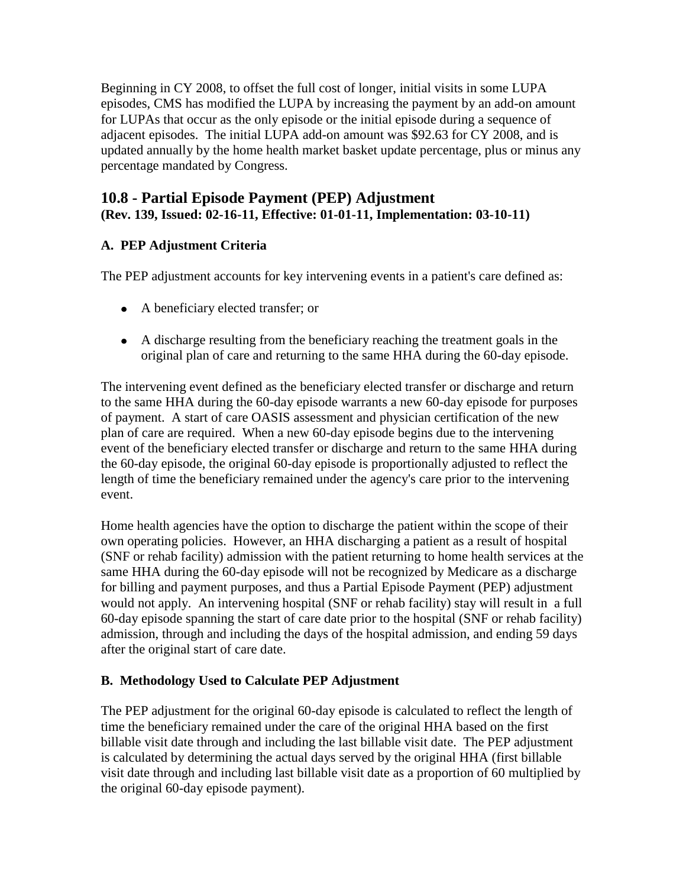Beginning in CY 2008, to offset the full cost of longer, initial visits in some LUPA episodes, CMS has modified the LUPA by increasing the payment by an add-on amount for LUPAs that occur as the only episode or the initial episode during a sequence of adjacent episodes. The initial LUPA add-on amount was $92.63 for CY 2008, and is updated annually by the home health market basket update percentage, plus or minus any percentage mandated by Congress.

## 10.8 - Partial Episode Payment (PEP) Adjustment

**(Rev. 139, Issued: 02-16-11, Effective: 01-01-11, Implementation: 03-10-11)**

### A. PEP Adjustment Criteria

The PEP adjustment accounts for key intervening events in a patient's care defined as:

- A beneficiary elected transfer; or
- A discharge resulting from the beneficiary reaching the treatment goals in the original plan of care and returning to the same HHA during the 60-day episode.

The intervening event defined as the beneficiary elected transfer or discharge and return to the same HHA during the 60-day episode warrants a new 60-day episode for purposes of payment. A start of care OASIS assessment and physician certification of the new plan of care are required. When a new 60-day episode begins due to the intervening event of the beneficiary elected transfer or discharge and return to the same HHA during the 60-day episode, the original 60-day episode is proportionally adjusted to reflect the length of time the beneficiary remained under the agency's care prior to the intervening event.

Home health agencies have the option to discharge the patient within the scope of their own operating policies. However, an HHA discharging a patient as a result of hospital (SNF or rehab facility) admission with the patient returning to home health services at the same HHA during the 60-day episode will not be recognized by Medicare as a discharge for billing and payment purposes, and thus a Partial Episode Payment (PEP) adjustment would not apply. An intervening hospital (SNF or rehab facility) stay will result in a full 60-day episode spanning the start of care date prior to the hospital (SNF or rehab facility) admission, through and including the days of the hospital admission, and ending 59 days after the original start of care date.

### B. Methodology Used to Calculate PEP Adjustment

The PEP adjustment for the original 60-day episode is calculated to reflect the length of time the beneficiary remained under the care of the original HHA based on the first billable visit date through and including the last billable visit date. The PEP adjustment is calculated by determining the actual days served by the original HHA (first billable visit date through and including last billable visit date as a proportion of 60 multiplied by the original 60-day episode payment).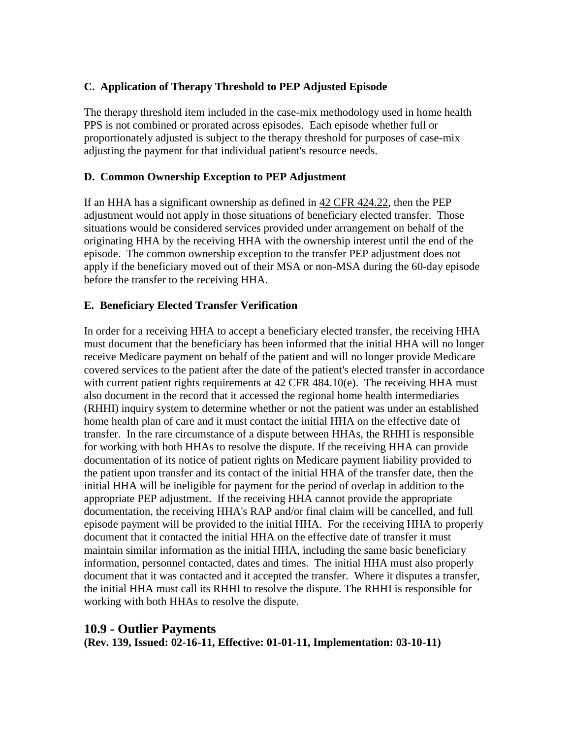### C. Application of Therapy Threshold to PEP Adjusted Episode

The therapy threshold item included in the case-mix methodology used in home health PPS is not combined or prorated across episodes. Each episode whether full or proportionately adjusted is subject to the therapy threshold for purposes of case-mix adjusting the payment for that individual patient's resource needs.

### D. Common Ownership Exception to PEP Adjustment

If an HHA has a significant ownership as defined in 42 CFR 424.22, then the PEP adjustment would not apply in those situations of beneficiary elected transfer. Those situations would be considered services provided under arrangement on behalf of the originating HHA by the receiving HHA with the ownership interest until the end of the episode. The common ownership exception to the transfer PEP adjustment does not apply if the beneficiary moved out of their MSA or non-MSA during the 60-day episode before the transfer to the receiving HHA.

### E. Beneficiary Elected Transfer Verification

In order for a receiving HHA to accept a beneficiary elected transfer, the receiving HHA must document that the beneficiary has been informed that the initial HHA will no longer receive Medicare payment on behalf of the patient and will no longer provide Medicare covered services to the patient after the date of the patient's elected transfer in accordance with current patient rights requirements at 42 CFR 484.10(e). The receiving HHA must also document in the record that it accessed the regional home health intermediaries (RHHI) inquiry system to determine whether or not the patient was under an established home health plan of care and it must contact the initial HHA on the effective date of transfer. In the rare circumstance of a dispute between HHAs, the RHHI is responsible for working with both HHAs to resolve the dispute. If the receiving HHA can provide documentation of its notice of patient rights on Medicare payment liability provided to the patient upon transfer and its contact of the initial HHA of the transfer date, then the initial HHA will be ineligible for payment for the period of overlap in addition to the appropriate PEP adjustment. If the receiving HHA cannot provide the appropriate documentation, the receiving HHA's RAP and/or final claim will be cancelled, and full episode payment will be provided to the initial HHA. For the receiving HHA to properly document that it contacted the initial HHA on the effective date of transfer it must maintain similar information as the initial HHA, including the same basic beneficiary information, personnel contacted, dates and times. The initial HHA must also properly document that it was contacted and it accepted the transfer. Where it disputes a transfer, the initial HHA must call its RHHI to resolve the dispute. The RHHI is responsible for working with both HHAs to resolve the dispute.

## 10.9 - Outlier Payments

**(Rev. 139, Issued: 02-16-11, Effective: 01-01-11, Implementation: 03-10-11)**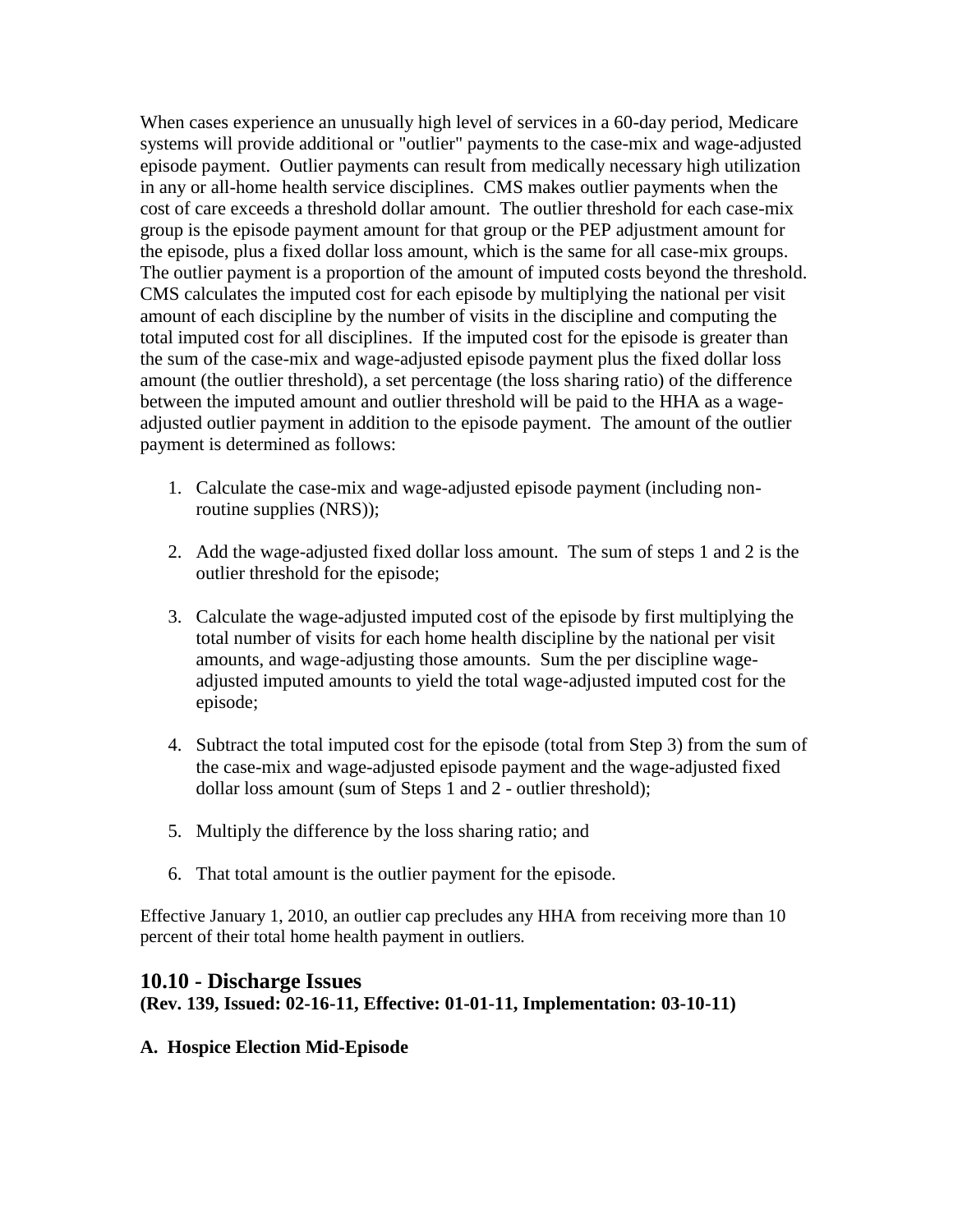When cases experience an unusually high level of services in a 60-day period, Medicare systems will provide additional or "outlier" payments to the case-mix and wage-adjusted episode payment. Outlier payments can result from medically necessary high utilization in any or all-home health service disciplines. CMS makes outlier payments when the cost of care exceeds a threshold dollar amount. The outlier threshold for each case-mix group is the episode payment amount for that group or the PEP adjustment amount for the episode, plus a fixed dollar loss amount, which is the same for all case-mix groups. The outlier payment is a proportion of the amount of imputed costs beyond the threshold. CMS calculates the imputed cost for each episode by multiplying the national per visit amount of each discipline by the number of visits in the discipline and computing the total imputed cost for all disciplines. If the imputed cost for the episode is greater than the sum of the case-mix and wage-adjusted episode payment plus the fixed dollar loss amount (the outlier threshold), a set percentage (the loss sharing ratio) of the difference between the imputed amount and outlier threshold will be paid to the HHA as a wage-adjusted outlier payment in addition to the episode payment. The amount of the outlier payment is determined as follows:

1. Calculate the case-mix and wage-adjusted episode payment (including non-routine supplies (NRS));

2. Add the wage-adjusted fixed dollar loss amount. The sum of steps 1 and 2 is the outlier threshold for the episode;

3. Calculate the wage-adjusted imputed cost of the episode by first multiplying the total number of visits for each home health discipline by the national per visit amounts, and wage-adjusting those amounts. Sum the per discipline wage-adjusted imputed amounts to yield the total wage-adjusted imputed cost for the episode;

4. Subtract the total imputed cost for the episode (total from Step 3) from the sum of the case-mix and wage-adjusted episode payment and the wage-adjusted fixed dollar loss amount (sum of Steps 1 and 2 - outlier threshold);

5. Multiply the difference by the loss sharing ratio; and

6. That total amount is the outlier payment for the episode.

Effective January 1, 2010, an outlier cap precludes any HHA from receiving more than 10 percent of their total home health payment in outliers.

## 10.10 - Discharge Issues

**(Rev. 139, Issued: 02-16-11, Effective: 01-01-11, Implementation: 03-10-11)**

**A. Hospice Election Mid-Episode**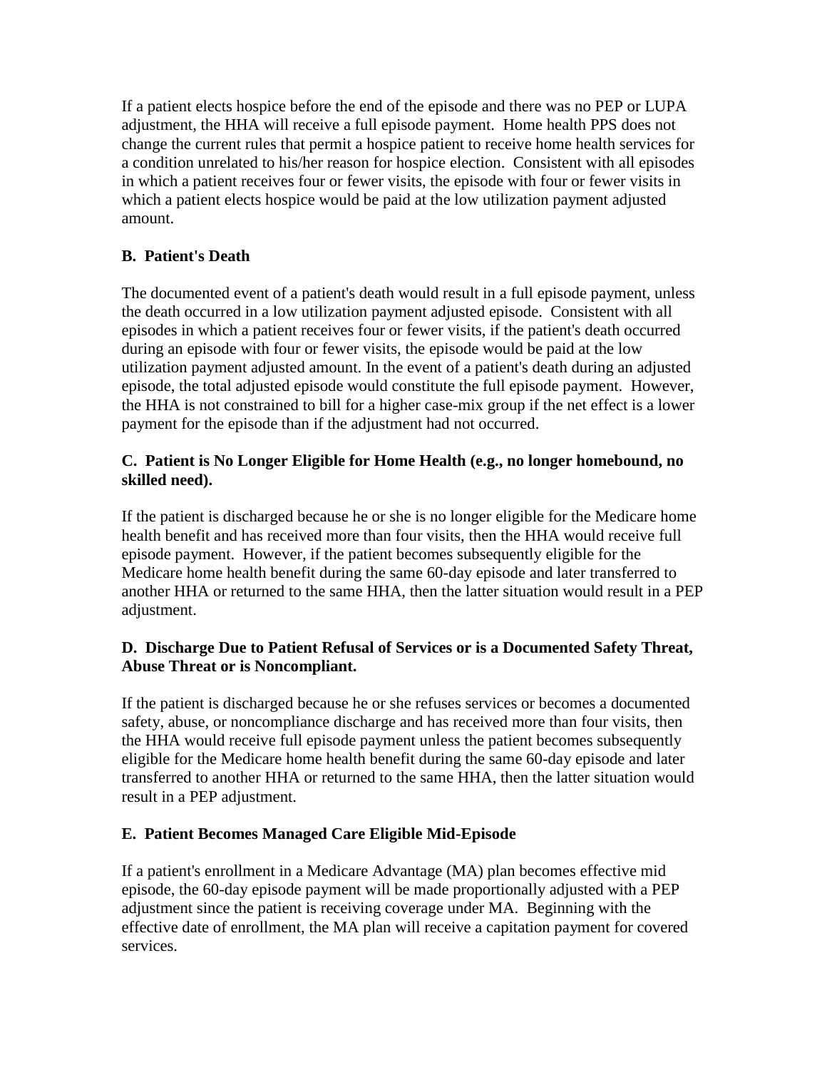If a patient elects hospice before the end of the episode and there was no PEP or LUPA adjustment, the HHA will receive a full episode payment. Home health PPS does not change the current rules that permit a hospice patient to receive home health services for a condition unrelated to his/her reason for hospice election. Consistent with all episodes in which a patient receives four or fewer visits, the episode with four or fewer visits in which a patient elects hospice would be paid at the low utilization payment adjusted amount.

### B. Patient's Death

The documented event of a patient's death would result in a full episode payment, unless the death occurred in a low utilization payment adjusted episode. Consistent with all episodes in which a patient receives four or fewer visits, if the patient's death occurred during an episode with four or fewer visits, the episode would be paid at the low utilization payment adjusted amount. In the event of a patient's death during an adjusted episode, the total adjusted episode would constitute the full episode payment. However, the HHA is not constrained to bill for a higher case-mix group if the net effect is a lower payment for the episode than if the adjustment had not occurred.

### C. Patient is No Longer Eligible for Home Health (e.g., no longer homebound, no skilled need).

If the patient is discharged because he or she is no longer eligible for the Medicare home health benefit and has received more than four visits, then the HHA would receive full episode payment. However, if the patient becomes subsequently eligible for the Medicare home health benefit during the same 60-day episode and later transferred to another HHA or returned to the same HHA, then the latter situation would result in a PEP adjustment.

### D. Discharge Due to Patient Refusal of Services or is a Documented Safety Threat, Abuse Threat or is Noncompliant.

If the patient is discharged because he or she refuses services or becomes a documented safety, abuse, or noncompliance discharge and has received more than four visits, then the HHA would receive full episode payment unless the patient becomes subsequently eligible for the Medicare home health benefit during the same 60-day episode and later transferred to another HHA or returned to the same HHA, then the latter situation would result in a PEP adjustment.

### E. Patient Becomes Managed Care Eligible Mid-Episode

If a patient's enrollment in a Medicare Advantage (MA) plan becomes effective mid episode, the 60-day episode payment will be made proportionally adjusted with a PEP adjustment since the patient is receiving coverage under MA. Beginning with the effective date of enrollment, the MA plan will receive a capitation payment for covered services.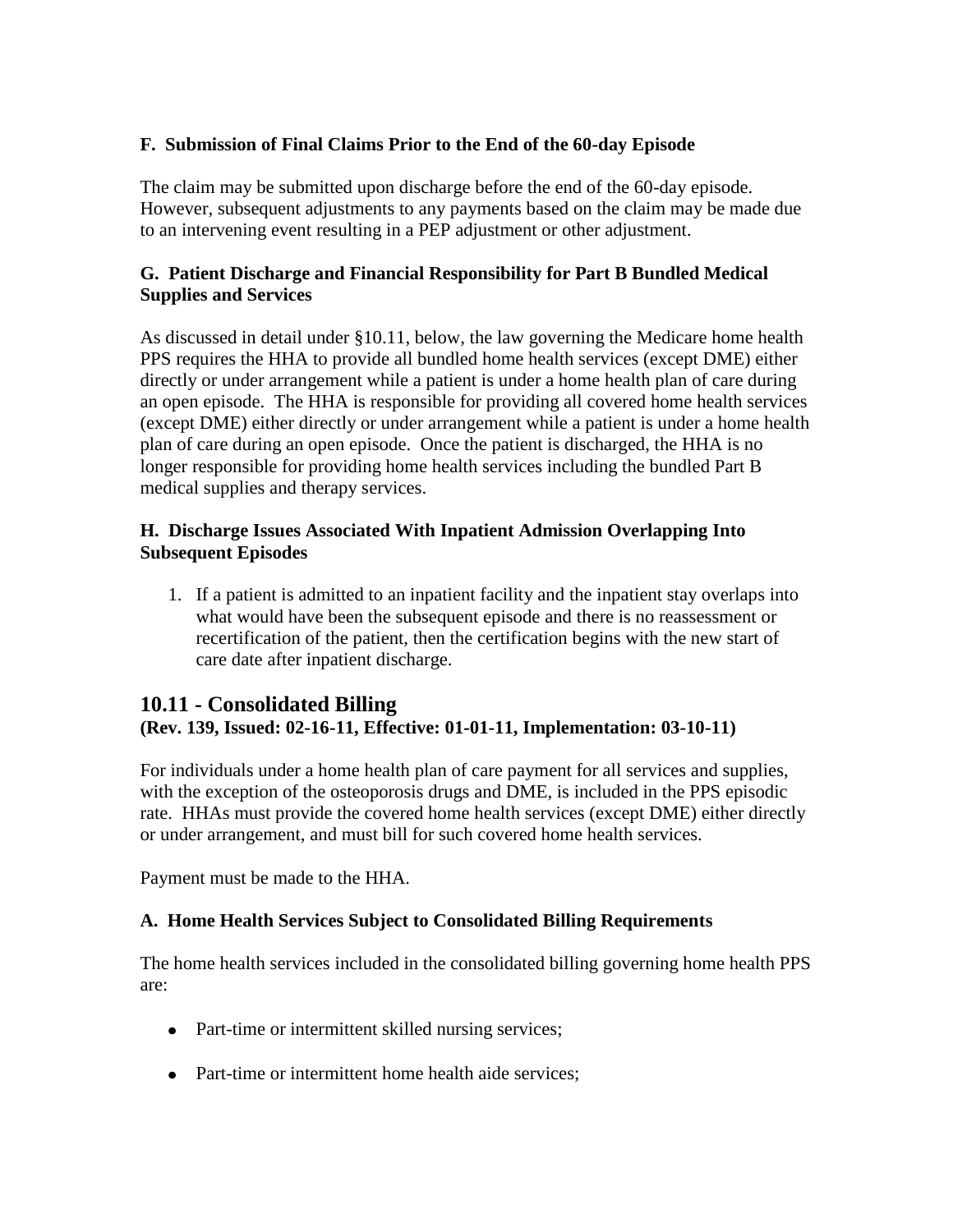#### F. Submission of Final Claims Prior to the End of the 60-day Episode

The claim may be submitted upon discharge before the end of the 60-day episode. However, subsequent adjustments to any payments based on the claim may be made due to an intervening event resulting in a PEP adjustment or other adjustment.

#### G. Patient Discharge and Financial Responsibility for Part B Bundled Medical Supplies and Services

As discussed in detail under §10.11, below, the law governing the Medicare home health PPS requires the HHA to provide all bundled home health services (except DME) either directly or under arrangement while a patient is under a home health plan of care during an open episode. The HHA is responsible for providing all covered home health services (except DME) either directly or under arrangement while a patient is under a home health plan of care during an open episode. Once the patient is discharged, the HHA is no longer responsible for providing home health services including the bundled Part B medical supplies and therapy services.

#### H. Discharge Issues Associated With Inpatient Admission Overlapping Into Subsequent Episodes

1. If a patient is admitted to an inpatient facility and the inpatient stay overlaps into what would have been the subsequent episode and there is no reassessment or recertification of the patient, then the certification begins with the new start of care date after inpatient discharge.

## 10.11 - Consolidated Billing

**(Rev. 139, Issued: 02-16-11, Effective: 01-01-11, Implementation: 03-10-11)**

For individuals under a home health plan of care payment for all services and supplies, with the exception of the osteoporosis drugs and DME, is included in the PPS episodic rate. HHAs must provide the covered home health services (except DME) either directly or under arrangement, and must bill for such covered home health services.

Payment must be made to the HHA.

#### A. Home Health Services Subject to Consolidated Billing Requirements

The home health services included in the consolidated billing governing home health PPS are:

- Part-time or intermittent skilled nursing services;
- Part-time or intermittent home health aide services;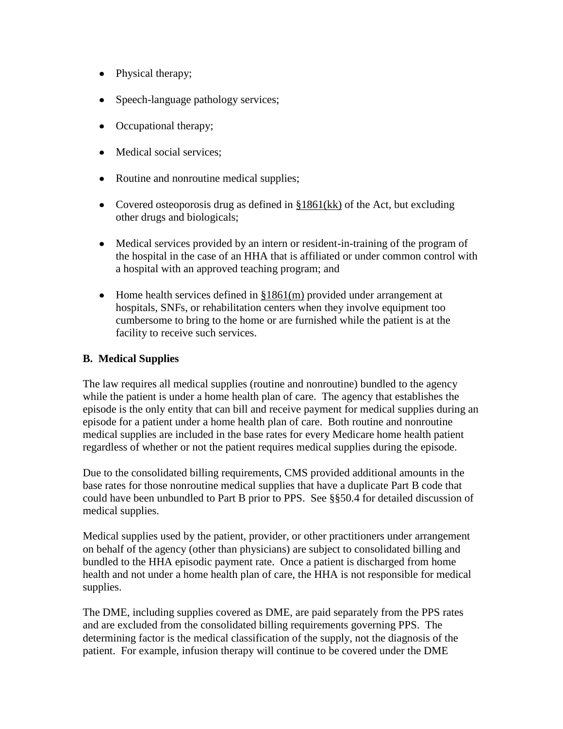- Physical therapy;
- Speech-language pathology services;
- Occupational therapy;
- Medical social services;
- Routine and nonroutine medical supplies;
- Covered osteoporosis drug as defined in §1861(kk) of the Act, but excluding other drugs and biologicals;
- Medical services provided by an intern or resident-in-training of the program of the hospital in the case of an HHA that is affiliated or under common control with a hospital with an approved teaching program; and
- Home health services defined in §1861(m) provided under arrangement at hospitals, SNFs, or rehabilitation centers when they involve equipment too cumbersome to bring to the home or are furnished while the patient is at the facility to receive such services.

**B. Medical Supplies**

The law requires all medical supplies (routine and nonroutine) bundled to the agency while the patient is under a home health plan of care. The agency that establishes the episode is the only entity that can bill and receive payment for medical supplies during an episode for a patient under a home health plan of care. Both routine and nonroutine medical supplies are included in the base rates for every Medicare home health patient regardless of whether or not the patient requires medical supplies during the episode.

Due to the consolidated billing requirements, CMS provided additional amounts in the base rates for those nonroutine medical supplies that have a duplicate Part B code that could have been unbundled to Part B prior to PPS. See §§50.4 for detailed discussion of medical supplies.

Medical supplies used by the patient, provider, or other practitioners under arrangement on behalf of the agency (other than physicians) are subject to consolidated billing and bundled to the HHA episodic payment rate. Once a patient is discharged from home health and not under a home health plan of care, the HHA is not responsible for medical supplies.

The DME, including supplies covered as DME, are paid separately from the PPS rates and are excluded from the consolidated billing requirements governing PPS. The determining factor is the medical classification of the supply, not the diagnosis of the patient. For example, infusion therapy will continue to be covered under the DME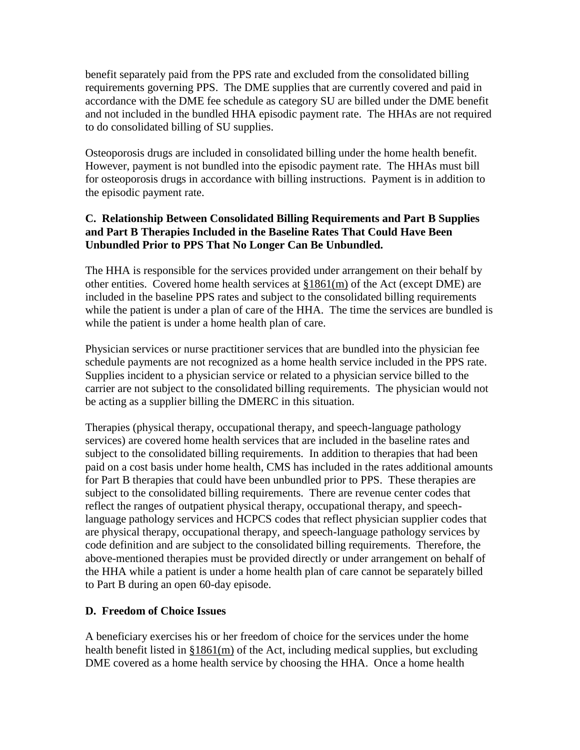benefit separately paid from the PPS rate and excluded from the consolidated billing requirements governing PPS. The DME supplies that are currently covered and paid in accordance with the DME fee schedule as category SU are billed under the DME benefit and not included in the bundled HHA episodic payment rate. The HHAs are not required to do consolidated billing of SU supplies.

Osteoporosis drugs are included in consolidated billing under the home health benefit. However, payment is not bundled into the episodic payment rate. The HHAs must bill for osteoporosis drugs in accordance with billing instructions. Payment is in addition to the episodic payment rate.

### C. Relationship Between Consolidated Billing Requirements and Part B Supplies and Part B Therapies Included in the Baseline Rates That Could Have Been Unbundled Prior to PPS That No Longer Can Be Unbundled.

The HHA is responsible for the services provided under arrangement on their behalf by other entities. Covered home health services at §1861(m) of the Act (except DME) are included in the baseline PPS rates and subject to the consolidated billing requirements while the patient is under a plan of care of the HHA. The time the services are bundled is while the patient is under a home health plan of care.

Physician services or nurse practitioner services that are bundled into the physician fee schedule payments are not recognized as a home health service included in the PPS rate. Supplies incident to a physician service or related to a physician service billed to the carrier are not subject to the consolidated billing requirements. The physician would not be acting as a supplier billing the DMERC in this situation.

Therapies (physical therapy, occupational therapy, and speech-language pathology services) are covered home health services that are included in the baseline rates and subject to the consolidated billing requirements. In addition to therapies that had been paid on a cost basis under home health, CMS has included in the rates additional amounts for Part B therapies that could have been unbundled prior to PPS. These therapies are subject to the consolidated billing requirements. There are revenue center codes that reflect the ranges of outpatient physical therapy, occupational therapy, and speech-language pathology services and HCPCS codes that reflect physician supplier codes that are physical therapy, occupational therapy, and speech-language pathology services by code definition and are subject to the consolidated billing requirements. Therefore, the above-mentioned therapies must be provided directly or under arrangement on behalf of the HHA while a patient is under a home health plan of care cannot be separately billed to Part B during an open 60-day episode.

### D. Freedom of Choice Issues

A beneficiary exercises his or her freedom of choice for the services under the home health benefit listed in §1861(m) of the Act, including medical supplies, but excluding DME covered as a home health service by choosing the HHA. Once a home health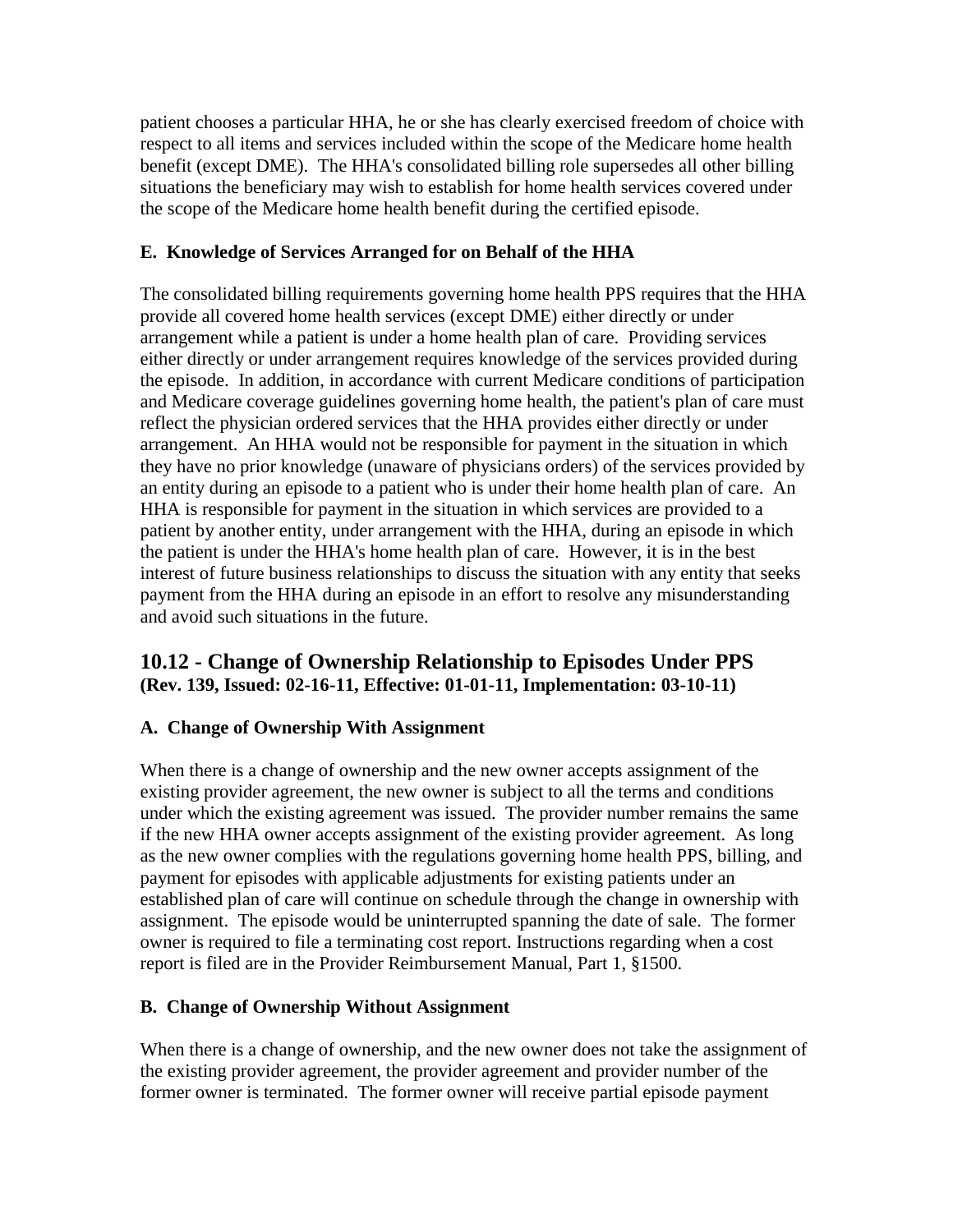patient chooses a particular HHA, he or she has clearly exercised freedom of choice with respect to all items and services included within the scope of the Medicare home health benefit (except DME). The HHA's consolidated billing role supersedes all other billing situations the beneficiary may wish to establish for home health services covered under the scope of the Medicare home health benefit during the certified episode.

**E. Knowledge of Services Arranged for on Behalf of the HHA**

The consolidated billing requirements governing home health PPS requires that the HHA provide all covered home health services (except DME) either directly or under arrangement while a patient is under a home health plan of care. Providing services either directly or under arrangement requires knowledge of the services provided during the episode. In addition, in accordance with current Medicare conditions of participation and Medicare coverage guidelines governing home health, the patient's plan of care must reflect the physician ordered services that the HHA provides either directly or under arrangement. An HHA would not be responsible for payment in the situation in which they have no prior knowledge (unaware of physicians orders) of the services provided by an entity during an episode to a patient who is under their home health plan of care. An HHA is responsible for payment in the situation in which services are provided to a patient by another entity, under arrangement with the HHA, during an episode in which the patient is under the HHA's home health plan of care. However, it is in the best interest of future business relationships to discuss the situation with any entity that seeks payment from the HHA during an episode in an effort to resolve any misunderstanding and avoid such situations in the future.

## 10.12 - Change of Ownership Relationship to Episodes Under PPS

**(Rev. 139, Issued: 02-16-11, Effective: 01-01-11, Implementation: 03-10-11)**

**A. Change of Ownership With Assignment**

When there is a change of ownership and the new owner accepts assignment of the existing provider agreement, the new owner is subject to all the terms and conditions under which the existing agreement was issued. The provider number remains the same if the new HHA owner accepts assignment of the existing provider agreement. As long as the new owner complies with the regulations governing home health PPS, billing, and payment for episodes with applicable adjustments for existing patients under an established plan of care will continue on schedule through the change in ownership with assignment. The episode would be uninterrupted spanning the date of sale. The former owner is required to file a terminating cost report. Instructions regarding when a cost report is filed are in the Provider Reimbursement Manual, Part 1, §1500.

**B. Change of Ownership Without Assignment**

When there is a change of ownership, and the new owner does not take the assignment of the existing provider agreement, the provider agreement and provider number of the former owner is terminated. The former owner will receive partial episode payment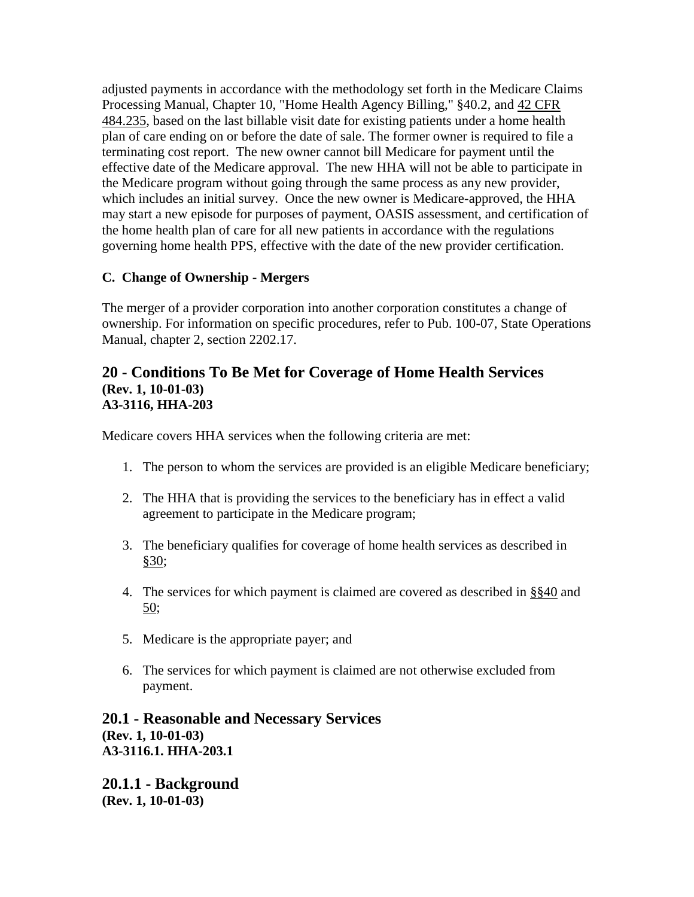adjusted payments in accordance with the methodology set forth in the Medicare Claims Processing Manual, Chapter 10, "Home Health Agency Billing," §40.2, and 42 CFR 484.235, based on the last billable visit date for existing patients under a home health plan of care ending on or before the date of sale. The former owner is required to file a terminating cost report. The new owner cannot bill Medicare for payment until the effective date of the Medicare approval. The new HHA will not be able to participate in the Medicare program without going through the same process as any new provider, which includes an initial survey. Once the new owner is Medicare-approved, the HHA may start a new episode for purposes of payment, OASIS assessment, and certification of the home health plan of care for all new patients in accordance with the regulations governing home health PPS, effective with the date of the new provider certification.

**C. Change of Ownership - Mergers**

The merger of a provider corporation into another corporation constitutes a change of ownership. For information on specific procedures, refer to Pub. 100-07, State Operations Manual, chapter 2, section 2202.17.

## 20 - Conditions To Be Met for Coverage of Home Health Services

**(Rev. 1, 10-01-03)**
**A3-3116, HHA-203**

Medicare covers HHA services when the following criteria are met:

1. The person to whom the services are provided is an eligible Medicare beneficiary;
2. The HHA that is providing the services to the beneficiary has in effect a valid agreement to participate in the Medicare program;
3. The beneficiary qualifies for coverage of home health services as described in §30;
4. The services for which payment is claimed are covered as described in §§40 and 50;
5. Medicare is the appropriate payer; and
6. The services for which payment is claimed are not otherwise excluded from payment.

## 20.1 - Reasonable and Necessary Services

**(Rev. 1, 10-01-03)**
**A3-3116.1. HHA-203.1**

### 20.1.1 - Background

**(Rev. 1, 10-01-03)**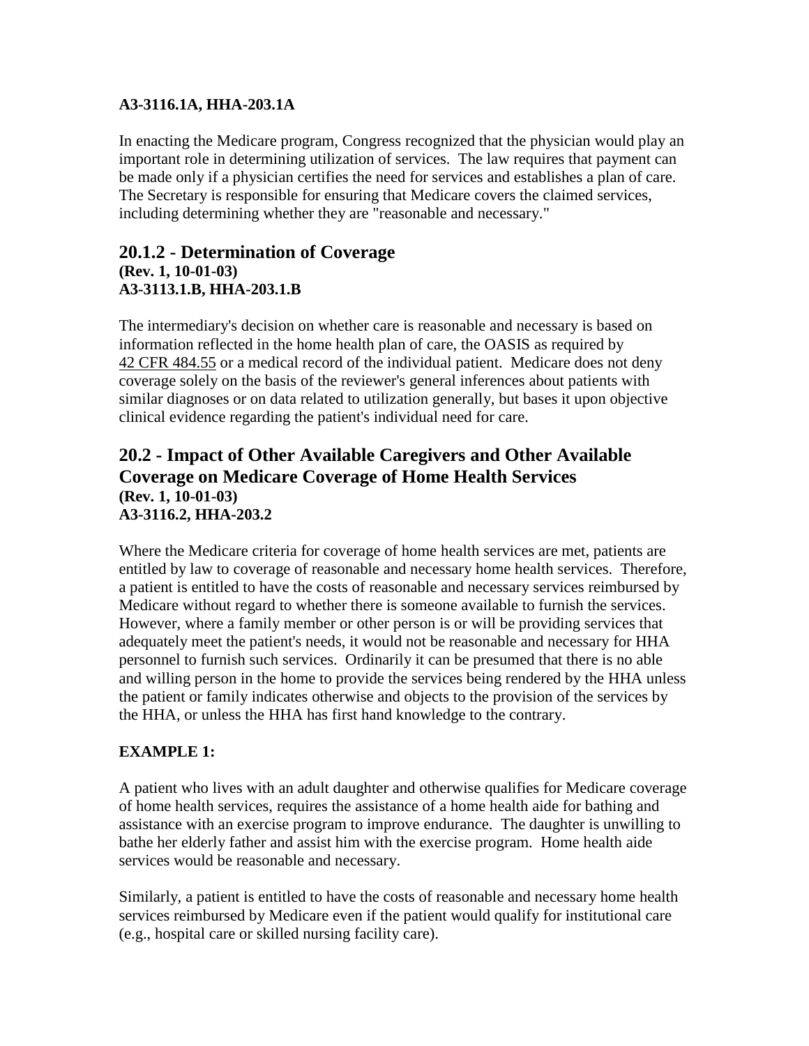**A3-3116.1A, HHA-203.1A**

In enacting the Medicare program, Congress recognized that the physician would play an important role in determining utilization of services. The law requires that payment can be made only if a physician certifies the need for services and establishes a plan of care. The Secretary is responsible for ensuring that Medicare covers the claimed services, including determining whether they are "reasonable and necessary."

## 20.1.2 - Determination of Coverage

**(Rev. 1, 10-01-03)**
**A3-3113.1.B, HHA-203.1.B**

The intermediary's decision on whether care is reasonable and necessary is based on information reflected in the home health plan of care, the OASIS as required by 42 CFR 484.55 or a medical record of the individual patient. Medicare does not deny coverage solely on the basis of the reviewer's general inferences about patients with similar diagnoses or on data related to utilization generally, but bases it upon objective clinical evidence regarding the patient's individual need for care.

## 20.2 - Impact of Other Available Caregivers and Other Available Coverage on Medicare Coverage of Home Health Services

**(Rev. 1, 10-01-03)**
**A3-3116.2, HHA-203.2**

Where the Medicare criteria for coverage of home health services are met, patients are entitled by law to coverage of reasonable and necessary home health services. Therefore, a patient is entitled to have the costs of reasonable and necessary services reimbursed by Medicare without regard to whether there is someone available to furnish the services. However, where a family member or other person is or will be providing services that adequately meet the patient's needs, it would not be reasonable and necessary for HHA personnel to furnish such services. Ordinarily it can be presumed that there is no able and willing person in the home to provide the services being rendered by the HHA unless the patient or family indicates otherwise and objects to the provision of the services by the HHA, or unless the HHA has first hand knowledge to the contrary.

**EXAMPLE 1:**

A patient who lives with an adult daughter and otherwise qualifies for Medicare coverage of home health services, requires the assistance of a home health aide for bathing and assistance with an exercise program to improve endurance. The daughter is unwilling to bathe her elderly father and assist him with the exercise program. Home health aide services would be reasonable and necessary.

Similarly, a patient is entitled to have the costs of reasonable and necessary home health services reimbursed by Medicare even if the patient would qualify for institutional care (e.g., hospital care or skilled nursing facility care).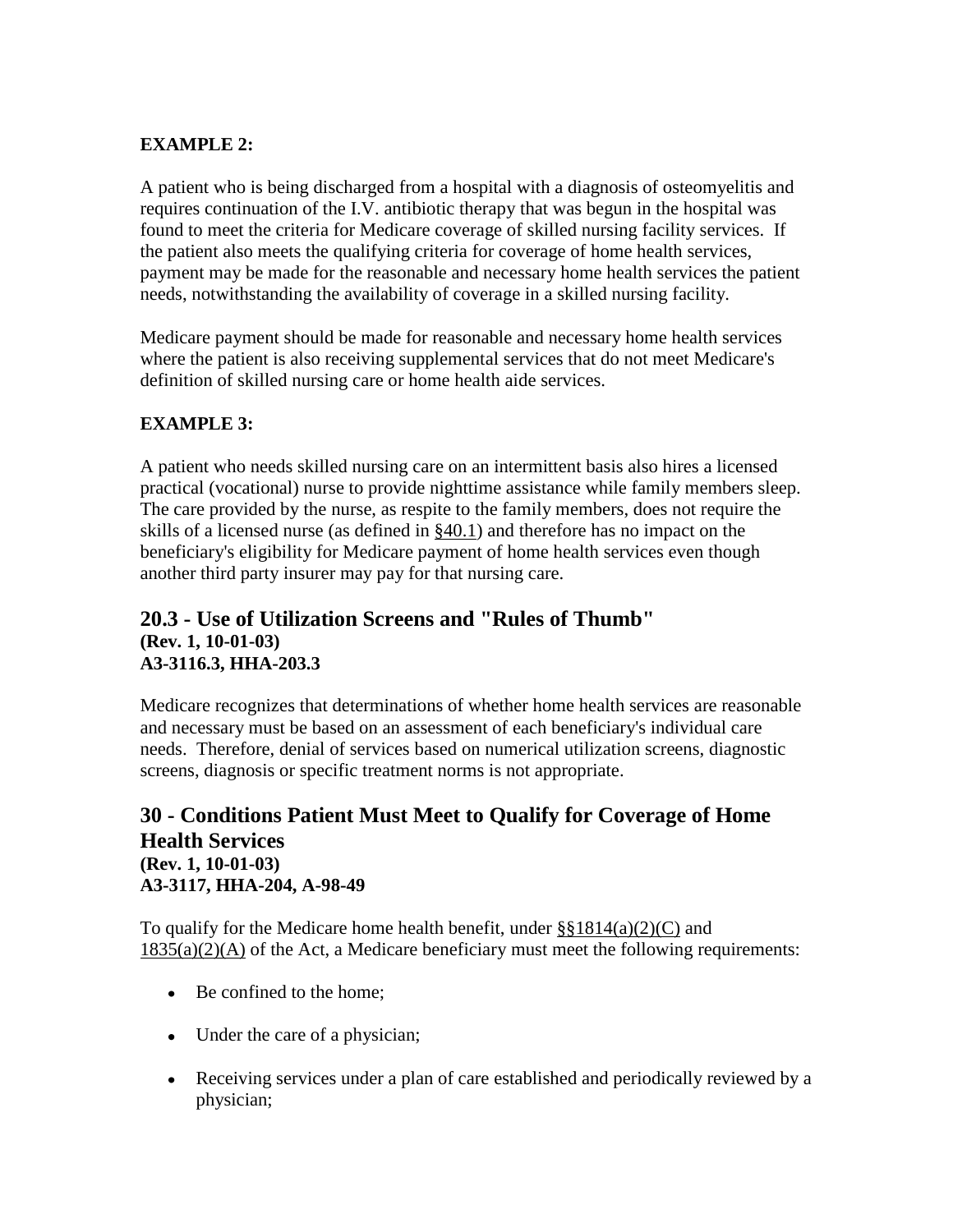**EXAMPLE 2:**

A patient who is being discharged from a hospital with a diagnosis of osteomyelitis and requires continuation of the I.V. antibiotic therapy that was begun in the hospital was found to meet the criteria for Medicare coverage of skilled nursing facility services. If the patient also meets the qualifying criteria for coverage of home health services, payment may be made for the reasonable and necessary home health services the patient needs, notwithstanding the availability of coverage in a skilled nursing facility.

Medicare payment should be made for reasonable and necessary home health services where the patient is also receiving supplemental services that do not meet Medicare's definition of skilled nursing care or home health aide services.

**EXAMPLE 3:**

A patient who needs skilled nursing care on an intermittent basis also hires a licensed practical (vocational) nurse to provide nighttime assistance while family members sleep. The care provided by the nurse, as respite to the family members, does not require the skills of a licensed nurse (as defined in §40.1) and therefore has no impact on the beneficiary's eligibility for Medicare payment of home health services even though another third party insurer may pay for that nursing care.

## 20.3 - Use of Utilization Screens and "Rules of Thumb"

**(Rev. 1, 10-01-03)**
**A3-3116.3, HHA-203.3**

Medicare recognizes that determinations of whether home health services are reasonable and necessary must be based on an assessment of each beneficiary's individual care needs. Therefore, denial of services based on numerical utilization screens, diagnostic screens, diagnosis or specific treatment norms is not appropriate.

## 30 - Conditions Patient Must Meet to Qualify for Coverage of Home Health Services

**(Rev. 1, 10-01-03)**
**A3-3117, HHA-204, A-98-49**

To qualify for the Medicare home health benefit, under §§1814(a)(2)(C) and 1835(a)(2)(A) of the Act, a Medicare beneficiary must meet the following requirements:

- Be confined to the home;
- Under the care of a physician;
- Receiving services under a plan of care established and periodically reviewed by a physician;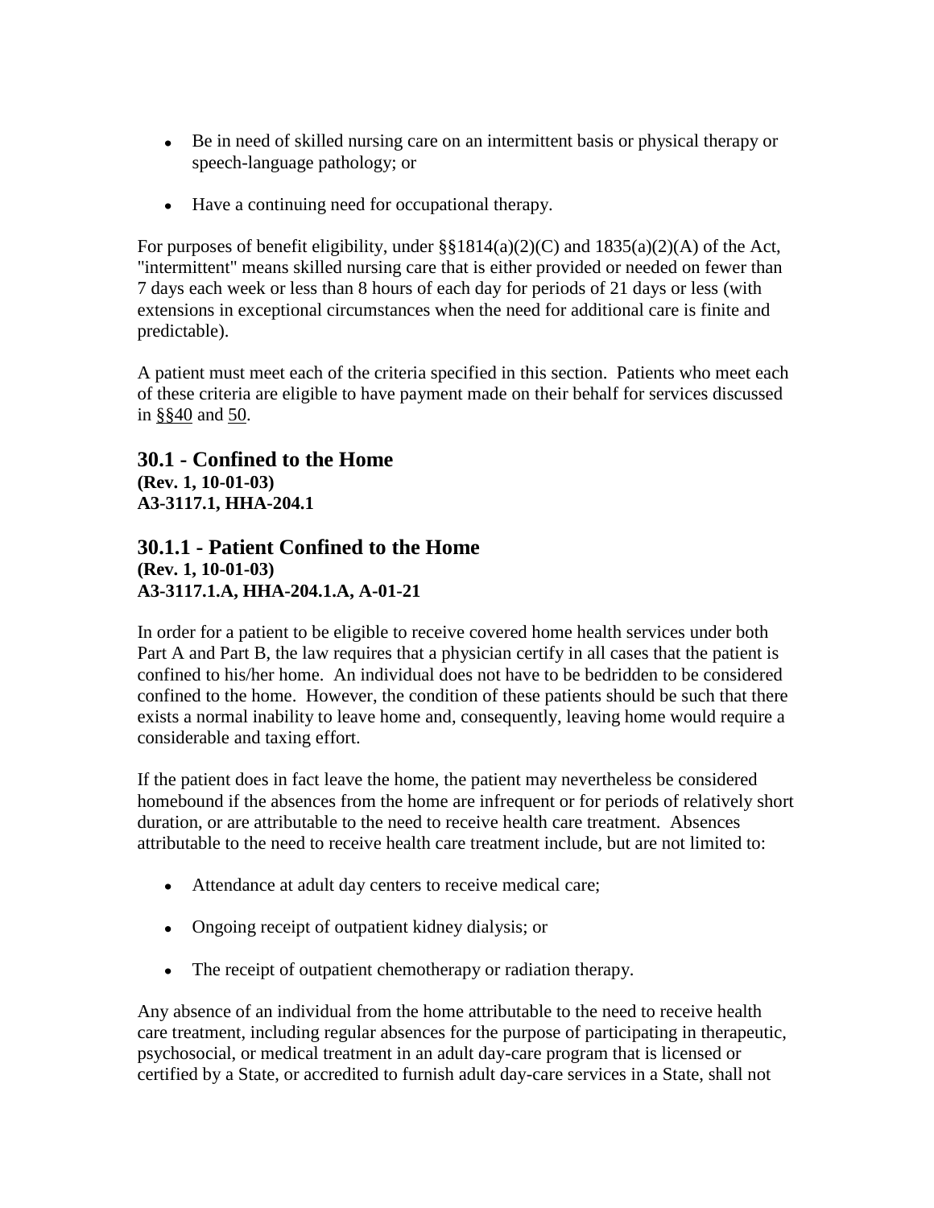- Be in need of skilled nursing care on an intermittent basis or physical therapy or speech-language pathology; or

- Have a continuing need for occupational therapy.

For purposes of benefit eligibility, under §§1814(a)(2)(C) and 1835(a)(2)(A) of the Act, "intermittent" means skilled nursing care that is either provided or needed on fewer than 7 days each week or less than 8 hours of each day for periods of 21 days or less (with extensions in exceptional circumstances when the need for additional care is finite and predictable).

A patient must meet each of the criteria specified in this section. Patients who meet each of these criteria are eligible to have payment made on their behalf for services discussed in §§40 and 50.

## 30.1 - Confined to the Home

**(Rev. 1, 10-01-03)**
**A3-3117.1, HHA-204.1**

## 30.1.1 - Patient Confined to the Home

**(Rev. 1, 10-01-03)**
**A3-3117.1.A, HHA-204.1.A, A-01-21**

In order for a patient to be eligible to receive covered home health services under both Part A and Part B, the law requires that a physician certify in all cases that the patient is confined to his/her home. An individual does not have to be bedridden to be considered confined to the home. However, the condition of these patients should be such that there exists a normal inability to leave home and, consequently, leaving home would require a considerable and taxing effort.

If the patient does in fact leave the home, the patient may nevertheless be considered homebound if the absences from the home are infrequent or for periods of relatively short duration, or are attributable to the need to receive health care treatment. Absences attributable to the need to receive health care treatment include, but are not limited to:

- Attendance at adult day centers to receive medical care;

- Ongoing receipt of outpatient kidney dialysis; or

- The receipt of outpatient chemotherapy or radiation therapy.

Any absence of an individual from the home attributable to the need to receive health care treatment, including regular absences for the purpose of participating in therapeutic, psychosocial, or medical treatment in an adult day-care program that is licensed or certified by a State, or accredited to furnish adult day-care services in a State, shall not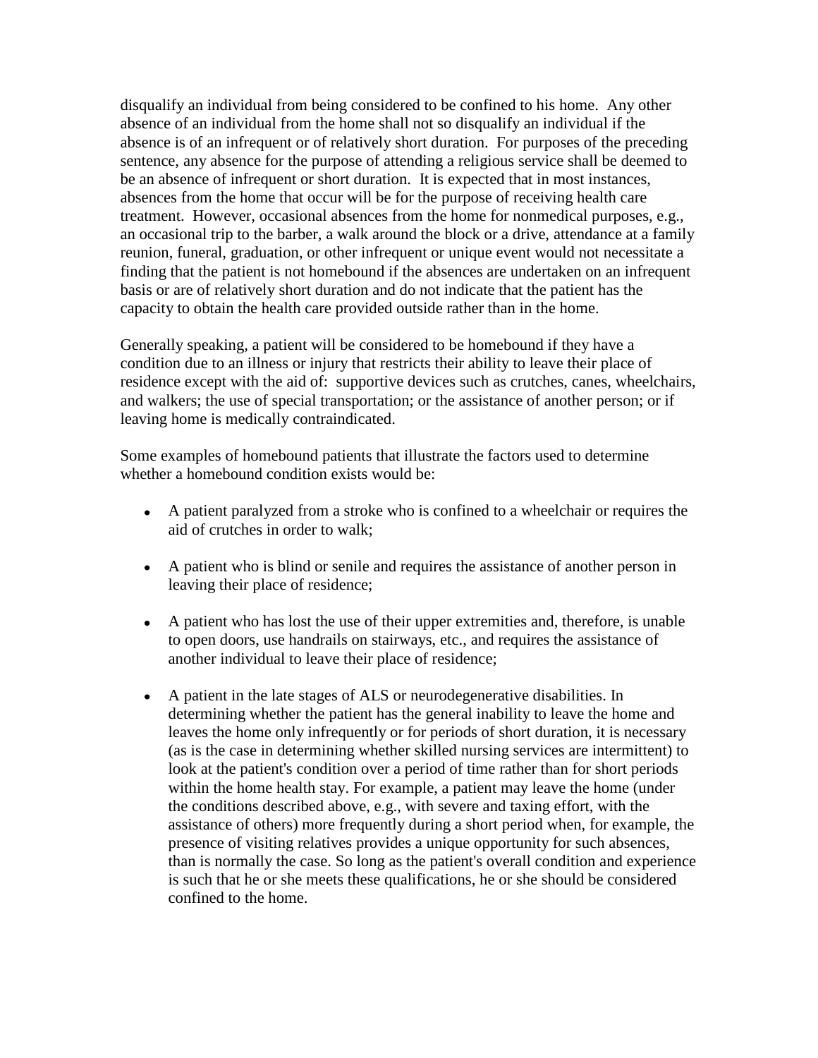disqualify an individual from being considered to be confined to his home. Any other absence of an individual from the home shall not so disqualify an individual if the absence is of an infrequent or of relatively short duration. For purposes of the preceding sentence, any absence for the purpose of attending a religious service shall be deemed to be an absence of infrequent or short duration. It is expected that in most instances, absences from the home that occur will be for the purpose of receiving health care treatment. However, occasional absences from the home for nonmedical purposes, e.g., an occasional trip to the barber, a walk around the block or a drive, attendance at a family reunion, funeral, graduation, or other infrequent or unique event would not necessitate a finding that the patient is not homebound if the absences are undertaken on an infrequent basis or are of relatively short duration and do not indicate that the patient has the capacity to obtain the health care provided outside rather than in the home.

Generally speaking, a patient will be considered to be homebound if they have a condition due to an illness or injury that restricts their ability to leave their place of residence except with the aid of: supportive devices such as crutches, canes, wheelchairs, and walkers; the use of special transportation; or the assistance of another person; or if leaving home is medically contraindicated.

Some examples of homebound patients that illustrate the factors used to determine whether a homebound condition exists would be:

- A patient paralyzed from a stroke who is confined to a wheelchair or requires the aid of crutches in order to walk;
- A patient who is blind or senile and requires the assistance of another person in leaving their place of residence;
- A patient who has lost the use of their upper extremities and, therefore, is unable to open doors, use handrails on stairways, etc., and requires the assistance of another individual to leave their place of residence;
- A patient in the late stages of ALS or neurodegenerative disabilities. In determining whether the patient has the general inability to leave the home and leaves the home only infrequently or for periods of short duration, it is necessary (as is the case in determining whether skilled nursing services are intermittent) to look at the patient's condition over a period of time rather than for short periods within the home health stay. For example, a patient may leave the home (under the conditions described above, e.g., with severe and taxing effort, with the assistance of others) more frequently during a short period when, for example, the presence of visiting relatives provides a unique opportunity for such absences, than is normally the case. So long as the patient's overall condition and experience is such that he or she meets these qualifications, he or she should be considered confined to the home.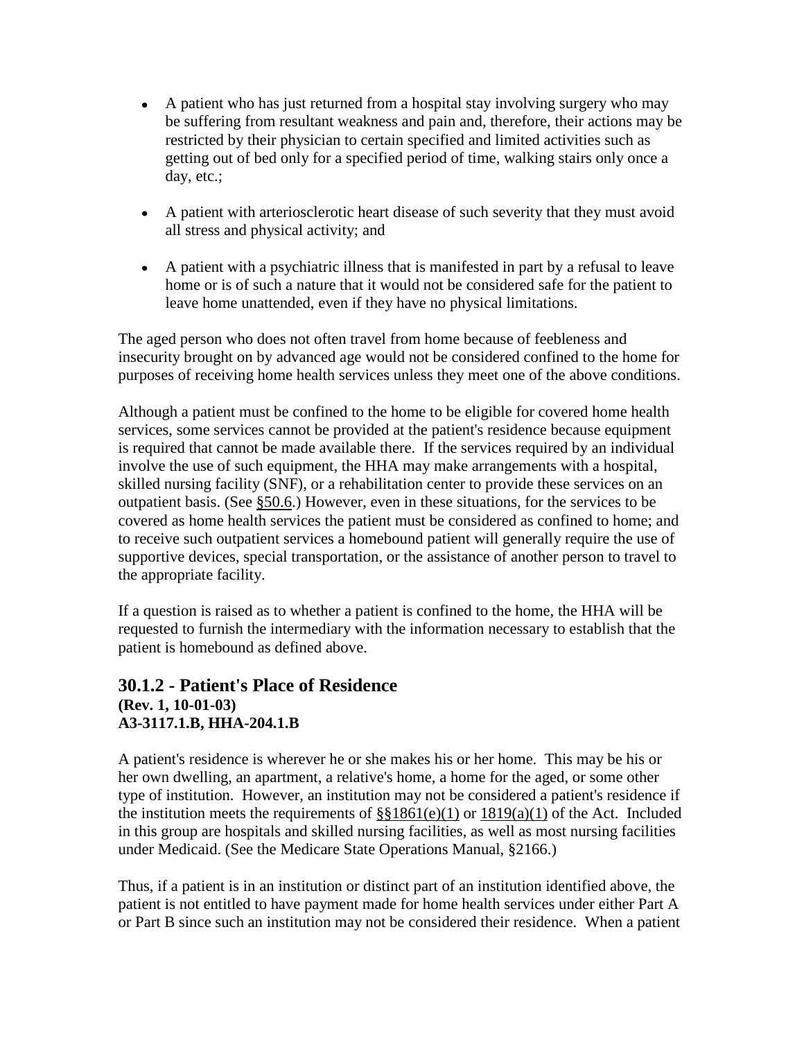- A patient who has just returned from a hospital stay involving surgery who may be suffering from resultant weakness and pain and, therefore, their actions may be restricted by their physician to certain specified and limited activities such as getting out of bed only for a specified period of time, walking stairs only once a day, etc.;

- A patient with arteriosclerotic heart disease of such severity that they must avoid all stress and physical activity; and

- A patient with a psychiatric illness that is manifested in part by a refusal to leave home or is of such a nature that it would not be considered safe for the patient to leave home unattended, even if they have no physical limitations.

The aged person who does not often travel from home because of feebleness and insecurity brought on by advanced age would not be considered confined to the home for purposes of receiving home health services unless they meet one of the above conditions.

Although a patient must be confined to the home to be eligible for covered home health services, some services cannot be provided at the patient's residence because equipment is required that cannot be made available there. If the services required by an individual involve the use of such equipment, the HHA may make arrangements with a hospital, skilled nursing facility (SNF), or a rehabilitation center to provide these services on an outpatient basis. (See §50.6.) However, even in these situations, for the services to be covered as home health services the patient must be considered as confined to home; and to receive such outpatient services a homebound patient will generally require the use of supportive devices, special transportation, or the assistance of another person to travel to the appropriate facility.

If a question is raised as to whether a patient is confined to the home, the HHA will be requested to furnish the intermediary with the information necessary to establish that the patient is homebound as defined above.

## 30.1.2 - Patient's Place of Residence

**(Rev. 1, 10-01-03)**
**A3-3117.1.B, HHA-204.1.B**

A patient's residence is wherever he or she makes his or her home. This may be his or her own dwelling, an apartment, a relative's home, a home for the aged, or some other type of institution. However, an institution may not be considered a patient's residence if the institution meets the requirements of §§1861(e)(1) or 1819(a)(1) of the Act. Included in this group are hospitals and skilled nursing facilities, as well as most nursing facilities under Medicaid. (See the Medicare State Operations Manual, §2166.)

Thus, if a patient is in an institution or distinct part of an institution identified above, the patient is not entitled to have payment made for home health services under either Part A or Part B since such an institution may not be considered their residence. When a patient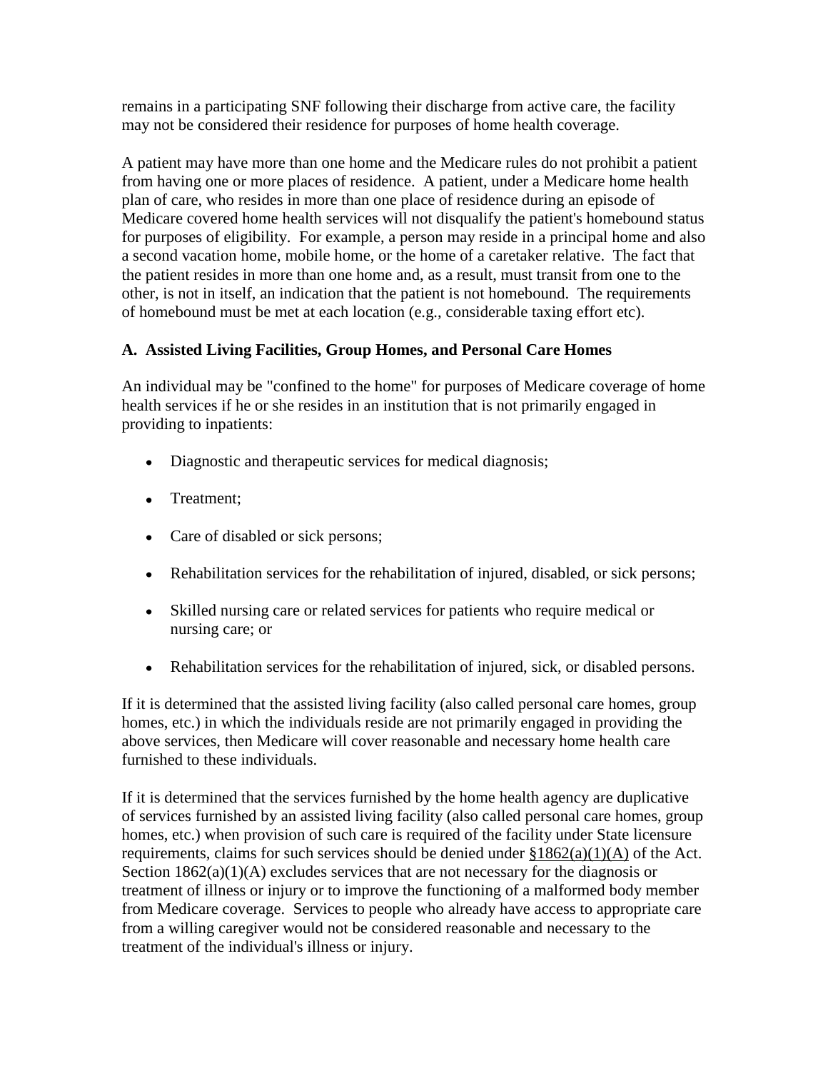remains in a participating SNF following their discharge from active care, the facility may not be considered their residence for purposes of home health coverage.

A patient may have more than one home and the Medicare rules do not prohibit a patient from having one or more places of residence. A patient, under a Medicare home health plan of care, who resides in more than one place of residence during an episode of Medicare covered home health services will not disqualify the patient's homebound status for purposes of eligibility. For example, a person may reside in a principal home and also a second vacation home, mobile home, or the home of a caretaker relative. The fact that the patient resides in more than one home and, as a result, must transit from one to the other, is not in itself, an indication that the patient is not homebound. The requirements of homebound must be met at each location (e.g., considerable taxing effort etc).

### A. Assisted Living Facilities, Group Homes, and Personal Care Homes

An individual may be "confined to the home" for purposes of Medicare coverage of home health services if he or she resides in an institution that is not primarily engaged in providing to inpatients:

- Diagnostic and therapeutic services for medical diagnosis;
- Treatment;
- Care of disabled or sick persons;
- Rehabilitation services for the rehabilitation of injured, disabled, or sick persons;
- Skilled nursing care or related services for patients who require medical or nursing care; or
- Rehabilitation services for the rehabilitation of injured, sick, or disabled persons.

If it is determined that the assisted living facility (also called personal care homes, group homes, etc.) in which the individuals reside are not primarily engaged in providing the above services, then Medicare will cover reasonable and necessary home health care furnished to these individuals.

If it is determined that the services furnished by the home health agency are duplicative of services furnished by an assisted living facility (also called personal care homes, group homes, etc.) when provision of such care is required of the facility under State licensure requirements, claims for such services should be denied under §1862(a)(1)(A) of the Act. Section 1862(a)(1)(A) excludes services that are not necessary for the diagnosis or treatment of illness or injury or to improve the functioning of a malformed body member from Medicare coverage. Services to people who already have access to appropriate care from a willing caregiver would not be considered reasonable and necessary to the treatment of the individual's illness or injury.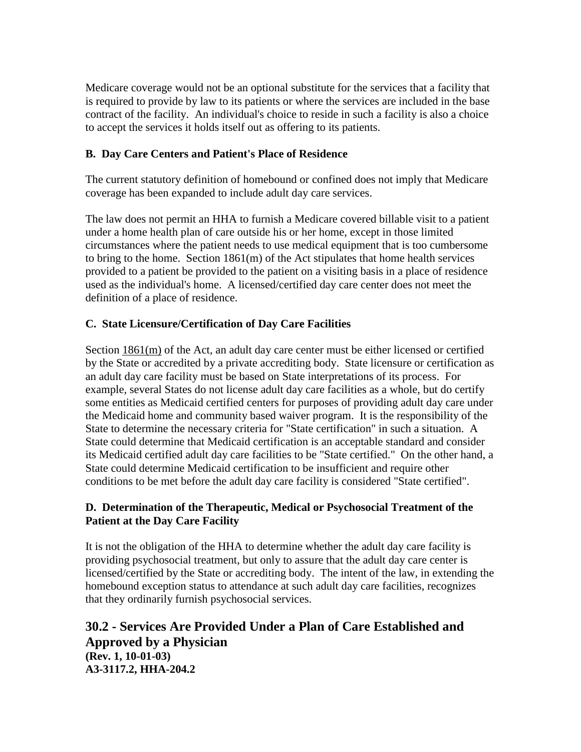Medicare coverage would not be an optional substitute for the services that a facility that is required to provide by law to its patients or where the services are included in the base contract of the facility. An individual's choice to reside in such a facility is also a choice to accept the services it holds itself out as offering to its patients.

**B. Day Care Centers and Patient's Place of Residence**

The current statutory definition of homebound or confined does not imply that Medicare coverage has been expanded to include adult day care services.

The law does not permit an HHA to furnish a Medicare covered billable visit to a patient under a home health plan of care outside his or her home, except in those limited circumstances where the patient needs to use medical equipment that is too cumbersome to bring to the home. Section 1861(m) of the Act stipulates that home health services provided to a patient be provided to the patient on a visiting basis in a place of residence used as the individual's home. A licensed/certified day care center does not meet the definition of a place of residence.

**C. State Licensure/Certification of Day Care Facilities**

Section 1861(m) of the Act, an adult day care center must be either licensed or certified by the State or accredited by a private accrediting body. State licensure or certification as an adult day care facility must be based on State interpretations of its process. For example, several States do not license adult day care facilities as a whole, but do certify some entities as Medicaid certified centers for purposes of providing adult day care under the Medicaid home and community based waiver program. It is the responsibility of the State to determine the necessary criteria for "State certification" in such a situation. A State could determine that Medicaid certification is an acceptable standard and consider its Medicaid certified adult day care facilities to be "State certified." On the other hand, a State could determine Medicaid certification to be insufficient and require other conditions to be met before the adult day care facility is considered "State certified".

**D. Determination of the Therapeutic, Medical or Psychosocial Treatment of the Patient at the Day Care Facility**

It is not the obligation of the HHA to determine whether the adult day care facility is providing psychosocial treatment, but only to assure that the adult day care center is licensed/certified by the State or accrediting body. The intent of the law, in extending the homebound exception status to attendance at such adult day care facilities, recognizes that they ordinarily furnish psychosocial services.

## 30.2 - Services Are Provided Under a Plan of Care Established and Approved by a Physician

**(Rev. 1, 10-01-03)**
**A3-3117.2, HHA-204.2**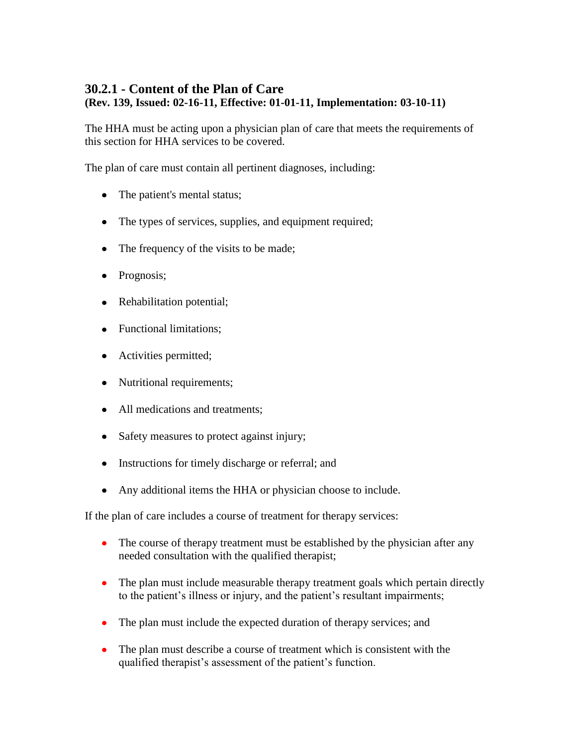### 30.2.1 - Content of the Plan of Care

**(Rev. 139, Issued: 02-16-11, Effective: 01-01-11, Implementation: 03-10-11)**

The HHA must be acting upon a physician plan of care that meets the requirements of this section for HHA services to be covered.

The plan of care must contain all pertinent diagnoses, including:

- The patient's mental status;
- The types of services, supplies, and equipment required;
- The frequency of the visits to be made;
- Prognosis;
- Rehabilitation potential;
- Functional limitations;
- Activities permitted;
- Nutritional requirements;
- All medications and treatments;
- Safety measures to protect against injury;
- Instructions for timely discharge or referral; and
- Any additional items the HHA or physician choose to include.

If the plan of care includes a course of treatment for therapy services:

- The course of therapy treatment must be established by the physician after any needed consultation with the qualified therapist;
- The plan must include measurable therapy treatment goals which pertain directly to the patient's illness or injury, and the patient's resultant impairments;
- The plan must include the expected duration of therapy services; and
- The plan must describe a course of treatment which is consistent with the qualified therapist's assessment of the patient's function.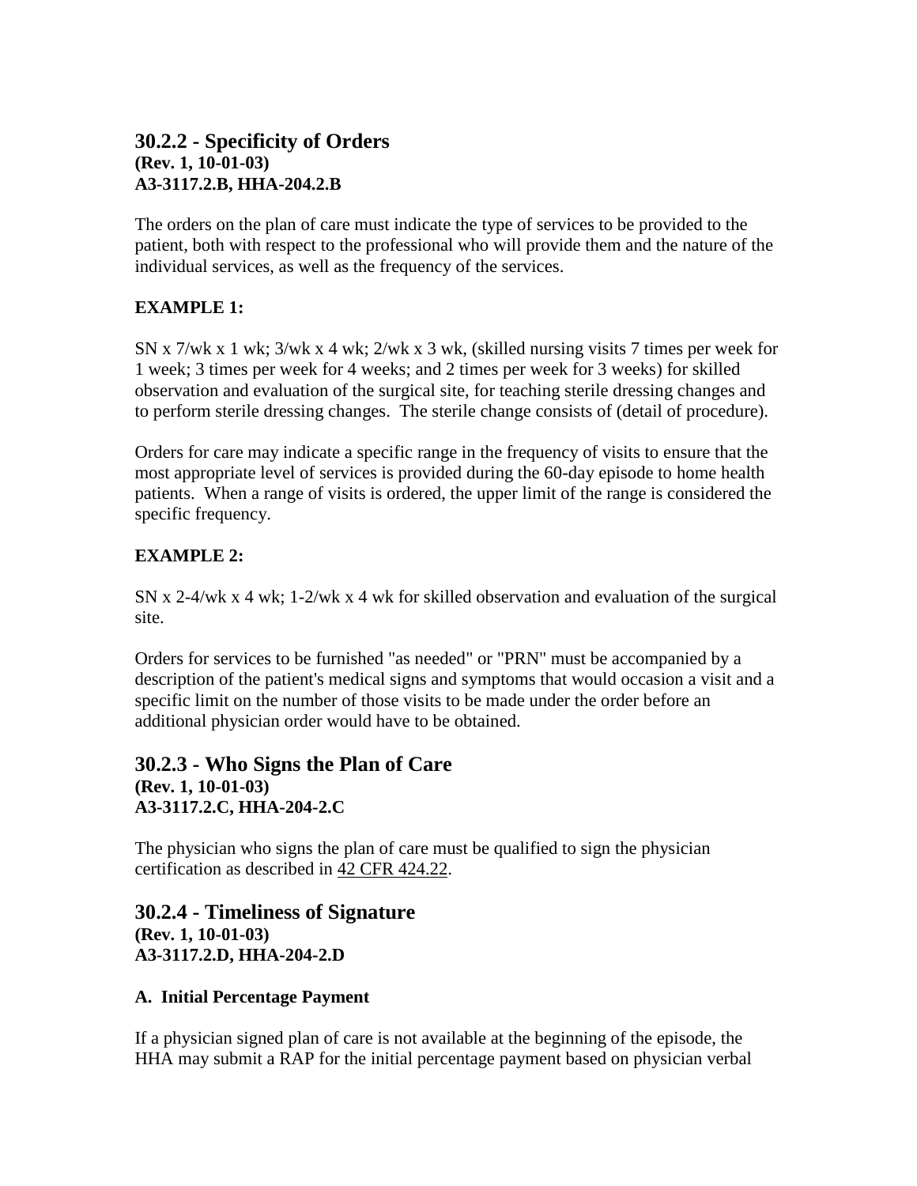## 30.2.2 - Specificity of Orders
**(Rev. 1, 10-01-03)**
**A3-3117.2.B, HHA-204.2.B**

The orders on the plan of care must indicate the type of services to be provided to the patient, both with respect to the professional who will provide them and the nature of the individual services, as well as the frequency of the services.

**EXAMPLE 1:**

SN x 7/wk x 1 wk; 3/wk x 4 wk; 2/wk x 3 wk, (skilled nursing visits 7 times per week for 1 week; 3 times per week for 4 weeks; and 2 times per week for 3 weeks) for skilled observation and evaluation of the surgical site, for teaching sterile dressing changes and to perform sterile dressing changes. The sterile change consists of (detail of procedure).

Orders for care may indicate a specific range in the frequency of visits to ensure that the most appropriate level of services is provided during the 60-day episode to home health patients. When a range of visits is ordered, the upper limit of the range is considered the specific frequency.

**EXAMPLE 2:**

SN x 2-4/wk x 4 wk; 1-2/wk x 4 wk for skilled observation and evaluation of the surgical site.

Orders for services to be furnished "as needed" or "PRN" must be accompanied by a description of the patient's medical signs and symptoms that would occasion a visit and a specific limit on the number of those visits to be made under the order before an additional physician order would have to be obtained.

## 30.2.3 - Who Signs the Plan of Care
**(Rev. 1, 10-01-03)**
**A3-3117.2.C, HHA-204-2.C**

The physician who signs the plan of care must be qualified to sign the physician certification as described in 42 CFR 424.22.

## 30.2.4 - Timeliness of Signature
**(Rev. 1, 10-01-03)**
**A3-3117.2.D, HHA-204-2.D**

### A. Initial Percentage Payment

If a physician signed plan of care is not available at the beginning of the episode, the HHA may submit a RAP for the initial percentage payment based on physician verbal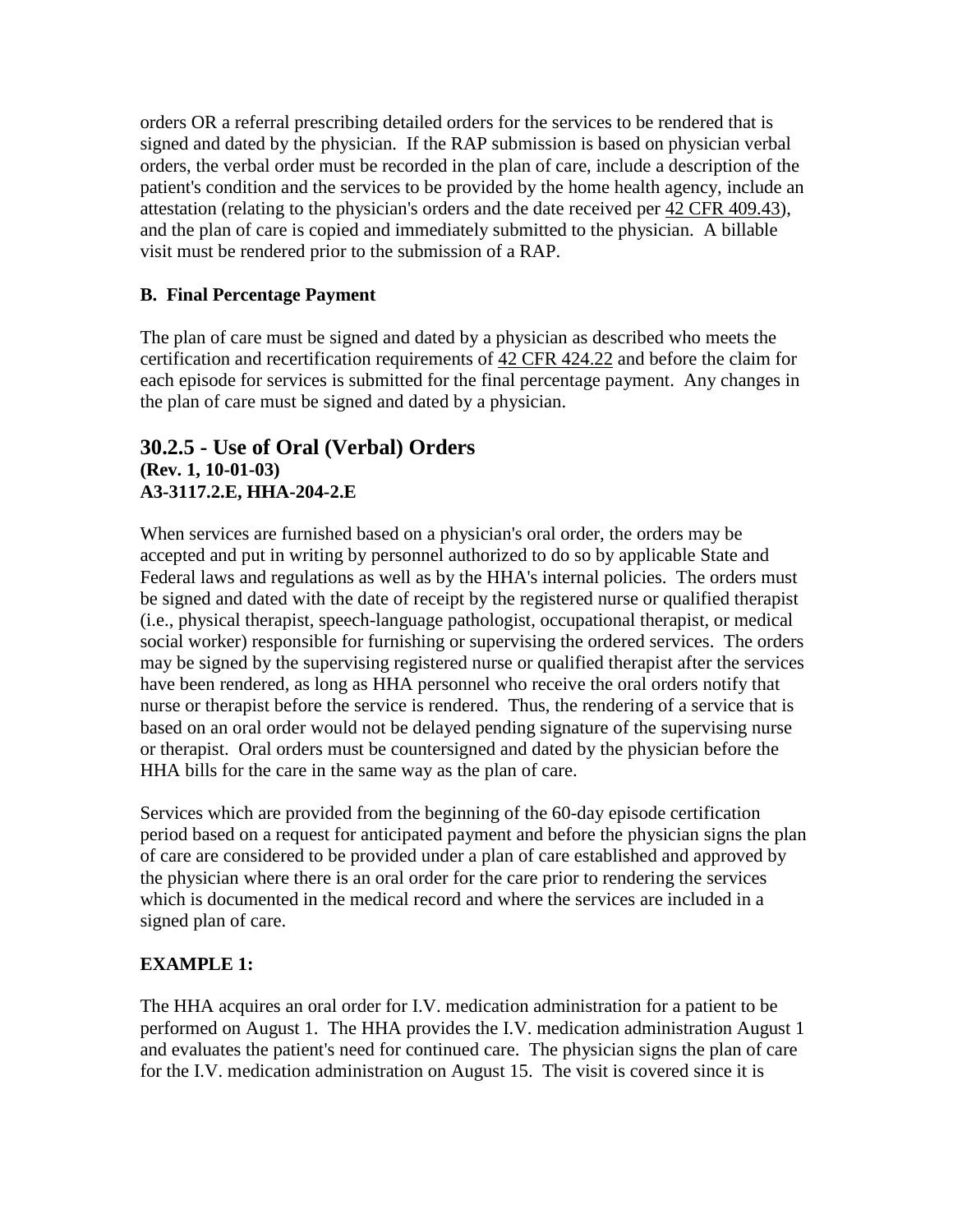orders OR a referral prescribing detailed orders for the services to be rendered that is signed and dated by the physician. If the RAP submission is based on physician verbal orders, the verbal order must be recorded in the plan of care, include a description of the patient's condition and the services to be provided by the home health agency, include an attestation (relating to the physician's orders and the date received per 42 CFR 409.43), and the plan of care is copied and immediately submitted to the physician. A billable visit must be rendered prior to the submission of a RAP.

**B. Final Percentage Payment**

The plan of care must be signed and dated by a physician as described who meets the certification and recertification requirements of 42 CFR 424.22 and before the claim for each episode for services is submitted for the final percentage payment. Any changes in the plan of care must be signed and dated by a physician.

## 30.2.5 - Use of Oral (Verbal) Orders

**(Rev. 1, 10-01-03)**
**A3-3117.2.E, HHA-204-2.E**

When services are furnished based on a physician's oral order, the orders may be accepted and put in writing by personnel authorized to do so by applicable State and Federal laws and regulations as well as by the HHA's internal policies. The orders must be signed and dated with the date of receipt by the registered nurse or qualified therapist (i.e., physical therapist, speech-language pathologist, occupational therapist, or medical social worker) responsible for furnishing or supervising the ordered services. The orders may be signed by the supervising registered nurse or qualified therapist after the services have been rendered, as long as HHA personnel who receive the oral orders notify that nurse or therapist before the service is rendered. Thus, the rendering of a service that is based on an oral order would not be delayed pending signature of the supervising nurse or therapist. Oral orders must be countersigned and dated by the physician before the HHA bills for the care in the same way as the plan of care.

Services which are provided from the beginning of the 60-day episode certification period based on a request for anticipated payment and before the physician signs the plan of care are considered to be provided under a plan of care established and approved by the physician where there is an oral order for the care prior to rendering the services which is documented in the medical record and where the services are included in a signed plan of care.

**EXAMPLE 1:**

The HHA acquires an oral order for I.V. medication administration for a patient to be performed on August 1. The HHA provides the I.V. medication administration August 1 and evaluates the patient's need for continued care. The physician signs the plan of care for the I.V. medication administration on August 15. The visit is covered since it is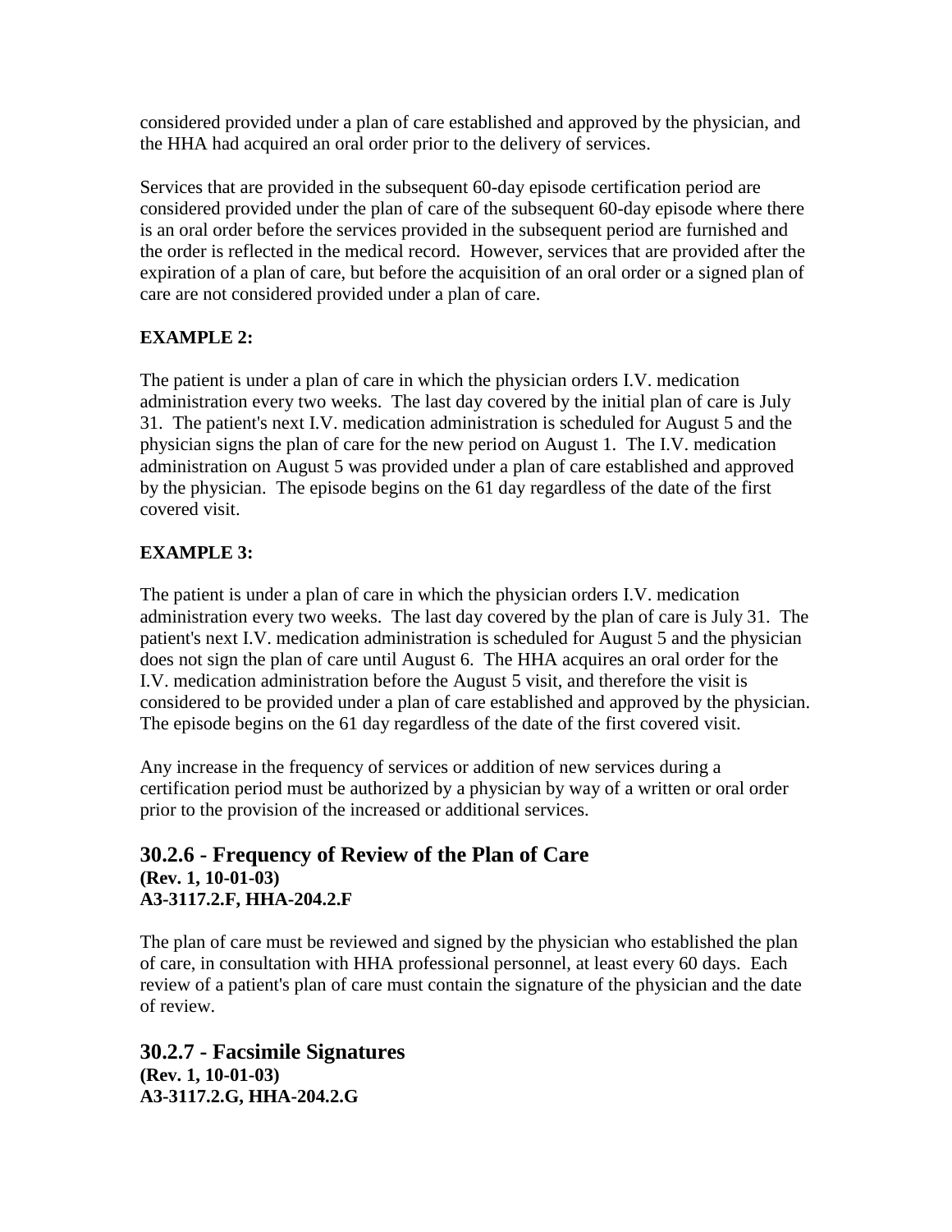considered provided under a plan of care established and approved by the physician, and the HHA had acquired an oral order prior to the delivery of services.

Services that are provided in the subsequent 60-day episode certification period are considered provided under the plan of care of the subsequent 60-day episode where there is an oral order before the services provided in the subsequent period are furnished and the order is reflected in the medical record. However, services that are provided after the expiration of a plan of care, but before the acquisition of an oral order or a signed plan of care are not considered provided under a plan of care.

**EXAMPLE 2:**

The patient is under a plan of care in which the physician orders I.V. medication administration every two weeks. The last day covered by the initial plan of care is July 31. The patient's next I.V. medication administration is scheduled for August 5 and the physician signs the plan of care for the new period on August 1. The I.V. medication administration on August 5 was provided under a plan of care established and approved by the physician. The episode begins on the 61 day regardless of the date of the first covered visit.

**EXAMPLE 3:**

The patient is under a plan of care in which the physician orders I.V. medication administration every two weeks. The last day covered by the plan of care is July 31. The patient's next I.V. medication administration is scheduled for August 5 and the physician does not sign the plan of care until August 6. The HHA acquires an oral order for the I.V. medication administration before the August 5 visit, and therefore the visit is considered to be provided under a plan of care established and approved by the physician. The episode begins on the 61 day regardless of the date of the first covered visit.

Any increase in the frequency of services or addition of new services during a certification period must be authorized by a physician by way of a written or oral order prior to the provision of the increased or additional services.

## 30.2.6 - Frequency of Review of the Plan of Care

**(Rev. 1, 10-01-03)**
**A3-3117.2.F, HHA-204.2.F**

The plan of care must be reviewed and signed by the physician who established the plan of care, in consultation with HHA professional personnel, at least every 60 days. Each review of a patient's plan of care must contain the signature of the physician and the date of review.

## 30.2.7 - Facsimile Signatures

**(Rev. 1, 10-01-03)**
**A3-3117.2.G, HHA-204.2.G**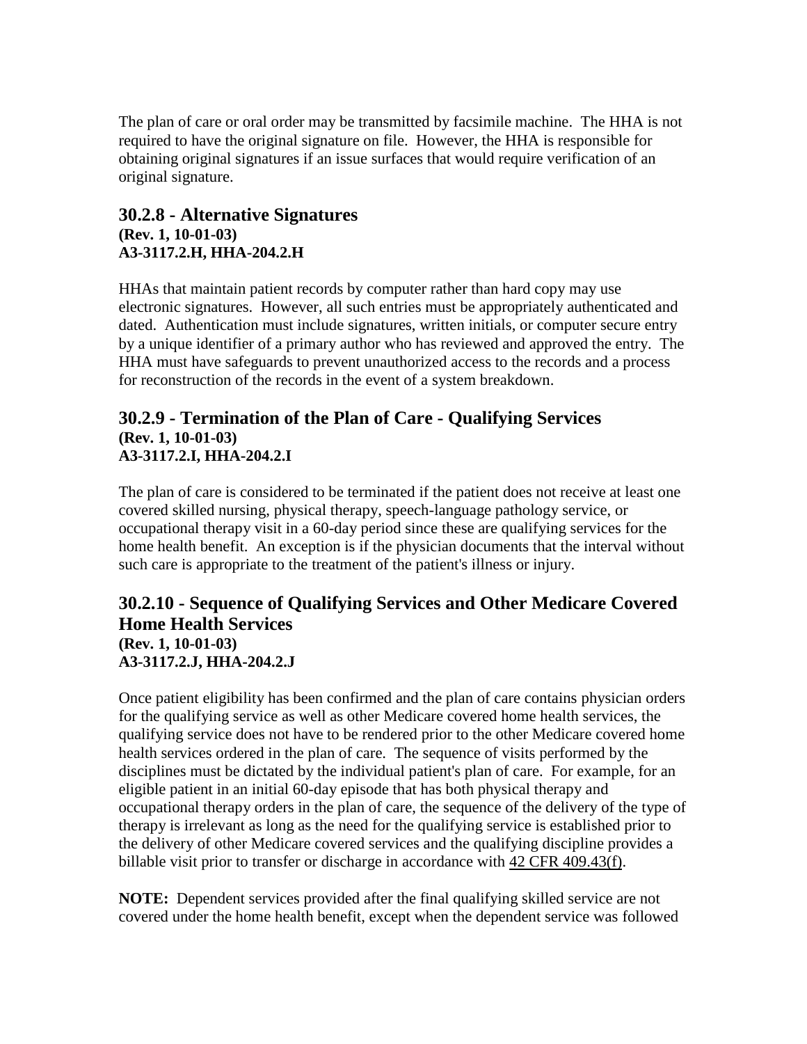The plan of care or oral order may be transmitted by facsimile machine. The HHA is not required to have the original signature on file. However, the HHA is responsible for obtaining original signatures if an issue surfaces that would require verification of an original signature.

## 30.2.8 - Alternative Signatures

**(Rev. 1, 10-01-03)**
**A3-3117.2.H, HHA-204.2.H**

HHAs that maintain patient records by computer rather than hard copy may use electronic signatures. However, all such entries must be appropriately authenticated and dated. Authentication must include signatures, written initials, or computer secure entry by a unique identifier of a primary author who has reviewed and approved the entry. The HHA must have safeguards to prevent unauthorized access to the records and a process for reconstruction of the records in the event of a system breakdown.

## 30.2.9 - Termination of the Plan of Care - Qualifying Services

**(Rev. 1, 10-01-03)**
**A3-3117.2.I, HHA-204.2.I**

The plan of care is considered to be terminated if the patient does not receive at least one covered skilled nursing, physical therapy, speech-language pathology service, or occupational therapy visit in a 60-day period since these are qualifying services for the home health benefit. An exception is if the physician documents that the interval without such care is appropriate to the treatment of the patient's illness or injury.

## 30.2.10 - Sequence of Qualifying Services and Other Medicare Covered Home Health Services

**(Rev. 1, 10-01-03)**
**A3-3117.2.J, HHA-204.2.J**

Once patient eligibility has been confirmed and the plan of care contains physician orders for the qualifying service as well as other Medicare covered home health services, the qualifying service does not have to be rendered prior to the other Medicare covered home health services ordered in the plan of care. The sequence of visits performed by the disciplines must be dictated by the individual patient's plan of care. For example, for an eligible patient in an initial 60-day episode that has both physical therapy and occupational therapy orders in the plan of care, the sequence of the delivery of the type of therapy is irrelevant as long as the need for the qualifying service is established prior to the delivery of other Medicare covered services and the qualifying discipline provides a billable visit prior to transfer or discharge in accordance with 42 CFR 409.43(f).

**NOTE:** Dependent services provided after the final qualifying skilled service are not covered under the home health benefit, except when the dependent service was followed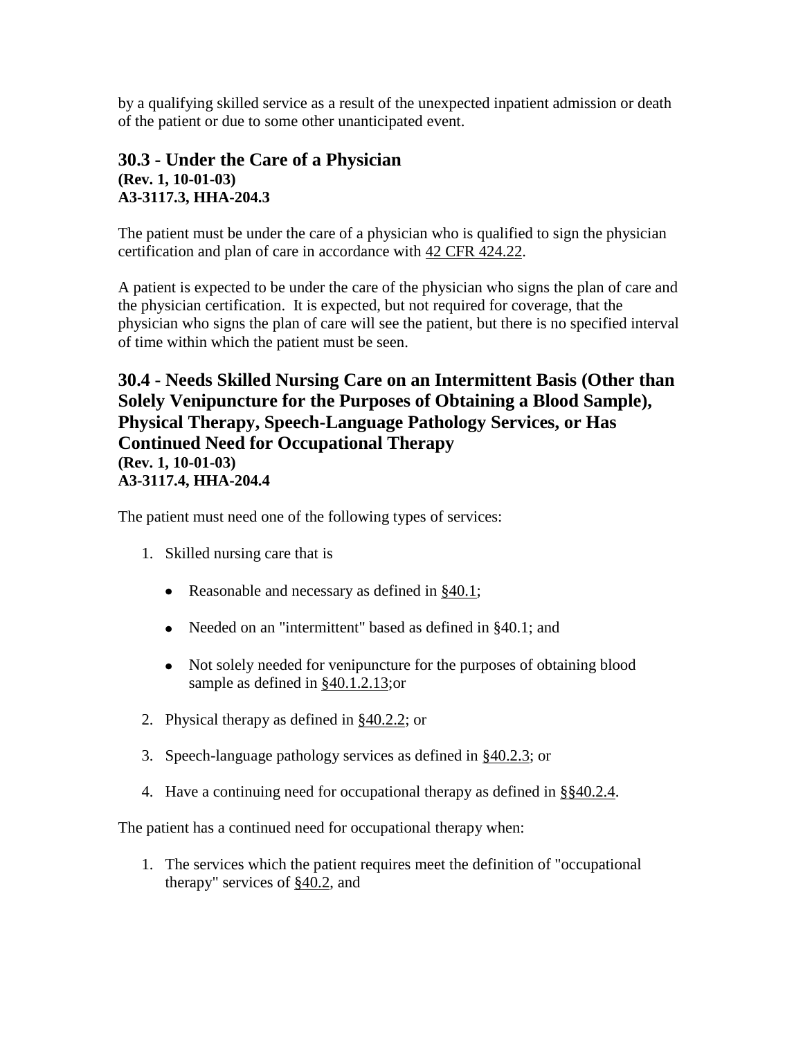by a qualifying skilled service as a result of the unexpected inpatient admission or death of the patient or due to some other unanticipated event.

## 30.3 - Under the Care of a Physician

**(Rev. 1, 10-01-03)**
**A3-3117.3, HHA-204.3**

The patient must be under the care of a physician who is qualified to sign the physician certification and plan of care in accordance with 42 CFR 424.22.

A patient is expected to be under the care of the physician who signs the plan of care and the physician certification. It is expected, but not required for coverage, that the physician who signs the plan of care will see the patient, but there is no specified interval of time within which the patient must be seen.

## 30.4 - Needs Skilled Nursing Care on an Intermittent Basis (Other than Solely Venipuncture for the Purposes of Obtaining a Blood Sample), Physical Therapy, Speech-Language Pathology Services, or Has Continued Need for Occupational Therapy

**(Rev. 1, 10-01-03)**
**A3-3117.4, HHA-204.4**

The patient must need one of the following types of services:

1. Skilled nursing care that is

   - Reasonable and necessary as defined in §40.1;

   - Needed on an "intermittent" based as defined in §40.1; and

   - Not solely needed for venipuncture for the purposes of obtaining blood sample as defined in §40.1.2.13;or

2. Physical therapy as defined in §40.2.2; or

3. Speech-language pathology services as defined in §40.2.3; or

4. Have a continuing need for occupational therapy as defined in §§40.2.4.

The patient has a continued need for occupational therapy when:

1. The services which the patient requires meet the definition of "occupational therapy" services of §40.2, and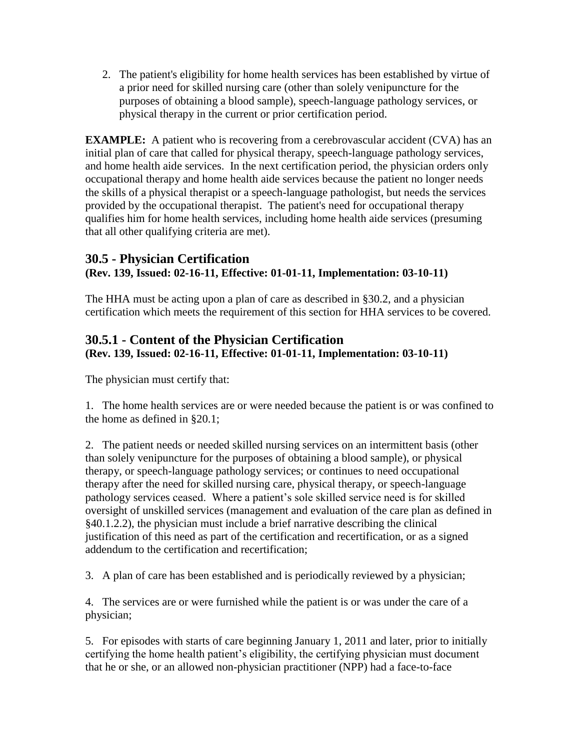2. The patient's eligibility for home health services has been established by virtue of a prior need for skilled nursing care (other than solely venipuncture for the purposes of obtaining a blood sample), speech-language pathology services, or physical therapy in the current or prior certification period.

**EXAMPLE:** A patient who is recovering from a cerebrovascular accident (CVA) has an initial plan of care that called for physical therapy, speech-language pathology services, and home health aide services. In the next certification period, the physician orders only occupational therapy and home health aide services because the patient no longer needs the skills of a physical therapist or a speech-language pathologist, but needs the services provided by the occupational therapist. The patient's need for occupational therapy qualifies him for home health services, including home health aide services (presuming that all other qualifying criteria are met).

## 30.5 - Physician Certification

**(Rev. 139, Issued: 02-16-11, Effective: 01-01-11, Implementation: 03-10-11)**

The HHA must be acting upon a plan of care as described in §30.2, and a physician certification which meets the requirement of this section for HHA services to be covered.

## 30.5.1 - Content of the Physician Certification

**(Rev. 139, Issued: 02-16-11, Effective: 01-01-11, Implementation: 03-10-11)**

The physician must certify that:

1. The home health services are or were needed because the patient is or was confined to the home as defined in §20.1;

2. The patient needs or needed skilled nursing services on an intermittent basis (other than solely venipuncture for the purposes of obtaining a blood sample), or physical therapy, or speech-language pathology services; or continues to need occupational therapy after the need for skilled nursing care, physical therapy, or speech-language pathology services ceased. Where a patient's sole skilled service need is for skilled oversight of unskilled services (management and evaluation of the care plan as defined in §40.1.2.2), the physician must include a brief narrative describing the clinical justification of this need as part of the certification and recertification, or as a signed addendum to the certification and recertification;

3. A plan of care has been established and is periodically reviewed by a physician;

4. The services are or were furnished while the patient is or was under the care of a physician;

5. For episodes with starts of care beginning January 1, 2011 and later, prior to initially certifying the home health patient's eligibility, the certifying physician must document that he or she, or an allowed non-physician practitioner (NPP) had a face-to-face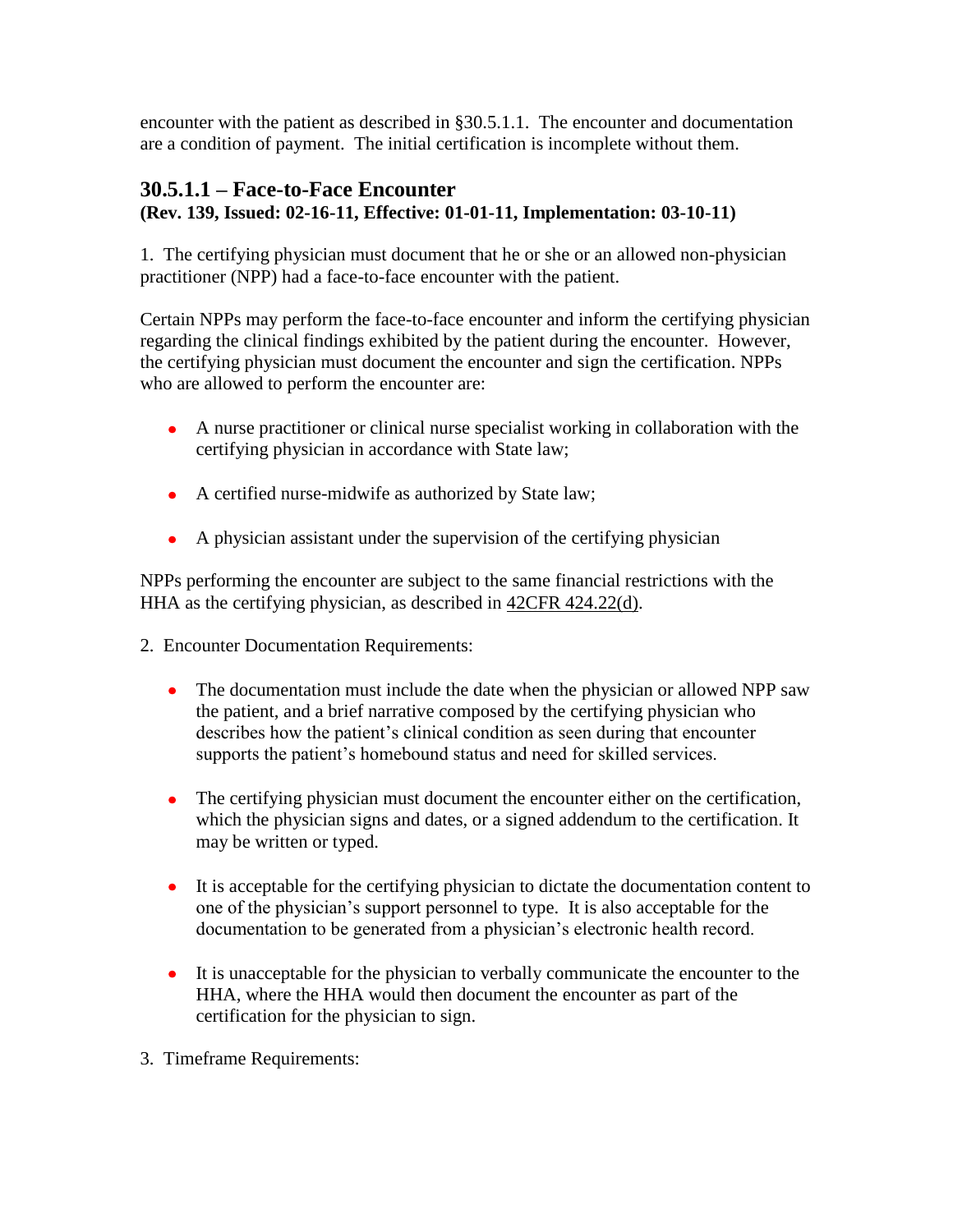encounter with the patient as described in §30.5.1.1. The encounter and documentation are a condition of payment. The initial certification is incomplete without them.

### 30.5.1.1 – Face-to-Face Encounter
**(Rev. 139, Issued: 02-16-11, Effective: 01-01-11, Implementation: 03-10-11)**

1. The certifying physician must document that he or she or an allowed non-physician practitioner (NPP) had a face-to-face encounter with the patient.

Certain NPPs may perform the face-to-face encounter and inform the certifying physician regarding the clinical findings exhibited by the patient during the encounter. However, the certifying physician must document the encounter and sign the certification. NPPs who are allowed to perform the encounter are:

- A nurse practitioner or clinical nurse specialist working in collaboration with the certifying physician in accordance with State law;
- A certified nurse-midwife as authorized by State law;
- A physician assistant under the supervision of the certifying physician

NPPs performing the encounter are subject to the same financial restrictions with the HHA as the certifying physician, as described in 42CFR 424.22(d).

2. Encounter Documentation Requirements:

- The documentation must include the date when the physician or allowed NPP saw the patient, and a brief narrative composed by the certifying physician who describes how the patient's clinical condition as seen during that encounter supports the patient's homebound status and need for skilled services.
- The certifying physician must document the encounter either on the certification, which the physician signs and dates, or a signed addendum to the certification. It may be written or typed.
- It is acceptable for the certifying physician to dictate the documentation content to one of the physician's support personnel to type. It is also acceptable for the documentation to be generated from a physician's electronic health record.
- It is unacceptable for the physician to verbally communicate the encounter to the HHA, where the HHA would then document the encounter as part of the certification for the physician to sign.

3. Timeframe Requirements: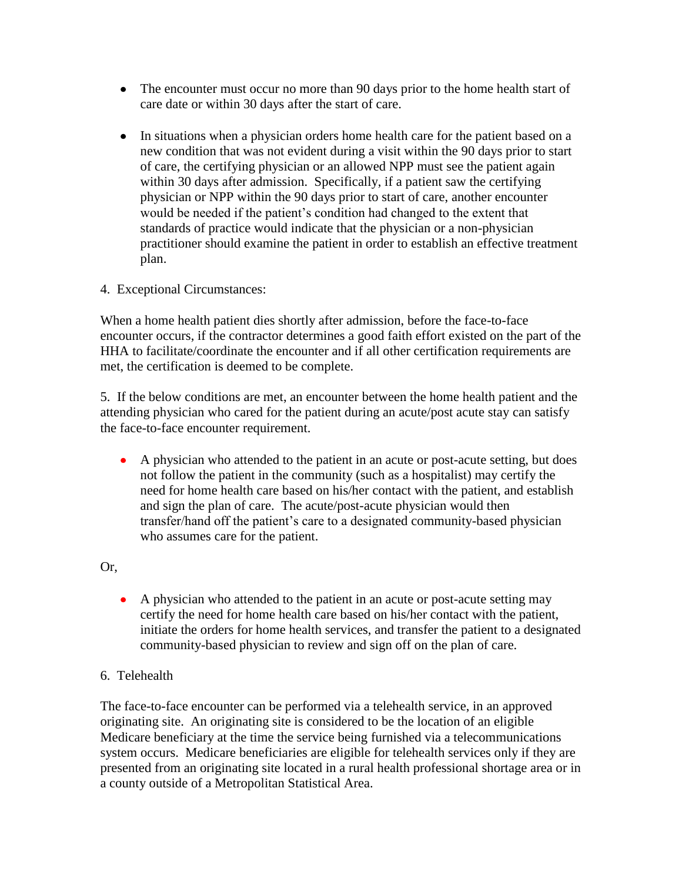- The encounter must occur no more than 90 days prior to the home health start of care date or within 30 days after the start of care.

- In situations when a physician orders home health care for the patient based on a new condition that was not evident during a visit within the 90 days prior to start of care, the certifying physician or an allowed NPP must see the patient again within 30 days after admission. Specifically, if a patient saw the certifying physician or NPP within the 90 days prior to start of care, another encounter would be needed if the patient's condition had changed to the extent that standards of practice would indicate that the physician or a non-physician practitioner should examine the patient in order to establish an effective treatment plan.

4. Exceptional Circumstances:

When a home health patient dies shortly after admission, before the face-to-face encounter occurs, if the contractor determines a good faith effort existed on the part of the HHA to facilitate/coordinate the encounter and if all other certification requirements are met, the certification is deemed to be complete.

5. If the below conditions are met, an encounter between the home health patient and the attending physician who cared for the patient during an acute/post acute stay can satisfy the face-to-face encounter requirement.

- A physician who attended to the patient in an acute or post-acute setting, but does not follow the patient in the community (such as a hospitalist) may certify the need for home health care based on his/her contact with the patient, and establish and sign the plan of care. The acute/post-acute physician would then transfer/hand off the patient's care to a designated community-based physician who assumes care for the patient.

Or,

- A physician who attended to the patient in an acute or post-acute setting may certify the need for home health care based on his/her contact with the patient, initiate the orders for home health services, and transfer the patient to a designated community-based physician to review and sign off on the plan of care.

6. Telehealth

The face-to-face encounter can be performed via a telehealth service, in an approved originating site. An originating site is considered to be the location of an eligible Medicare beneficiary at the time the service being furnished via a telecommunications system occurs. Medicare beneficiaries are eligible for telehealth services only if they are presented from an originating site located in a rural health professional shortage area or in a county outside of a Metropolitan Statistical Area.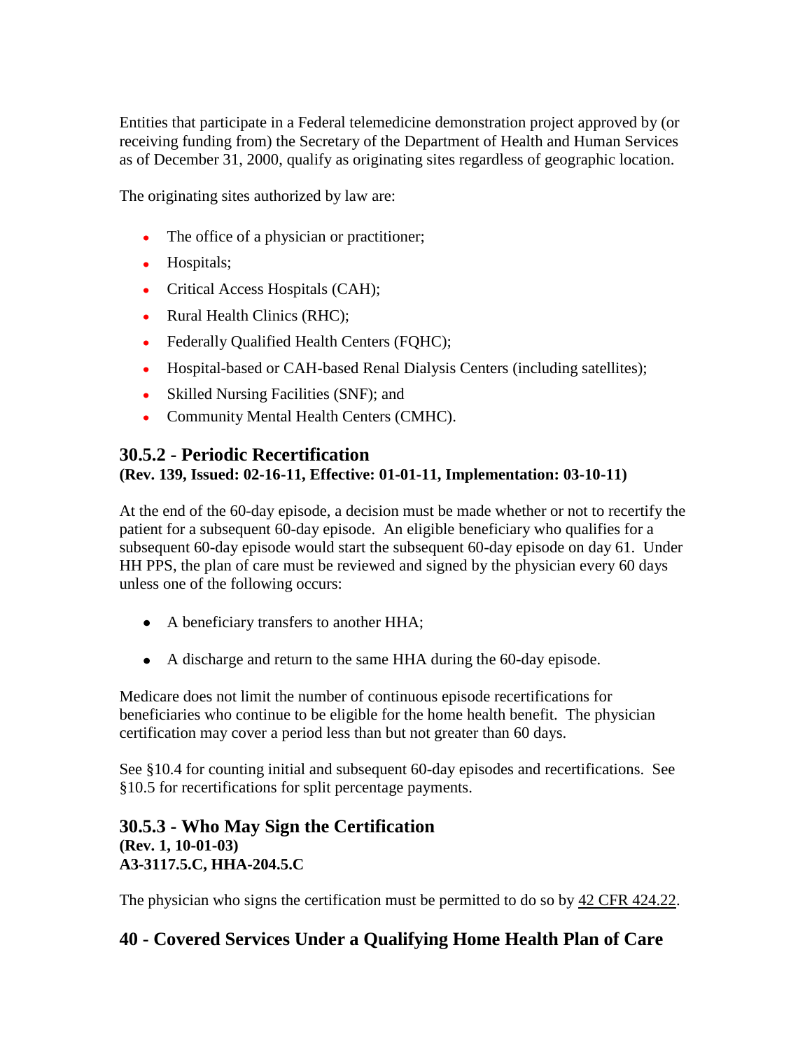Entities that participate in a Federal telemedicine demonstration project approved by (or receiving funding from) the Secretary of the Department of Health and Human Services as of December 31, 2000, qualify as originating sites regardless of geographic location.

The originating sites authorized by law are:

- The office of a physician or practitioner;
- Hospitals;
- Critical Access Hospitals (CAH);
- Rural Health Clinics (RHC);
- Federally Qualified Health Centers (FQHC);
- Hospital-based or CAH-based Renal Dialysis Centers (including satellites);
- Skilled Nursing Facilities (SNF); and
- Community Mental Health Centers (CMHC).

### 30.5.2 - Periodic Recertification
**(Rev. 139, Issued: 02-16-11, Effective: 01-01-11, Implementation: 03-10-11)**

At the end of the 60-day episode, a decision must be made whether or not to recertify the patient for a subsequent 60-day episode. An eligible beneficiary who qualifies for a subsequent 60-day episode would start the subsequent 60-day episode on day 61. Under HH PPS, the plan of care must be reviewed and signed by the physician every 60 days unless one of the following occurs:

- A beneficiary transfers to another HHA;
- A discharge and return to the same HHA during the 60-day episode.

Medicare does not limit the number of continuous episode recertifications for beneficiaries who continue to be eligible for the home health benefit. The physician certification may cover a period less than but not greater than 60 days.

See §10.4 for counting initial and subsequent 60-day episodes and recertifications. See §10.5 for recertifications for split percentage payments.

### 30.5.3 - Who May Sign the Certification
**(Rev. 1, 10-01-03)**
**A3-3117.5.C, HHA-204.5.C**

The physician who signs the certification must be permitted to do so by 42 CFR 424.22.

## 40 - Covered Services Under a Qualifying Home Health Plan of Care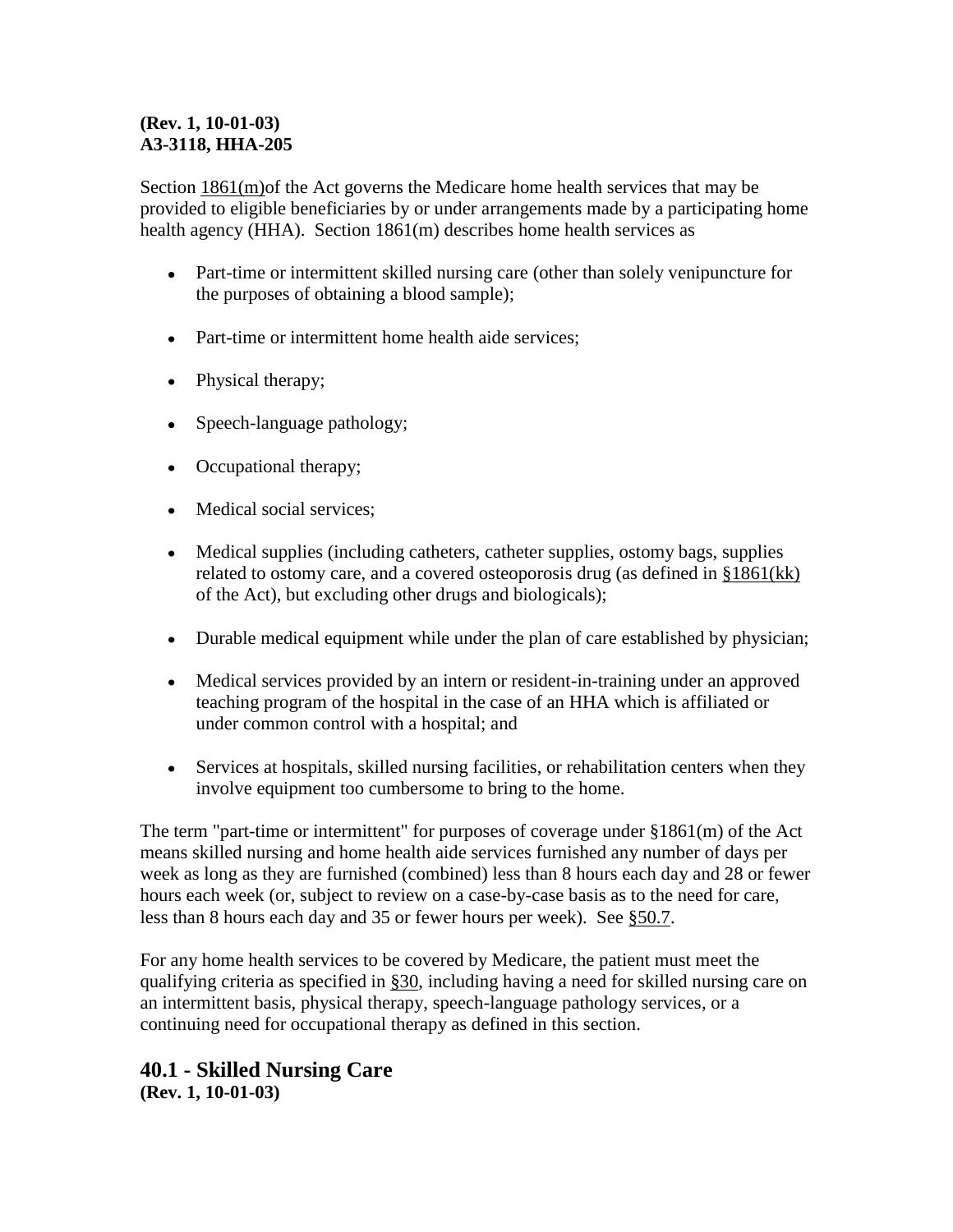**(Rev. 1, 10-01-03)**
**A3-3118, HHA-205**

Section 1861(m)of the Act governs the Medicare home health services that may be provided to eligible beneficiaries by or under arrangements made by a participating home health agency (HHA). Section 1861(m) describes home health services as

- Part-time or intermittent skilled nursing care (other than solely venipuncture for the purposes of obtaining a blood sample);
- Part-time or intermittent home health aide services;
- Physical therapy;
- Speech-language pathology;
- Occupational therapy;
- Medical social services;
- Medical supplies (including catheters, catheter supplies, ostomy bags, supplies related to ostomy care, and a covered osteoporosis drug (as defined in §1861(kk) of the Act), but excluding other drugs and biologicals);
- Durable medical equipment while under the plan of care established by physician;
- Medical services provided by an intern or resident-in-training under an approved teaching program of the hospital in the case of an HHA which is affiliated or under common control with a hospital; and
- Services at hospitals, skilled nursing facilities, or rehabilitation centers when they involve equipment too cumbersome to bring to the home.

The term "part-time or intermittent" for purposes of coverage under §1861(m) of the Act means skilled nursing and home health aide services furnished any number of days per week as long as they are furnished (combined) less than 8 hours each day and 28 or fewer hours each week (or, subject to review on a case-by-case basis as to the need for care, less than 8 hours each day and 35 or fewer hours per week). See §50.7.

For any home health services to be covered by Medicare, the patient must meet the qualifying criteria as specified in §30, including having a need for skilled nursing care on an intermittent basis, physical therapy, speech-language pathology services, or a continuing need for occupational therapy as defined in this section.

## 40.1 - Skilled Nursing Care
**(Rev. 1, 10-01-03)**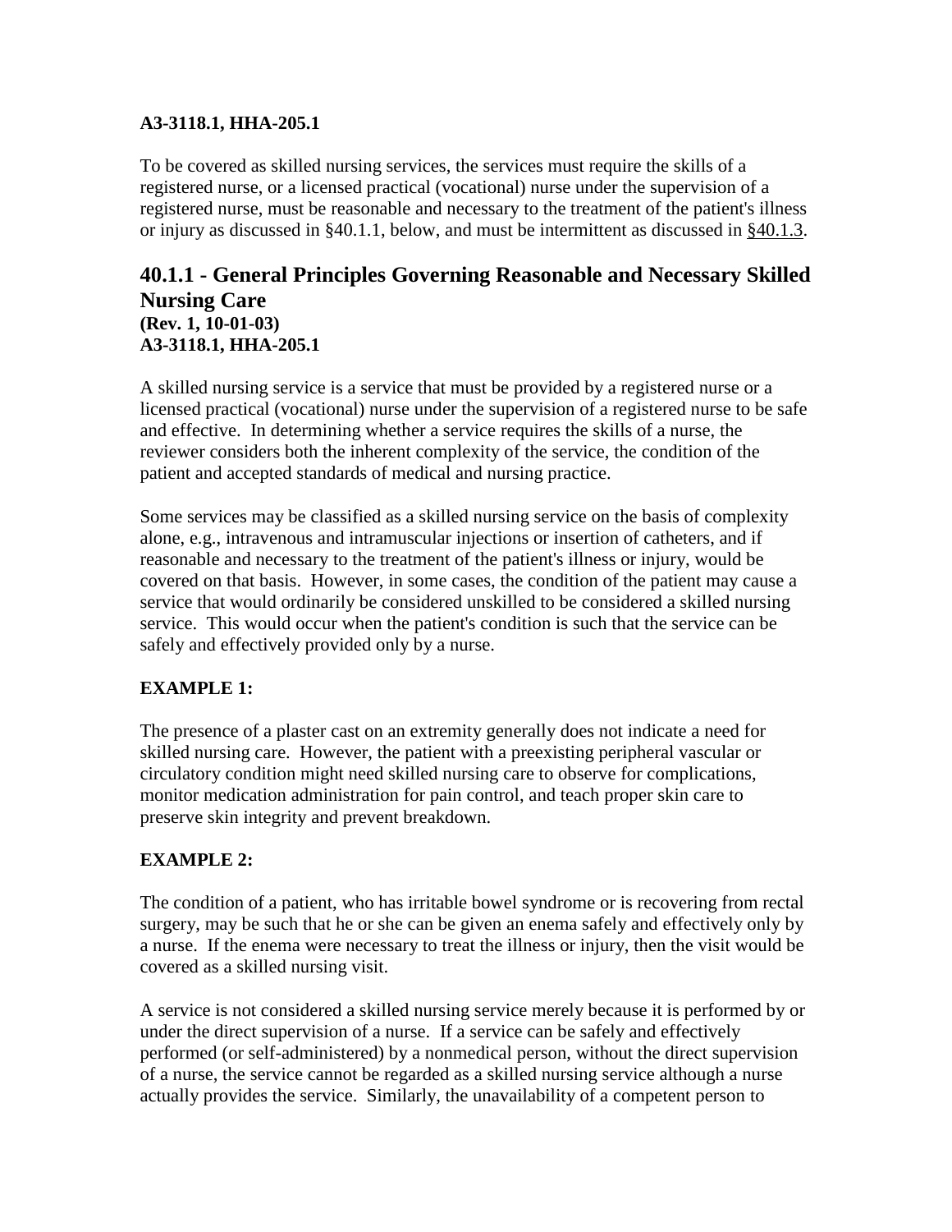**A3-3118.1, HHA-205.1**

To be covered as skilled nursing services, the services must require the skills of a registered nurse, or a licensed practical (vocational) nurse under the supervision of a registered nurse, must be reasonable and necessary to the treatment of the patient's illness or injury as discussed in §40.1.1, below, and must be intermittent as discussed in §40.1.3.

## 40.1.1 - General Principles Governing Reasonable and Necessary Skilled Nursing Care

**(Rev. 1, 10-01-03)**
**A3-3118.1, HHA-205.1**

A skilled nursing service is a service that must be provided by a registered nurse or a licensed practical (vocational) nurse under the supervision of a registered nurse to be safe and effective. In determining whether a service requires the skills of a nurse, the reviewer considers both the inherent complexity of the service, the condition of the patient and accepted standards of medical and nursing practice.

Some services may be classified as a skilled nursing service on the basis of complexity alone, e.g., intravenous and intramuscular injections or insertion of catheters, and if reasonable and necessary to the treatment of the patient's illness or injury, would be covered on that basis. However, in some cases, the condition of the patient may cause a service that would ordinarily be considered unskilled to be considered a skilled nursing service. This would occur when the patient's condition is such that the service can be safely and effectively provided only by a nurse.

**EXAMPLE 1:**

The presence of a plaster cast on an extremity generally does not indicate a need for skilled nursing care. However, the patient with a preexisting peripheral vascular or circulatory condition might need skilled nursing care to observe for complications, monitor medication administration for pain control, and teach proper skin care to preserve skin integrity and prevent breakdown.

**EXAMPLE 2:**

The condition of a patient, who has irritable bowel syndrome or is recovering from rectal surgery, may be such that he or she can be given an enema safely and effectively only by a nurse. If the enema were necessary to treat the illness or injury, then the visit would be covered as a skilled nursing visit.

A service is not considered a skilled nursing service merely because it is performed by or under the direct supervision of a nurse. If a service can be safely and effectively performed (or self-administered) by a nonmedical person, without the direct supervision of a nurse, the service cannot be regarded as a skilled nursing service although a nurse actually provides the service. Similarly, the unavailability of a competent person to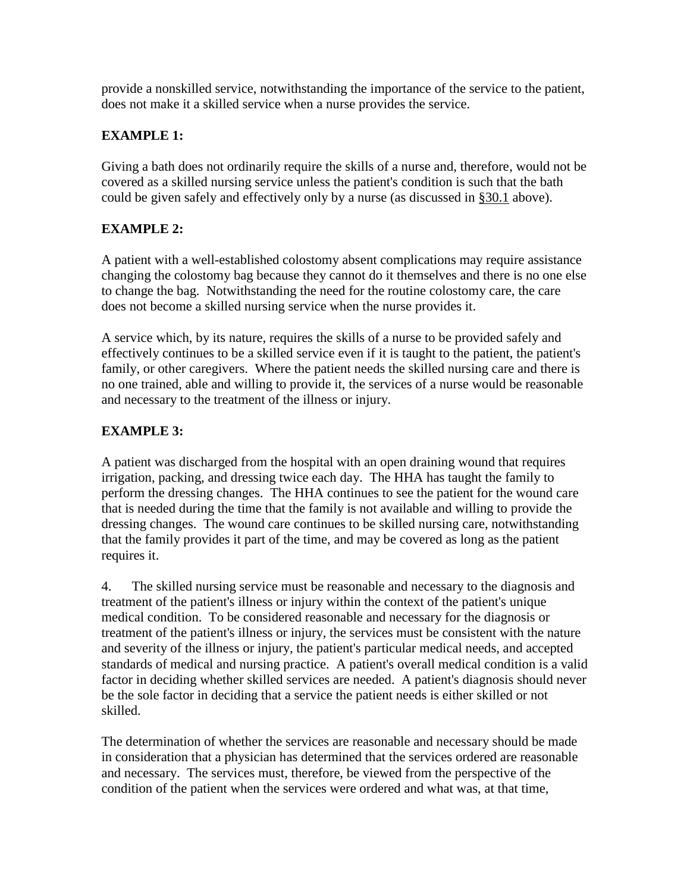provide a nonskilled service, notwithstanding the importance of the service to the patient, does not make it a skilled service when a nurse provides the service.

**EXAMPLE 1:**

Giving a bath does not ordinarily require the skills of a nurse and, therefore, would not be covered as a skilled nursing service unless the patient's condition is such that the bath could be given safely and effectively only by a nurse (as discussed in §30.1 above).

**EXAMPLE 2:**

A patient with a well-established colostomy absent complications may require assistance changing the colostomy bag because they cannot do it themselves and there is no one else to change the bag. Notwithstanding the need for the routine colostomy care, the care does not become a skilled nursing service when the nurse provides it.

A service which, by its nature, requires the skills of a nurse to be provided safely and effectively continues to be a skilled service even if it is taught to the patient, the patient's family, or other caregivers. Where the patient needs the skilled nursing care and there is no one trained, able and willing to provide it, the services of a nurse would be reasonable and necessary to the treatment of the illness or injury.

**EXAMPLE 3:**

A patient was discharged from the hospital with an open draining wound that requires irrigation, packing, and dressing twice each day. The HHA has taught the family to perform the dressing changes. The HHA continues to see the patient for the wound care that is needed during the time that the family is not available and willing to provide the dressing changes. The wound care continues to be skilled nursing care, notwithstanding that the family provides it part of the time, and may be covered as long as the patient requires it.

4. The skilled nursing service must be reasonable and necessary to the diagnosis and treatment of the patient's illness or injury within the context of the patient's unique medical condition. To be considered reasonable and necessary for the diagnosis or treatment of the patient's illness or injury, the services must be consistent with the nature and severity of the illness or injury, the patient's particular medical needs, and accepted standards of medical and nursing practice. A patient's overall medical condition is a valid factor in deciding whether skilled services are needed. A patient's diagnosis should never be the sole factor in deciding that a service the patient needs is either skilled or not skilled.

The determination of whether the services are reasonable and necessary should be made in consideration that a physician has determined that the services ordered are reasonable and necessary. The services must, therefore, be viewed from the perspective of the condition of the patient when the services were ordered and what was, at that time,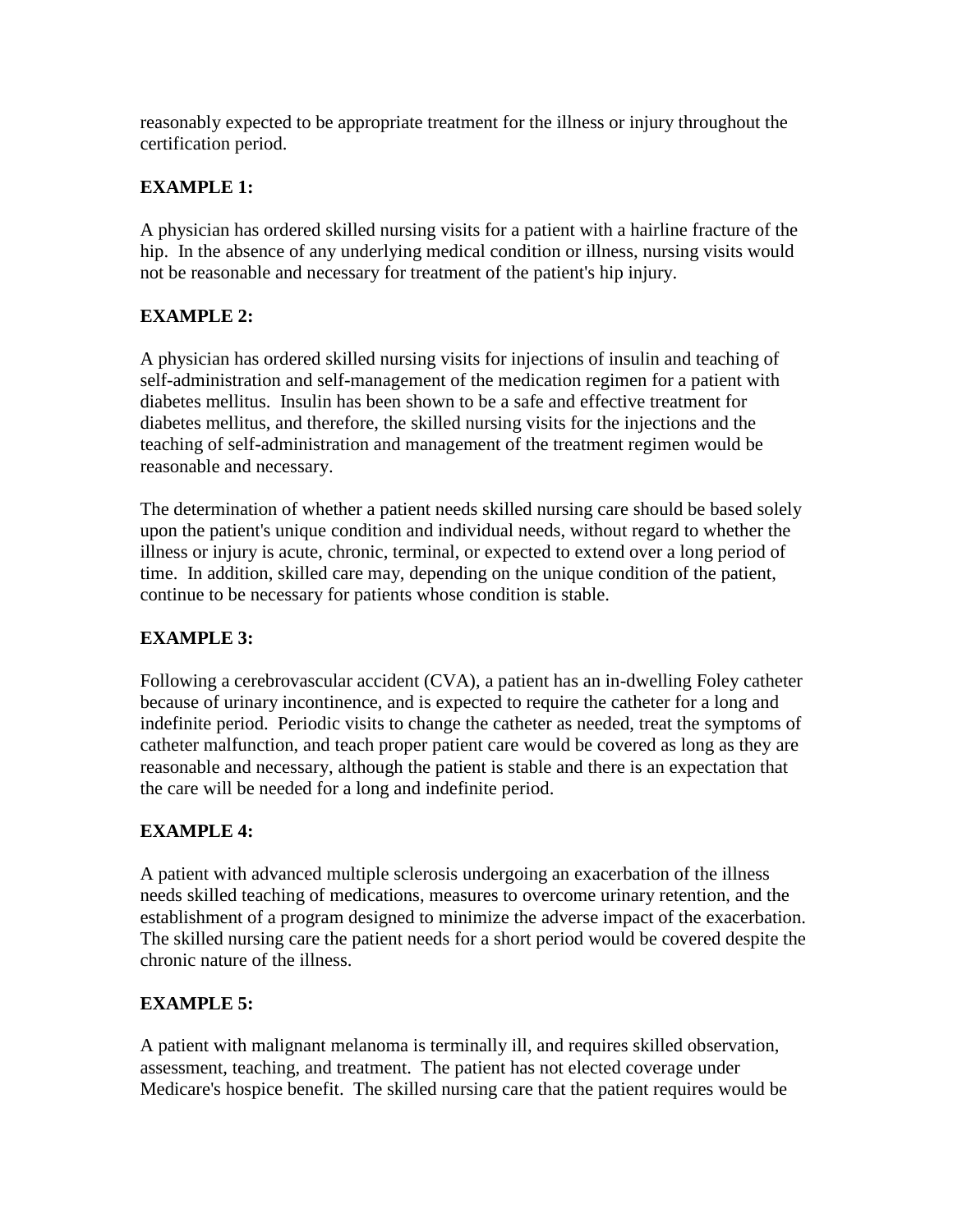reasonably expected to be appropriate treatment for the illness or injury throughout the certification period.

**EXAMPLE 1:**

A physician has ordered skilled nursing visits for a patient with a hairline fracture of the hip. In the absence of any underlying medical condition or illness, nursing visits would not be reasonable and necessary for treatment of the patient's hip injury.

**EXAMPLE 2:**

A physician has ordered skilled nursing visits for injections of insulin and teaching of self-administration and self-management of the medication regimen for a patient with diabetes mellitus. Insulin has been shown to be a safe and effective treatment for diabetes mellitus, and therefore, the skilled nursing visits for the injections and the teaching of self-administration and management of the treatment regimen would be reasonable and necessary.

The determination of whether a patient needs skilled nursing care should be based solely upon the patient's unique condition and individual needs, without regard to whether the illness or injury is acute, chronic, terminal, or expected to extend over a long period of time. In addition, skilled care may, depending on the unique condition of the patient, continue to be necessary for patients whose condition is stable.

**EXAMPLE 3:**

Following a cerebrovascular accident (CVA), a patient has an in-dwelling Foley catheter because of urinary incontinence, and is expected to require the catheter for a long and indefinite period. Periodic visits to change the catheter as needed, treat the symptoms of catheter malfunction, and teach proper patient care would be covered as long as they are reasonable and necessary, although the patient is stable and there is an expectation that the care will be needed for a long and indefinite period.

**EXAMPLE 4:**

A patient with advanced multiple sclerosis undergoing an exacerbation of the illness needs skilled teaching of medications, measures to overcome urinary retention, and the establishment of a program designed to minimize the adverse impact of the exacerbation. The skilled nursing care the patient needs for a short period would be covered despite the chronic nature of the illness.

**EXAMPLE 5:**

A patient with malignant melanoma is terminally ill, and requires skilled observation, assessment, teaching, and treatment. The patient has not elected coverage under Medicare's hospice benefit. The skilled nursing care that the patient requires would be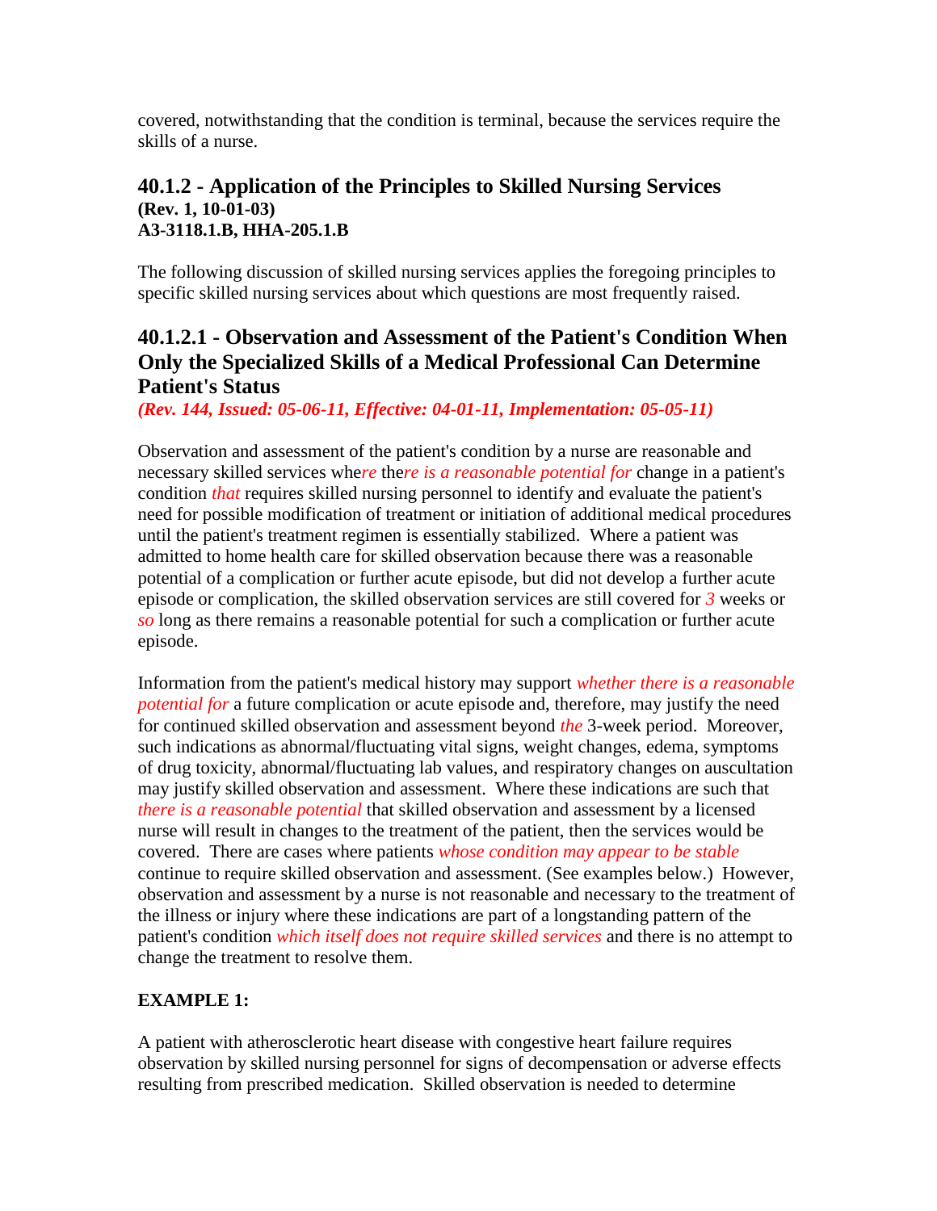covered, notwithstanding that the condition is terminal, because the services require the skills of a nurse.

### 40.1.2 - Application of the Principles to Skilled Nursing Services

**(Rev. 1, 10-01-03)**
**A3-3118.1.B, HHA-205.1.B**

The following discussion of skilled nursing services applies the foregoing principles to specific skilled nursing services about which questions are most frequently raised.

### 40.1.2.1 - Observation and Assessment of the Patient's Condition When Only the Specialized Skills of a Medical Professional Can Determine Patient's Status

***(Rev. 144, Issued: 05-06-11, Effective: 04-01-11, Implementation: 05-05-11)***

Observation and assessment of the patient's condition by a nurse are reasonable and necessary skilled services whe*re* the*re is a reasonable potential for* change in a patient's condition *that* requires skilled nursing personnel to identify and evaluate the patient's need for possible modification of treatment or initiation of additional medical procedures until the patient's treatment regimen is essentially stabilized. Where a patient was admitted to home health care for skilled observation because there was a reasonable potential of a complication or further acute episode, but did not develop a further acute episode or complication, the skilled observation services are still covered for *3* weeks or *so* long as there remains a reasonable potential for such a complication or further acute episode.

Information from the patient's medical history may support *whether there is a reasonable potential for* a future complication or acute episode and, therefore, may justify the need for continued skilled observation and assessment beyond *the* 3-week period. Moreover, such indications as abnormal/fluctuating vital signs, weight changes, edema, symptoms of drug toxicity, abnormal/fluctuating lab values, and respiratory changes on auscultation may justify skilled observation and assessment. Where these indications are such that *there is a reasonable potential* that skilled observation and assessment by a licensed nurse will result in changes to the treatment of the patient, then the services would be covered. There are cases where patients *whose condition may appear to be stable* continue to require skilled observation and assessment. (See examples below.) However, observation and assessment by a nurse is not reasonable and necessary to the treatment of the illness or injury where these indications are part of a longstanding pattern of the patient's condition *which itself does not require skilled services* and there is no attempt to change the treatment to resolve them.

**EXAMPLE 1:**

A patient with atherosclerotic heart disease with congestive heart failure requires observation by skilled nursing personnel for signs of decompensation or adverse effects resulting from prescribed medication. Skilled observation is needed to determine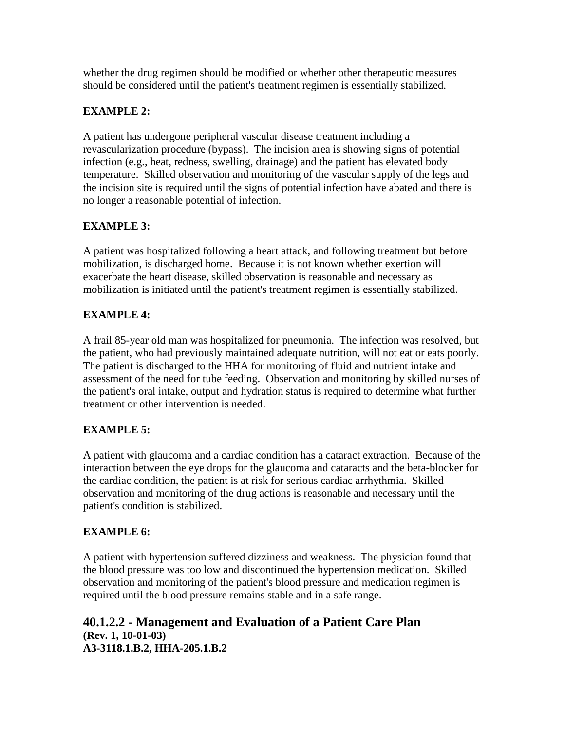whether the drug regimen should be modified or whether other therapeutic measures should be considered until the patient's treatment regimen is essentially stabilized.

**EXAMPLE 2:**

A patient has undergone peripheral vascular disease treatment including a revascularization procedure (bypass). The incision area is showing signs of potential infection (e.g., heat, redness, swelling, drainage) and the patient has elevated body temperature. Skilled observation and monitoring of the vascular supply of the legs and the incision site is required until the signs of potential infection have abated and there is no longer a reasonable potential of infection.

**EXAMPLE 3:**

A patient was hospitalized following a heart attack, and following treatment but before mobilization, is discharged home. Because it is not known whether exertion will exacerbate the heart disease, skilled observation is reasonable and necessary as mobilization is initiated until the patient's treatment regimen is essentially stabilized.

**EXAMPLE 4:**

A frail 85-year old man was hospitalized for pneumonia. The infection was resolved, but the patient, who had previously maintained adequate nutrition, will not eat or eats poorly. The patient is discharged to the HHA for monitoring of fluid and nutrient intake and assessment of the need for tube feeding. Observation and monitoring by skilled nurses of the patient's oral intake, output and hydration status is required to determine what further treatment or other intervention is needed.

**EXAMPLE 5:**

A patient with glaucoma and a cardiac condition has a cataract extraction. Because of the interaction between the eye drops for the glaucoma and cataracts and the beta-blocker for the cardiac condition, the patient is at risk for serious cardiac arrhythmia. Skilled observation and monitoring of the drug actions is reasonable and necessary until the patient's condition is stabilized.

**EXAMPLE 6:**

A patient with hypertension suffered dizziness and weakness. The physician found that the blood pressure was too low and discontinued the hypertension medication. Skilled observation and monitoring of the patient's blood pressure and medication regimen is required until the blood pressure remains stable and in a safe range.

## 40.1.2.2 - Management and Evaluation of a Patient Care Plan

**(Rev. 1, 10-01-03)**
**A3-3118.1.B.2, HHA-205.1.B.2**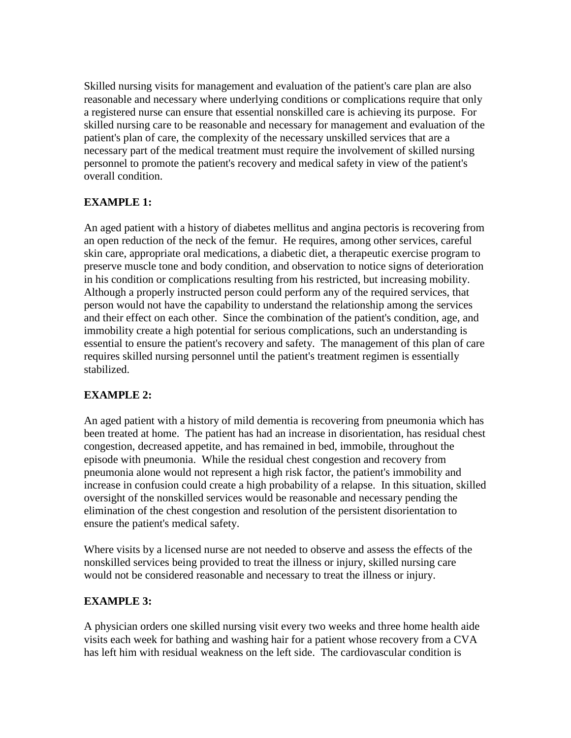Skilled nursing visits for management and evaluation of the patient's care plan are also reasonable and necessary where underlying conditions or complications require that only a registered nurse can ensure that essential nonskilled care is achieving its purpose. For skilled nursing care to be reasonable and necessary for management and evaluation of the patient's plan of care, the complexity of the necessary unskilled services that are a necessary part of the medical treatment must require the involvement of skilled nursing personnel to promote the patient's recovery and medical safety in view of the patient's overall condition.

**EXAMPLE 1:**

An aged patient with a history of diabetes mellitus and angina pectoris is recovering from an open reduction of the neck of the femur. He requires, among other services, careful skin care, appropriate oral medications, a diabetic diet, a therapeutic exercise program to preserve muscle tone and body condition, and observation to notice signs of deterioration in his condition or complications resulting from his restricted, but increasing mobility. Although a properly instructed person could perform any of the required services, that person would not have the capability to understand the relationship among the services and their effect on each other. Since the combination of the patient's condition, age, and immobility create a high potential for serious complications, such an understanding is essential to ensure the patient's recovery and safety. The management of this plan of care requires skilled nursing personnel until the patient's treatment regimen is essentially stabilized.

**EXAMPLE 2:**

An aged patient with a history of mild dementia is recovering from pneumonia which has been treated at home. The patient has had an increase in disorientation, has residual chest congestion, decreased appetite, and has remained in bed, immobile, throughout the episode with pneumonia. While the residual chest congestion and recovery from pneumonia alone would not represent a high risk factor, the patient's immobility and increase in confusion could create a high probability of a relapse. In this situation, skilled oversight of the nonskilled services would be reasonable and necessary pending the elimination of the chest congestion and resolution of the persistent disorientation to ensure the patient's medical safety.

Where visits by a licensed nurse are not needed to observe and assess the effects of the nonskilled services being provided to treat the illness or injury, skilled nursing care would not be considered reasonable and necessary to treat the illness or injury.

**EXAMPLE 3:**

A physician orders one skilled nursing visit every two weeks and three home health aide visits each week for bathing and washing hair for a patient whose recovery from a CVA has left him with residual weakness on the left side. The cardiovascular condition is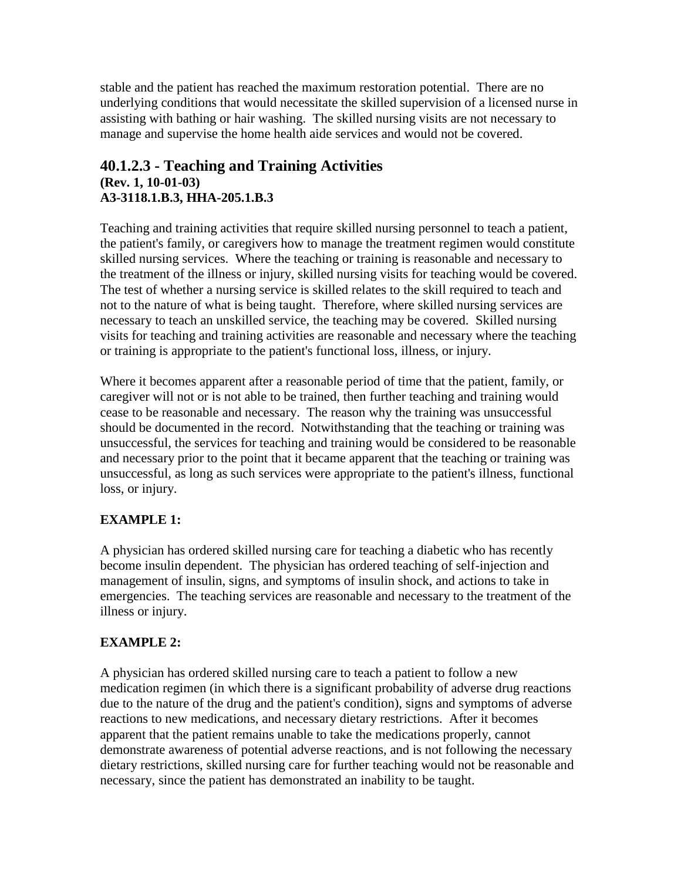stable and the patient has reached the maximum restoration potential. There are no underlying conditions that would necessitate the skilled supervision of a licensed nurse in assisting with bathing or hair washing. The skilled nursing visits are not necessary to manage and supervise the home health aide services and would not be covered.

### 40.1.2.3 - Teaching and Training Activities

**(Rev. 1, 10-01-03)**
**A3-3118.1.B.3, HHA-205.1.B.3**

Teaching and training activities that require skilled nursing personnel to teach a patient, the patient's family, or caregivers how to manage the treatment regimen would constitute skilled nursing services. Where the teaching or training is reasonable and necessary to the treatment of the illness or injury, skilled nursing visits for teaching would be covered. The test of whether a nursing service is skilled relates to the skill required to teach and not to the nature of what is being taught. Therefore, where skilled nursing services are necessary to teach an unskilled service, the teaching may be covered. Skilled nursing visits for teaching and training activities are reasonable and necessary where the teaching or training is appropriate to the patient's functional loss, illness, or injury.

Where it becomes apparent after a reasonable period of time that the patient, family, or caregiver will not or is not able to be trained, then further teaching and training would cease to be reasonable and necessary. The reason why the training was unsuccessful should be documented in the record. Notwithstanding that the teaching or training was unsuccessful, the services for teaching and training would be considered to be reasonable and necessary prior to the point that it became apparent that the teaching or training was unsuccessful, as long as such services were appropriate to the patient's illness, functional loss, or injury.

**EXAMPLE 1:**

A physician has ordered skilled nursing care for teaching a diabetic who has recently become insulin dependent. The physician has ordered teaching of self-injection and management of insulin, signs, and symptoms of insulin shock, and actions to take in emergencies. The teaching services are reasonable and necessary to the treatment of the illness or injury.

**EXAMPLE 2:**

A physician has ordered skilled nursing care to teach a patient to follow a new medication regimen (in which there is a significant probability of adverse drug reactions due to the nature of the drug and the patient's condition), signs and symptoms of adverse reactions to new medications, and necessary dietary restrictions. After it becomes apparent that the patient remains unable to take the medications properly, cannot demonstrate awareness of potential adverse reactions, and is not following the necessary dietary restrictions, skilled nursing care for further teaching would not be reasonable and necessary, since the patient has demonstrated an inability to be taught.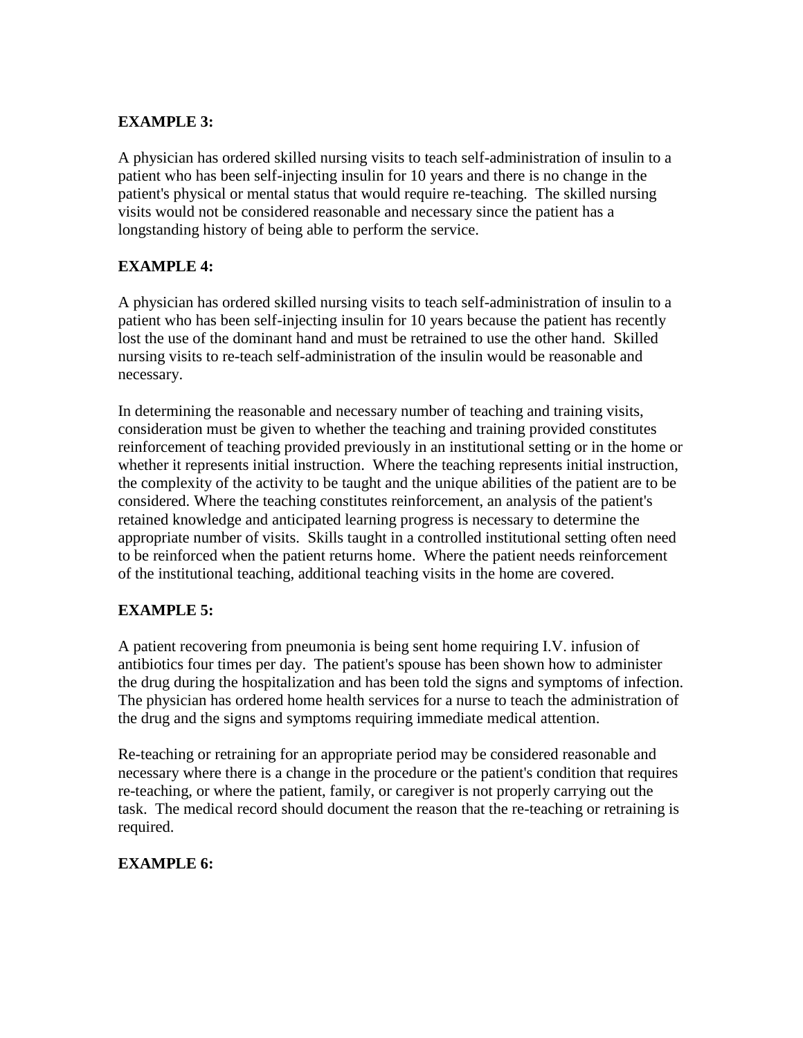**EXAMPLE 3:**

A physician has ordered skilled nursing visits to teach self-administration of insulin to a patient who has been self-injecting insulin for 10 years and there is no change in the patient's physical or mental status that would require re-teaching. The skilled nursing visits would not be considered reasonable and necessary since the patient has a longstanding history of being able to perform the service.

**EXAMPLE 4:**

A physician has ordered skilled nursing visits to teach self-administration of insulin to a patient who has been self-injecting insulin for 10 years because the patient has recently lost the use of the dominant hand and must be retrained to use the other hand. Skilled nursing visits to re-teach self-administration of the insulin would be reasonable and necessary.

In determining the reasonable and necessary number of teaching and training visits, consideration must be given to whether the teaching and training provided constitutes reinforcement of teaching provided previously in an institutional setting or in the home or whether it represents initial instruction. Where the teaching represents initial instruction, the complexity of the activity to be taught and the unique abilities of the patient are to be considered. Where the teaching constitutes reinforcement, an analysis of the patient's retained knowledge and anticipated learning progress is necessary to determine the appropriate number of visits. Skills taught in a controlled institutional setting often need to be reinforced when the patient returns home. Where the patient needs reinforcement of the institutional teaching, additional teaching visits in the home are covered.

**EXAMPLE 5:**

A patient recovering from pneumonia is being sent home requiring I.V. infusion of antibiotics four times per day. The patient's spouse has been shown how to administer the drug during the hospitalization and has been told the signs and symptoms of infection. The physician has ordered home health services for a nurse to teach the administration of the drug and the signs and symptoms requiring immediate medical attention.

Re-teaching or retraining for an appropriate period may be considered reasonable and necessary where there is a change in the procedure or the patient's condition that requires re-teaching, or where the patient, family, or caregiver is not properly carrying out the task. The medical record should document the reason that the re-teaching or retraining is required.

**EXAMPLE 6:**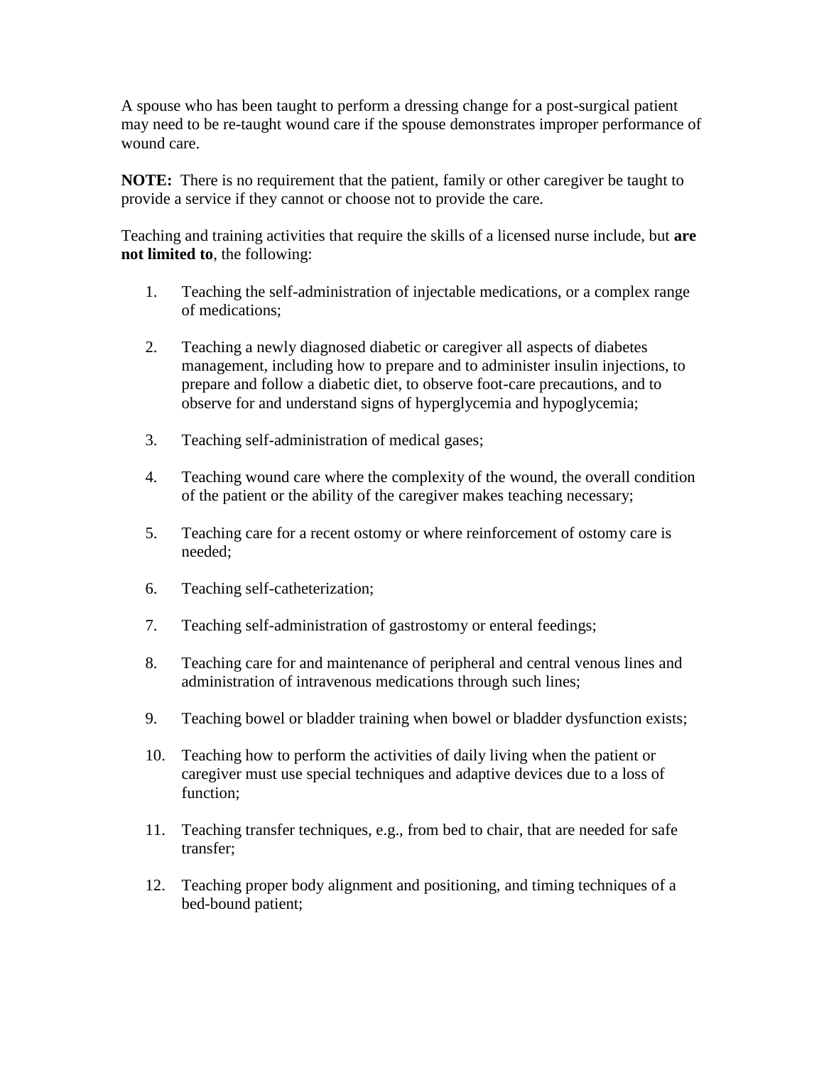A spouse who has been taught to perform a dressing change for a post-surgical patient may need to be re-taught wound care if the spouse demonstrates improper performance of wound care.

**NOTE:** There is no requirement that the patient, family or other caregiver be taught to provide a service if they cannot or choose not to provide the care.

Teaching and training activities that require the skills of a licensed nurse include, but **are not limited to**, the following:

1. Teaching the self-administration of injectable medications, or a complex range of medications;

2. Teaching a newly diagnosed diabetic or caregiver all aspects of diabetes management, including how to prepare and to administer insulin injections, to prepare and follow a diabetic diet, to observe foot-care precautions, and to observe for and understand signs of hyperglycemia and hypoglycemia;

3. Teaching self-administration of medical gases;

4. Teaching wound care where the complexity of the wound, the overall condition of the patient or the ability of the caregiver makes teaching necessary;

5. Teaching care for a recent ostomy or where reinforcement of ostomy care is needed;

6. Teaching self-catheterization;

7. Teaching self-administration of gastrostomy or enteral feedings;

8. Teaching care for and maintenance of peripheral and central venous lines and administration of intravenous medications through such lines;

9. Teaching bowel or bladder training when bowel or bladder dysfunction exists;

10. Teaching how to perform the activities of daily living when the patient or caregiver must use special techniques and adaptive devices due to a loss of function;

11. Teaching transfer techniques, e.g., from bed to chair, that are needed for safe transfer;

12. Teaching proper body alignment and positioning, and timing techniques of a bed-bound patient;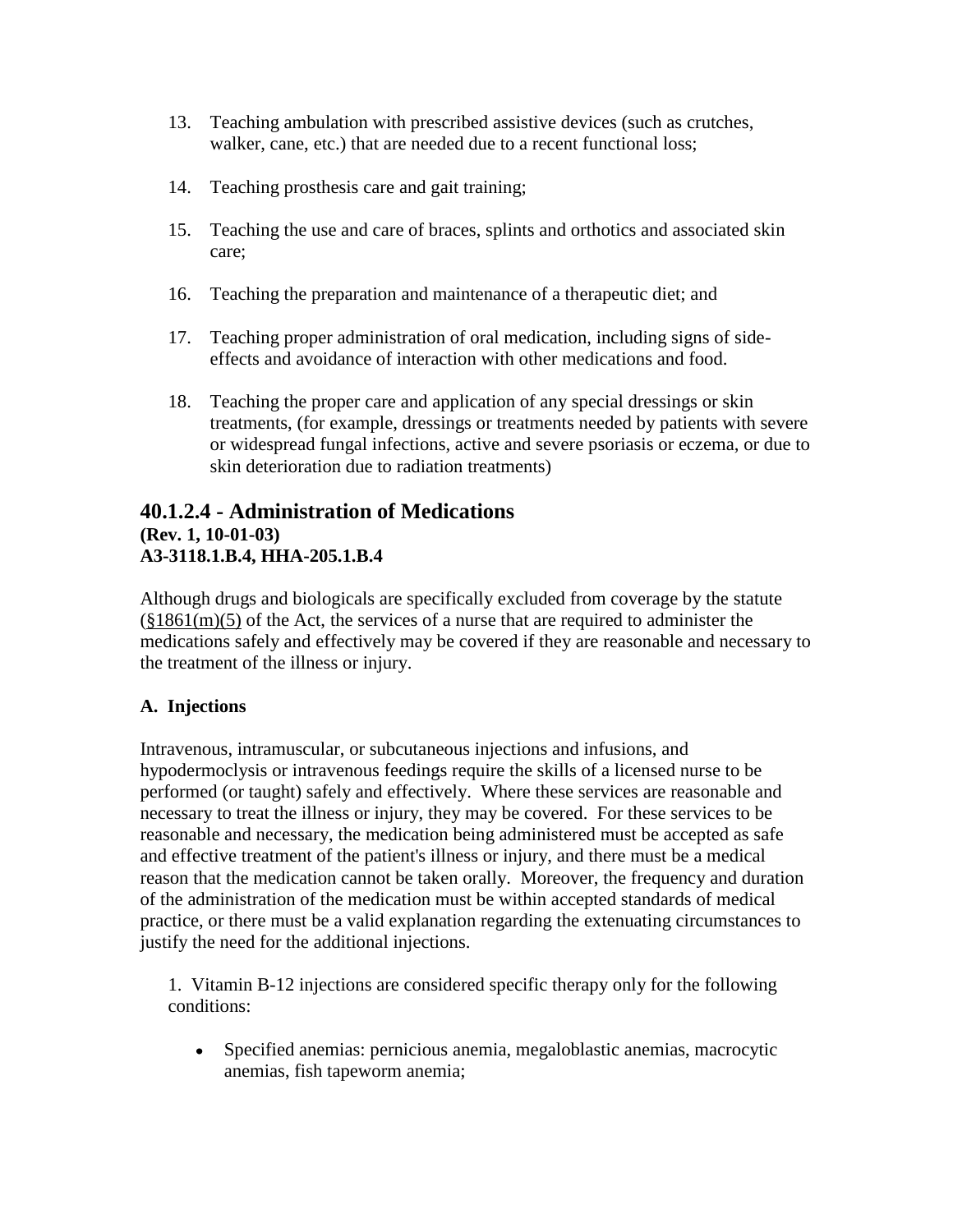13. Teaching ambulation with prescribed assistive devices (such as crutches, walker, cane, etc.) that are needed due to a recent functional loss;

14. Teaching prosthesis care and gait training;

15. Teaching the use and care of braces, splints and orthotics and associated skin care;

16. Teaching the preparation and maintenance of a therapeutic diet; and

17. Teaching proper administration of oral medication, including signs of side-effects and avoidance of interaction with other medications and food.

18. Teaching the proper care and application of any special dressings or skin treatments, (for example, dressings or treatments needed by patients with severe or widespread fungal infections, active and severe psoriasis or eczema, or due to skin deterioration due to radiation treatments)

## 40.1.2.4 - Administration of Medications

**(Rev. 1, 10-01-03)**
**A3-3118.1.B.4, HHA-205.1.B.4**

Although drugs and biologicals are specifically excluded from coverage by the statute (§1861(m)(5) of the Act, the services of a nurse that are required to administer the medications safely and effectively may be covered if they are reasonable and necessary to the treatment of the illness or injury.

**A. Injections**

Intravenous, intramuscular, or subcutaneous injections and infusions, and hypodermoclysis or intravenous feedings require the skills of a licensed nurse to be performed (or taught) safely and effectively. Where these services are reasonable and necessary to treat the illness or injury, they may be covered. For these services to be reasonable and necessary, the medication being administered must be accepted as safe and effective treatment of the patient's illness or injury, and there must be a medical reason that the medication cannot be taken orally. Moreover, the frequency and duration of the administration of the medication must be within accepted standards of medical practice, or there must be a valid explanation regarding the extenuating circumstances to justify the need for the additional injections.

1. Vitamin B-12 injections are considered specific therapy only for the following conditions:

- Specified anemias: pernicious anemia, megaloblastic anemias, macrocytic anemias, fish tapeworm anemia;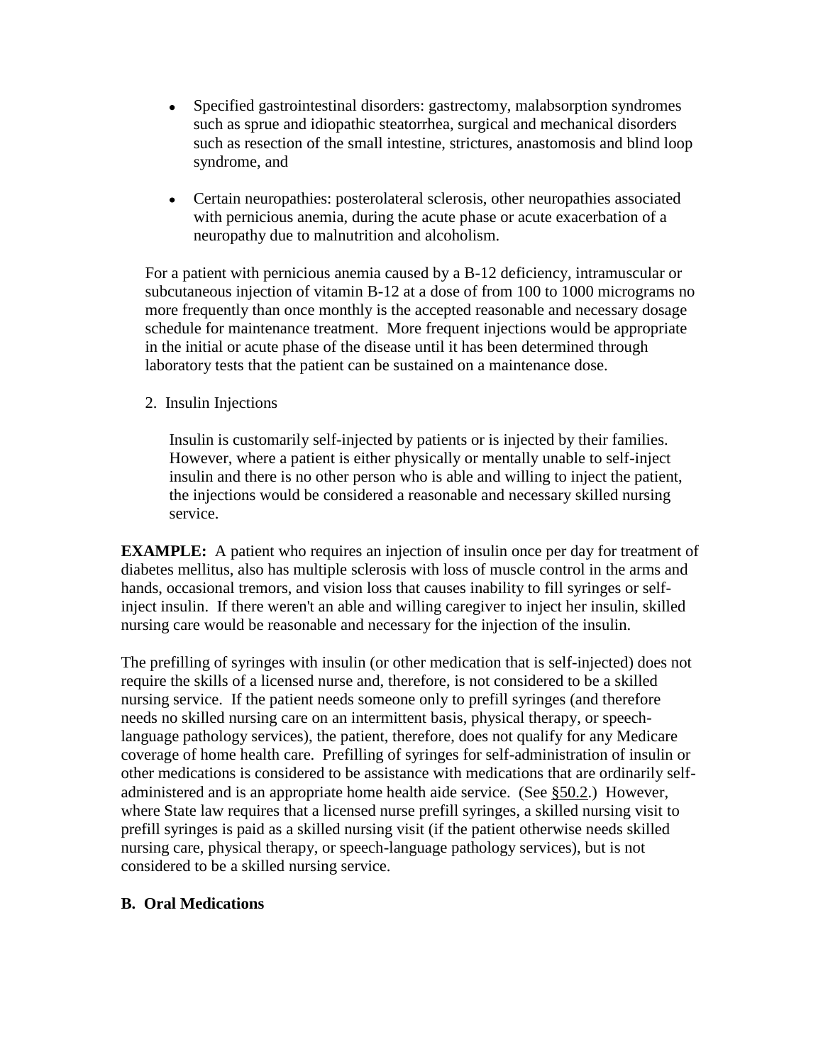- Specified gastrointestinal disorders: gastrectomy, malabsorption syndromes such as sprue and idiopathic steatorrhea, surgical and mechanical disorders such as resection of the small intestine, strictures, anastomosis and blind loop syndrome, and

- Certain neuropathies: posterolateral sclerosis, other neuropathies associated with pernicious anemia, during the acute phase or acute exacerbation of a neuropathy due to malnutrition and alcoholism.

For a patient with pernicious anemia caused by a B-12 deficiency, intramuscular or subcutaneous injection of vitamin B-12 at a dose of from 100 to 1000 micrograms no more frequently than once monthly is the accepted reasonable and necessary dosage schedule for maintenance treatment. More frequent injections would be appropriate in the initial or acute phase of the disease until it has been determined through laboratory tests that the patient can be sustained on a maintenance dose.

2. Insulin Injections

Insulin is customarily self-injected by patients or is injected by their families. However, where a patient is either physically or mentally unable to self-inject insulin and there is no other person who is able and willing to inject the patient, the injections would be considered a reasonable and necessary skilled nursing service.

**EXAMPLE:** A patient who requires an injection of insulin once per day for treatment of diabetes mellitus, also has multiple sclerosis with loss of muscle control in the arms and hands, occasional tremors, and vision loss that causes inability to fill syringes or self-inject insulin. If there weren't an able and willing caregiver to inject her insulin, skilled nursing care would be reasonable and necessary for the injection of the insulin.

The prefilling of syringes with insulin (or other medication that is self-injected) does not require the skills of a licensed nurse and, therefore, is not considered to be a skilled nursing service. If the patient needs someone only to prefill syringes (and therefore needs no skilled nursing care on an intermittent basis, physical therapy, or speech-language pathology services), the patient, therefore, does not qualify for any Medicare coverage of home health care. Prefilling of syringes for self-administration of insulin or other medications is considered to be assistance with medications that are ordinarily self-administered and is an appropriate home health aide service. (See §50.2.) However, where State law requires that a licensed nurse prefill syringes, a skilled nursing visit to prefill syringes is paid as a skilled nursing visit (if the patient otherwise needs skilled nursing care, physical therapy, or speech-language pathology services), but is not considered to be a skilled nursing service.

**B. Oral Medications**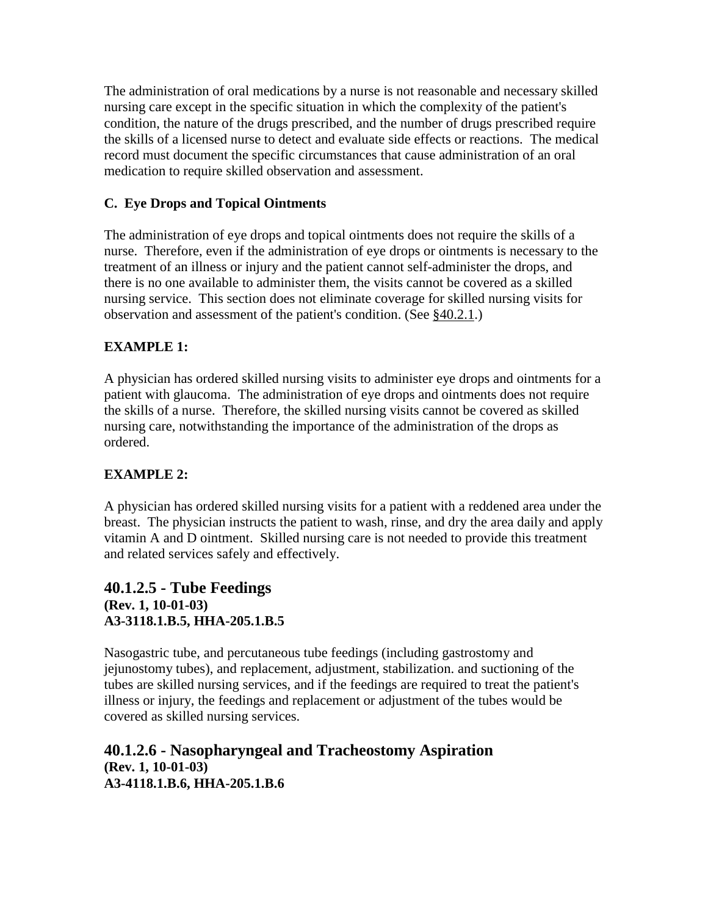The administration of oral medications by a nurse is not reasonable and necessary skilled nursing care except in the specific situation in which the complexity of the patient's condition, the nature of the drugs prescribed, and the number of drugs prescribed require the skills of a licensed nurse to detect and evaluate side effects or reactions. The medical record must document the specific circumstances that cause administration of an oral medication to require skilled observation and assessment.

**C. Eye Drops and Topical Ointments**

The administration of eye drops and topical ointments does not require the skills of a nurse. Therefore, even if the administration of eye drops or ointments is necessary to the treatment of an illness or injury and the patient cannot self-administer the drops, and there is no one available to administer them, the visits cannot be covered as a skilled nursing service. This section does not eliminate coverage for skilled nursing visits for observation and assessment of the patient's condition. (See §40.2.1.)

**EXAMPLE 1:**

A physician has ordered skilled nursing visits to administer eye drops and ointments for a patient with glaucoma. The administration of eye drops and ointments does not require the skills of a nurse. Therefore, the skilled nursing visits cannot be covered as skilled nursing care, notwithstanding the importance of the administration of the drops as ordered.

**EXAMPLE 2:**

A physician has ordered skilled nursing visits for a patient with a reddened area under the breast. The physician instructs the patient to wash, rinse, and dry the area daily and apply vitamin A and D ointment. Skilled nursing care is not needed to provide this treatment and related services safely and effectively.

## 40.1.2.5 - Tube Feedings

**(Rev. 1, 10-01-03)**
**A3-3118.1.B.5, HHA-205.1.B.5**

Nasogastric tube, and percutaneous tube feedings (including gastrostomy and jejunostomy tubes), and replacement, adjustment, stabilization. and suctioning of the tubes are skilled nursing services, and if the feedings are required to treat the patient's illness or injury, the feedings and replacement or adjustment of the tubes would be covered as skilled nursing services.

## 40.1.2.6 - Nasopharyngeal and Tracheostomy Aspiration

**(Rev. 1, 10-01-03)**
**A3-4118.1.B.6, HHA-205.1.B.6**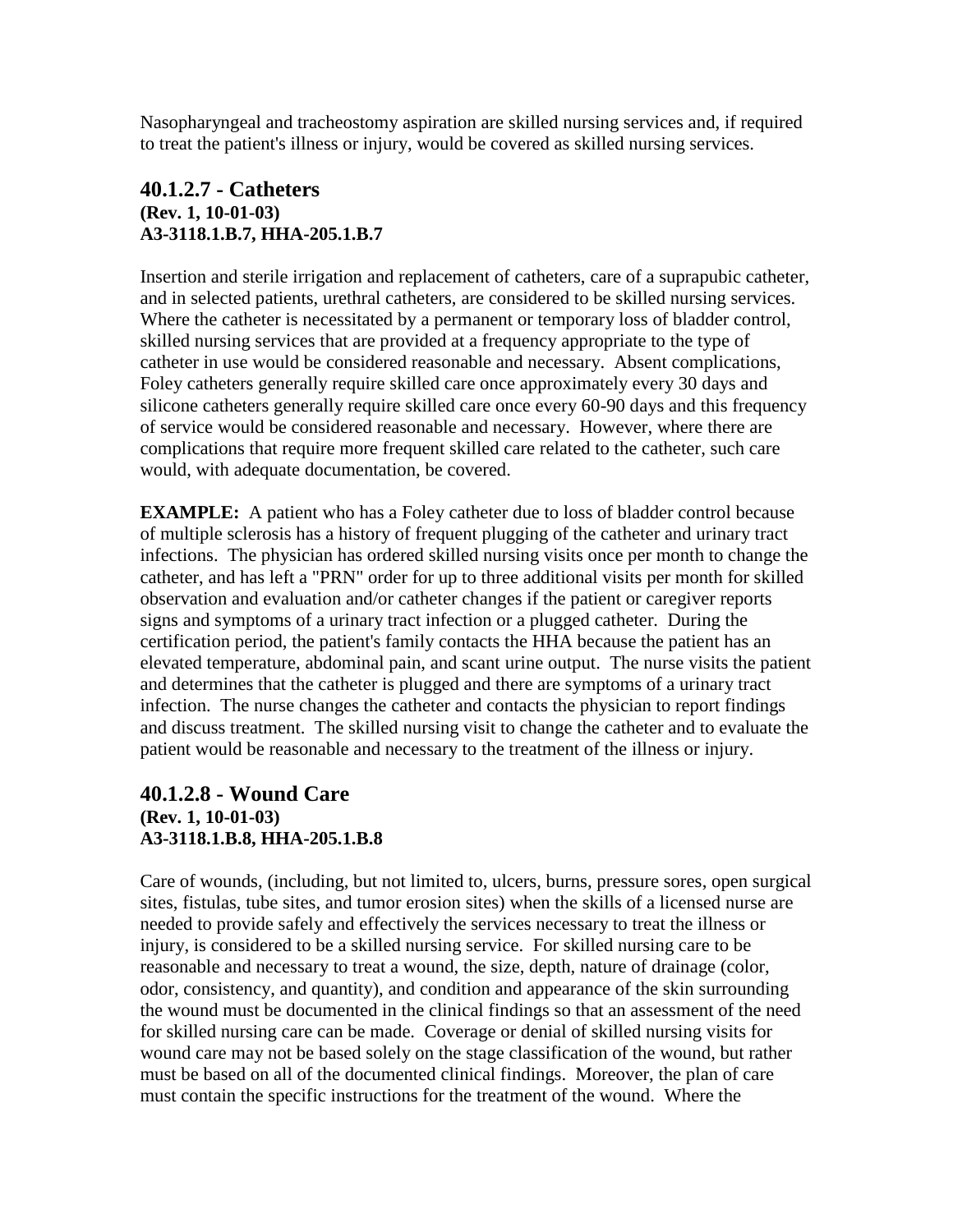Nasopharyngeal and tracheostomy aspiration are skilled nursing services and, if required to treat the patient's illness or injury, would be covered as skilled nursing services.

### 40.1.2.7 - Catheters

**(Rev. 1, 10-01-03)**
**A3-3118.1.B.7, HHA-205.1.B.7**

Insertion and sterile irrigation and replacement of catheters, care of a suprapubic catheter, and in selected patients, urethral catheters, are considered to be skilled nursing services. Where the catheter is necessitated by a permanent or temporary loss of bladder control, skilled nursing services that are provided at a frequency appropriate to the type of catheter in use would be considered reasonable and necessary. Absent complications, Foley catheters generally require skilled care once approximately every 30 days and silicone catheters generally require skilled care once every 60-90 days and this frequency of service would be considered reasonable and necessary. However, where there are complications that require more frequent skilled care related to the catheter, such care would, with adequate documentation, be covered.

**EXAMPLE:** A patient who has a Foley catheter due to loss of bladder control because of multiple sclerosis has a history of frequent plugging of the catheter and urinary tract infections. The physician has ordered skilled nursing visits once per month to change the catheter, and has left a "PRN" order for up to three additional visits per month for skilled observation and evaluation and/or catheter changes if the patient or caregiver reports signs and symptoms of a urinary tract infection or a plugged catheter. During the certification period, the patient's family contacts the HHA because the patient has an elevated temperature, abdominal pain, and scant urine output. The nurse visits the patient and determines that the catheter is plugged and there are symptoms of a urinary tract infection. The nurse changes the catheter and contacts the physician to report findings and discuss treatment. The skilled nursing visit to change the catheter and to evaluate the patient would be reasonable and necessary to the treatment of the illness or injury.

### 40.1.2.8 - Wound Care

**(Rev. 1, 10-01-03)**
**A3-3118.1.B.8, HHA-205.1.B.8**

Care of wounds, (including, but not limited to, ulcers, burns, pressure sores, open surgical sites, fistulas, tube sites, and tumor erosion sites) when the skills of a licensed nurse are needed to provide safely and effectively the services necessary to treat the illness or injury, is considered to be a skilled nursing service. For skilled nursing care to be reasonable and necessary to treat a wound, the size, depth, nature of drainage (color, odor, consistency, and quantity), and condition and appearance of the skin surrounding the wound must be documented in the clinical findings so that an assessment of the need for skilled nursing care can be made. Coverage or denial of skilled nursing visits for wound care may not be based solely on the stage classification of the wound, but rather must be based on all of the documented clinical findings. Moreover, the plan of care must contain the specific instructions for the treatment of the wound. Where the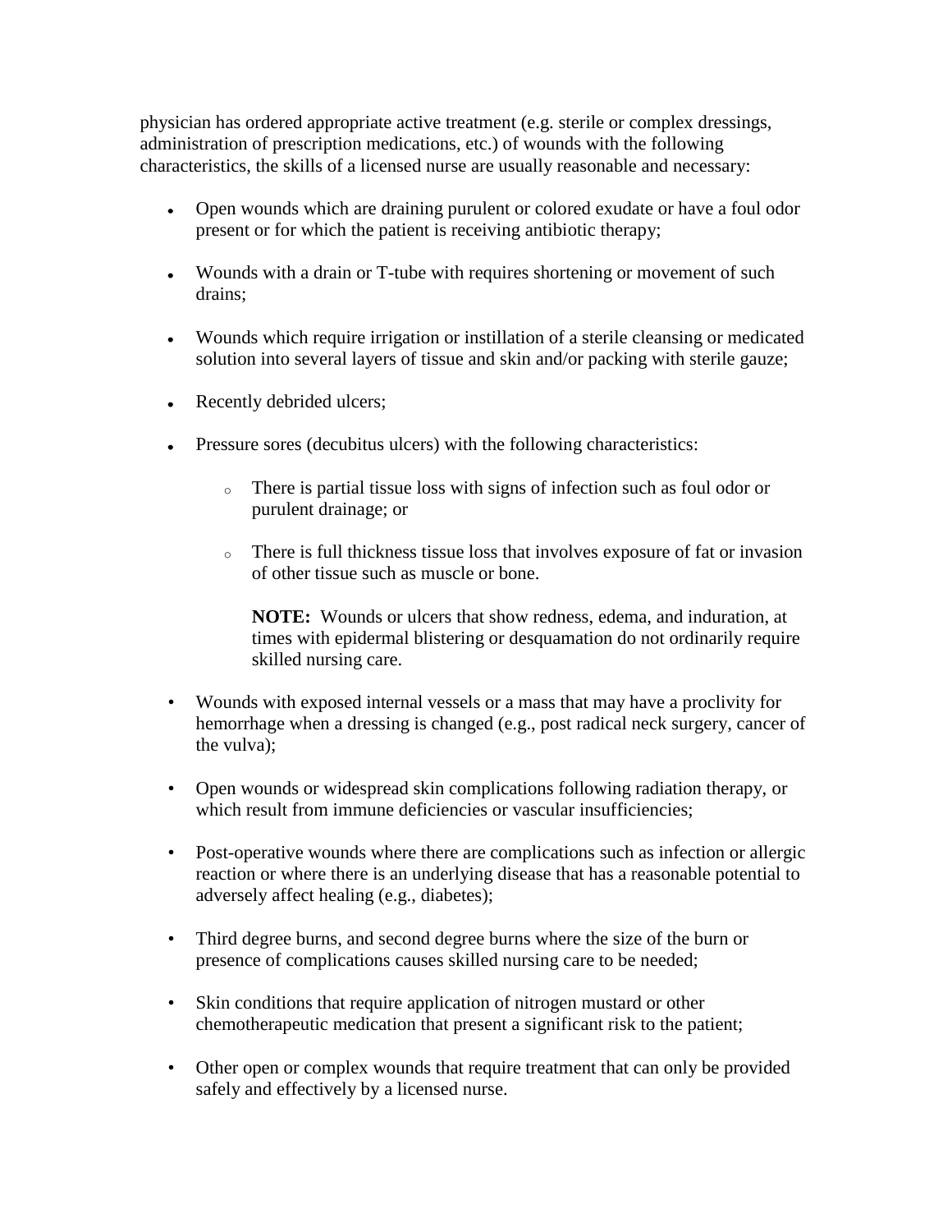physician has ordered appropriate active treatment (e.g. sterile or complex dressings, administration of prescription medications, etc.) of wounds with the following characteristics, the skills of a licensed nurse are usually reasonable and necessary:

- Open wounds which are draining purulent or colored exudate or have a foul odor present or for which the patient is receiving antibiotic therapy;
- Wounds with a drain or T-tube with requires shortening or movement of such drains;
- Wounds which require irrigation or instillation of a sterile cleansing or medicated solution into several layers of tissue and skin and/or packing with sterile gauze;
- Recently debrided ulcers;
- Pressure sores (decubitus ulcers) with the following characteristics:
  - There is partial tissue loss with signs of infection such as foul odor or purulent drainage; or
  - There is full thickness tissue loss that involves exposure of fat or invasion of other tissue such as muscle or bone.

    **NOTE:** Wounds or ulcers that show redness, edema, and induration, at times with epidermal blistering or desquamation do not ordinarily require skilled nursing care.
- Wounds with exposed internal vessels or a mass that may have a proclivity for hemorrhage when a dressing is changed (e.g., post radical neck surgery, cancer of the vulva);
- Open wounds or widespread skin complications following radiation therapy, or which result from immune deficiencies or vascular insufficiencies;
- Post-operative wounds where there are complications such as infection or allergic reaction or where there is an underlying disease that has a reasonable potential to adversely affect healing (e.g., diabetes);
- Third degree burns, and second degree burns where the size of the burn or presence of complications causes skilled nursing care to be needed;
- Skin conditions that require application of nitrogen mustard or other chemotherapeutic medication that present a significant risk to the patient;
- Other open or complex wounds that require treatment that can only be provided safely and effectively by a licensed nurse.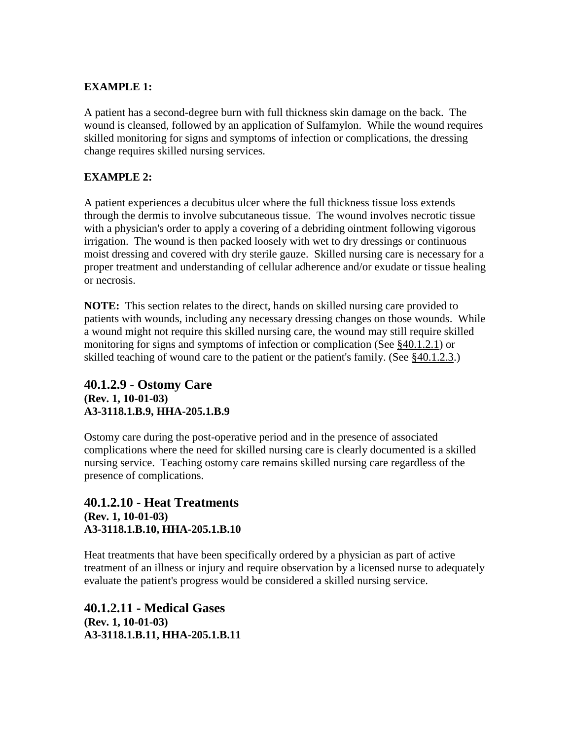**EXAMPLE 1:**

A patient has a second-degree burn with full thickness skin damage on the back. The wound is cleansed, followed by an application of Sulfamylon. While the wound requires skilled monitoring for signs and symptoms of infection or complications, the dressing change requires skilled nursing services.

**EXAMPLE 2:**

A patient experiences a decubitus ulcer where the full thickness tissue loss extends through the dermis to involve subcutaneous tissue. The wound involves necrotic tissue with a physician's order to apply a covering of a debriding ointment following vigorous irrigation. The wound is then packed loosely with wet to dry dressings or continuous moist dressing and covered with dry sterile gauze. Skilled nursing care is necessary for a proper treatment and understanding of cellular adherence and/or exudate or tissue healing or necrosis.

**NOTE:** This section relates to the direct, hands on skilled nursing care provided to patients with wounds, including any necessary dressing changes on those wounds. While a wound might not require this skilled nursing care, the wound may still require skilled monitoring for signs and symptoms of infection or complication (See §40.1.2.1) or skilled teaching of wound care to the patient or the patient's family. (See §40.1.2.3.)

## 40.1.2.9 - Ostomy Care

**(Rev. 1, 10-01-03)**
**A3-3118.1.B.9, HHA-205.1.B.9**

Ostomy care during the post-operative period and in the presence of associated complications where the need for skilled nursing care is clearly documented is a skilled nursing service. Teaching ostomy care remains skilled nursing care regardless of the presence of complications.

## 40.1.2.10 - Heat Treatments

**(Rev. 1, 10-01-03)**
**A3-3118.1.B.10, HHA-205.1.B.10**

Heat treatments that have been specifically ordered by a physician as part of active treatment of an illness or injury and require observation by a licensed nurse to adequately evaluate the patient's progress would be considered a skilled nursing service.

## 40.1.2.11 - Medical Gases

**(Rev. 1, 10-01-03)**
**A3-3118.1.B.11, HHA-205.1.B.11**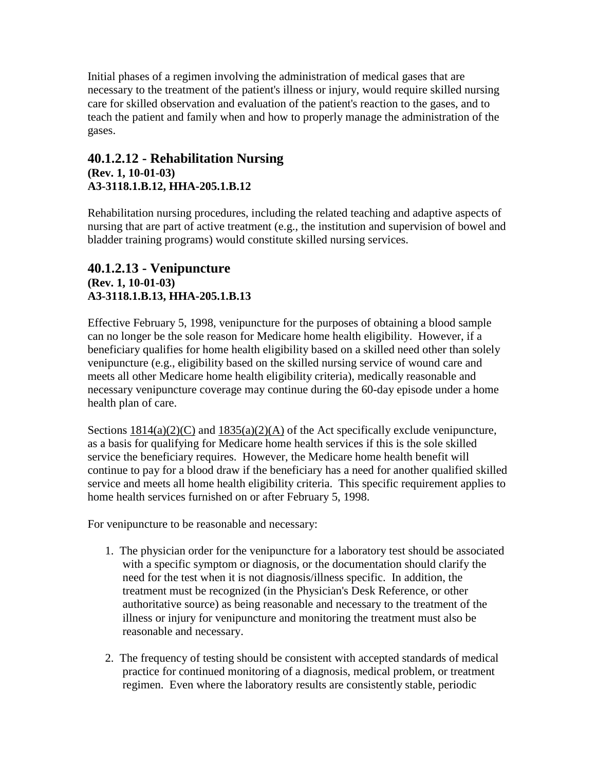Initial phases of a regimen involving the administration of medical gases that are necessary to the treatment of the patient's illness or injury, would require skilled nursing care for skilled observation and evaluation of the patient's reaction to the gases, and to teach the patient and family when and how to properly manage the administration of the gases.

## 40.1.2.12 - Rehabilitation Nursing

**(Rev. 1, 10-01-03)**
**A3-3118.1.B.12, HHA-205.1.B.12**

Rehabilitation nursing procedures, including the related teaching and adaptive aspects of nursing that are part of active treatment (e.g., the institution and supervision of bowel and bladder training programs) would constitute skilled nursing services.

## 40.1.2.13 - Venipuncture

**(Rev. 1, 10-01-03)**
**A3-3118.1.B.13, HHA-205.1.B.13**

Effective February 5, 1998, venipuncture for the purposes of obtaining a blood sample can no longer be the sole reason for Medicare home health eligibility. However, if a beneficiary qualifies for home health eligibility based on a skilled need other than solely venipuncture (e.g., eligibility based on the skilled nursing service of wound care and meets all other Medicare home health eligibility criteria), medically reasonable and necessary venipuncture coverage may continue during the 60-day episode under a home health plan of care.

Sections 1814(a)(2)(C) and 1835(a)(2)(A) of the Act specifically exclude venipuncture, as a basis for qualifying for Medicare home health services if this is the sole skilled service the beneficiary requires. However, the Medicare home health benefit will continue to pay for a blood draw if the beneficiary has a need for another qualified skilled service and meets all home health eligibility criteria. This specific requirement applies to home health services furnished on or after February 5, 1998.

For venipuncture to be reasonable and necessary:

1. The physician order for the venipuncture for a laboratory test should be associated with a specific symptom or diagnosis, or the documentation should clarify the need for the test when it is not diagnosis/illness specific. In addition, the treatment must be recognized (in the Physician's Desk Reference, or other authoritative source) as being reasonable and necessary to the treatment of the illness or injury for venipuncture and monitoring the treatment must also be reasonable and necessary.

2. The frequency of testing should be consistent with accepted standards of medical practice for continued monitoring of a diagnosis, medical problem, or treatment regimen. Even where the laboratory results are consistently stable, periodic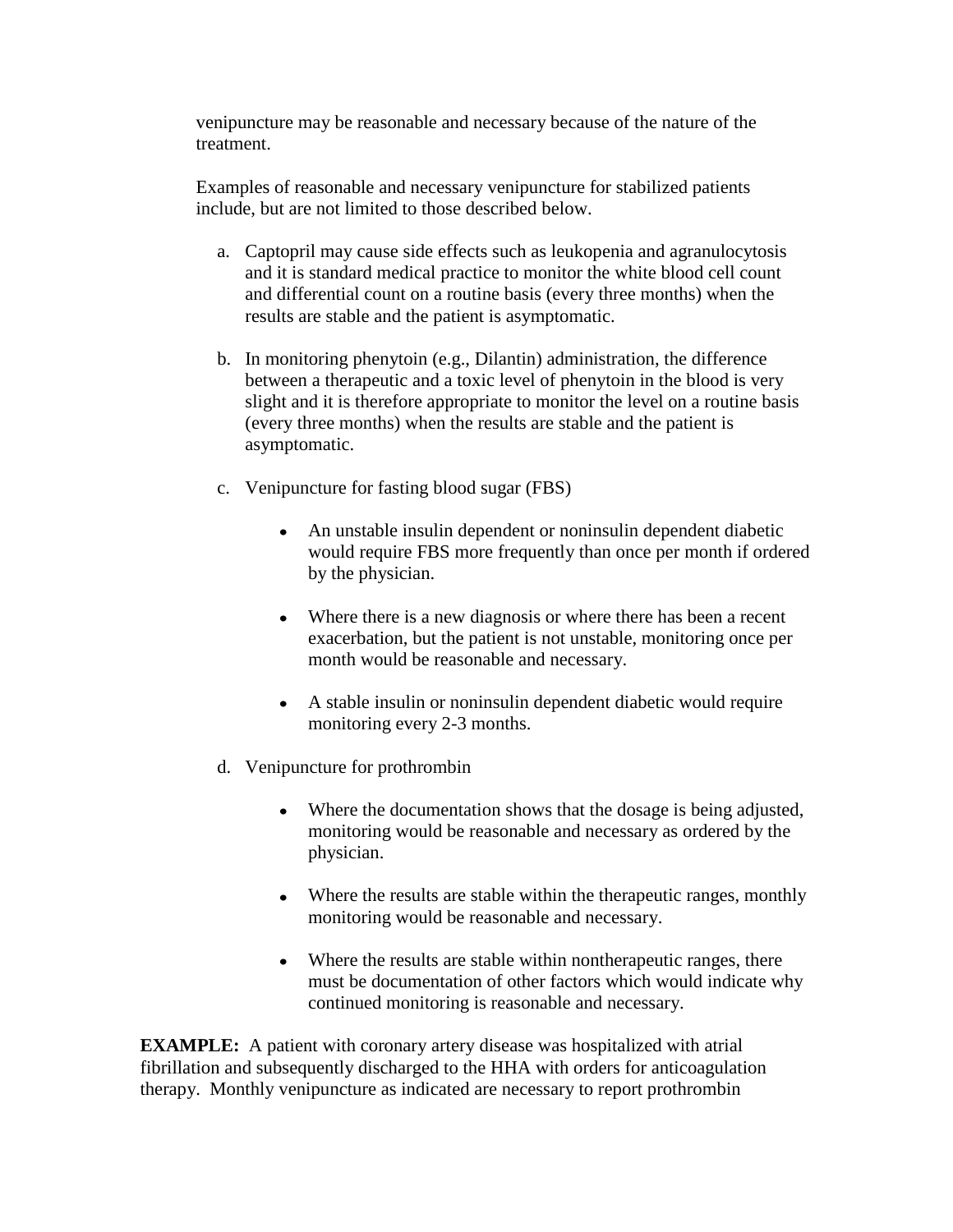venipuncture may be reasonable and necessary because of the nature of the treatment.

Examples of reasonable and necessary venipuncture for stabilized patients include, but are not limited to those described below.

a. Captopril may cause side effects such as leukopenia and agranulocytosis and it is standard medical practice to monitor the white blood cell count and differential count on a routine basis (every three months) when the results are stable and the patient is asymptomatic.

b. In monitoring phenytoin (e.g., Dilantin) administration, the difference between a therapeutic and a toxic level of phenytoin in the blood is very slight and it is therefore appropriate to monitor the level on a routine basis (every three months) when the results are stable and the patient is asymptomatic.

c. Venipuncture for fasting blood sugar (FBS)

   - An unstable insulin dependent or noninsulin dependent diabetic would require FBS more frequently than once per month if ordered by the physician.

   - Where there is a new diagnosis or where there has been a recent exacerbation, but the patient is not unstable, monitoring once per month would be reasonable and necessary.

   - A stable insulin or noninsulin dependent diabetic would require monitoring every 2-3 months.

d. Venipuncture for prothrombin

   - Where the documentation shows that the dosage is being adjusted, monitoring would be reasonable and necessary as ordered by the physician.

   - Where the results are stable within the therapeutic ranges, monthly monitoring would be reasonable and necessary.

   - Where the results are stable within nontherapeutic ranges, there must be documentation of other factors which would indicate why continued monitoring is reasonable and necessary.

**EXAMPLE:** A patient with coronary artery disease was hospitalized with atrial fibrillation and subsequently discharged to the HHA with orders for anticoagulation therapy. Monthly venipuncture as indicated are necessary to report prothrombin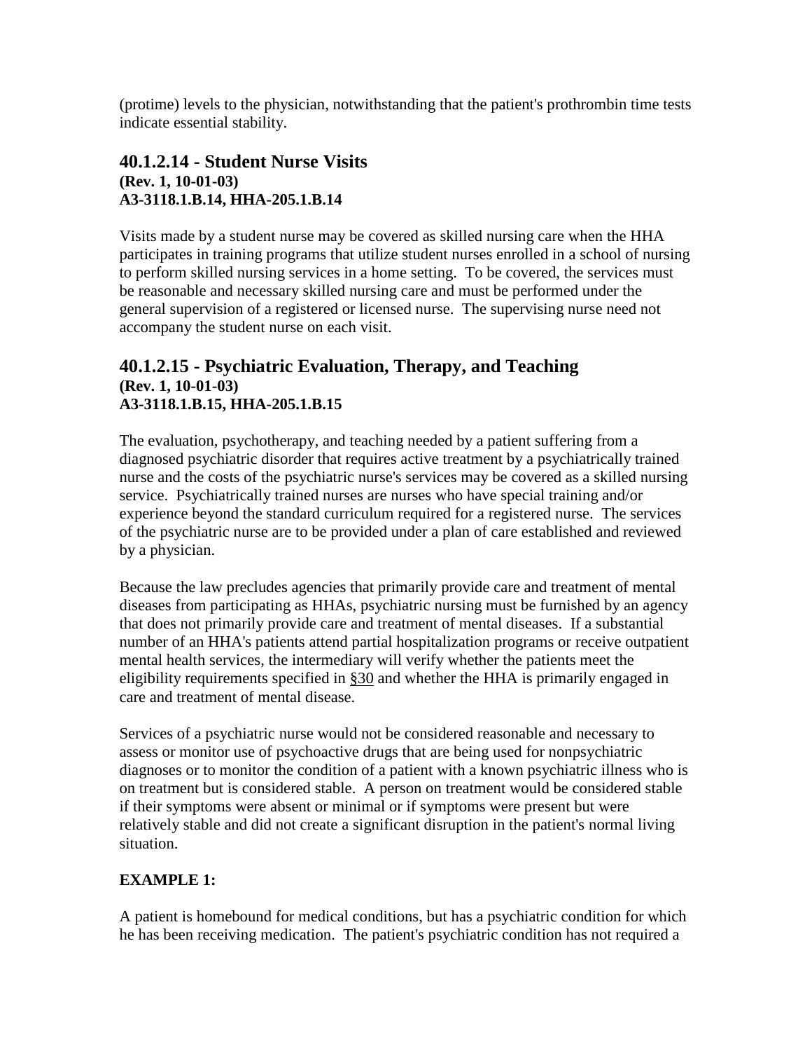(protime) levels to the physician, notwithstanding that the patient's prothrombin time tests indicate essential stability.

## 40.1.2.14 - Student Nurse Visits

**(Rev. 1, 10-01-03)**
**A3-3118.1.B.14, HHA-205.1.B.14**

Visits made by a student nurse may be covered as skilled nursing care when the HHA participates in training programs that utilize student nurses enrolled in a school of nursing to perform skilled nursing services in a home setting. To be covered, the services must be reasonable and necessary skilled nursing care and must be performed under the general supervision of a registered or licensed nurse. The supervising nurse need not accompany the student nurse on each visit.

## 40.1.2.15 - Psychiatric Evaluation, Therapy, and Teaching

**(Rev. 1, 10-01-03)**
**A3-3118.1.B.15, HHA-205.1.B.15**

The evaluation, psychotherapy, and teaching needed by a patient suffering from a diagnosed psychiatric disorder that requires active treatment by a psychiatrically trained nurse and the costs of the psychiatric nurse's services may be covered as a skilled nursing service. Psychiatrically trained nurses are nurses who have special training and/or experience beyond the standard curriculum required for a registered nurse. The services of the psychiatric nurse are to be provided under a plan of care established and reviewed by a physician.

Because the law precludes agencies that primarily provide care and treatment of mental diseases from participating as HHAs, psychiatric nursing must be furnished by an agency that does not primarily provide care and treatment of mental diseases. If a substantial number of an HHA's patients attend partial hospitalization programs or receive outpatient mental health services, the intermediary will verify whether the patients meet the eligibility requirements specified in §30 and whether the HHA is primarily engaged in care and treatment of mental disease.

Services of a psychiatric nurse would not be considered reasonable and necessary to assess or monitor use of psychoactive drugs that are being used for nonpsychiatric diagnoses or to monitor the condition of a patient with a known psychiatric illness who is on treatment but is considered stable. A person on treatment would be considered stable if their symptoms were absent or minimal or if symptoms were present but were relatively stable and did not create a significant disruption in the patient's normal living situation.

**EXAMPLE 1:**

A patient is homebound for medical conditions, but has a psychiatric condition for which he has been receiving medication. The patient's psychiatric condition has not required a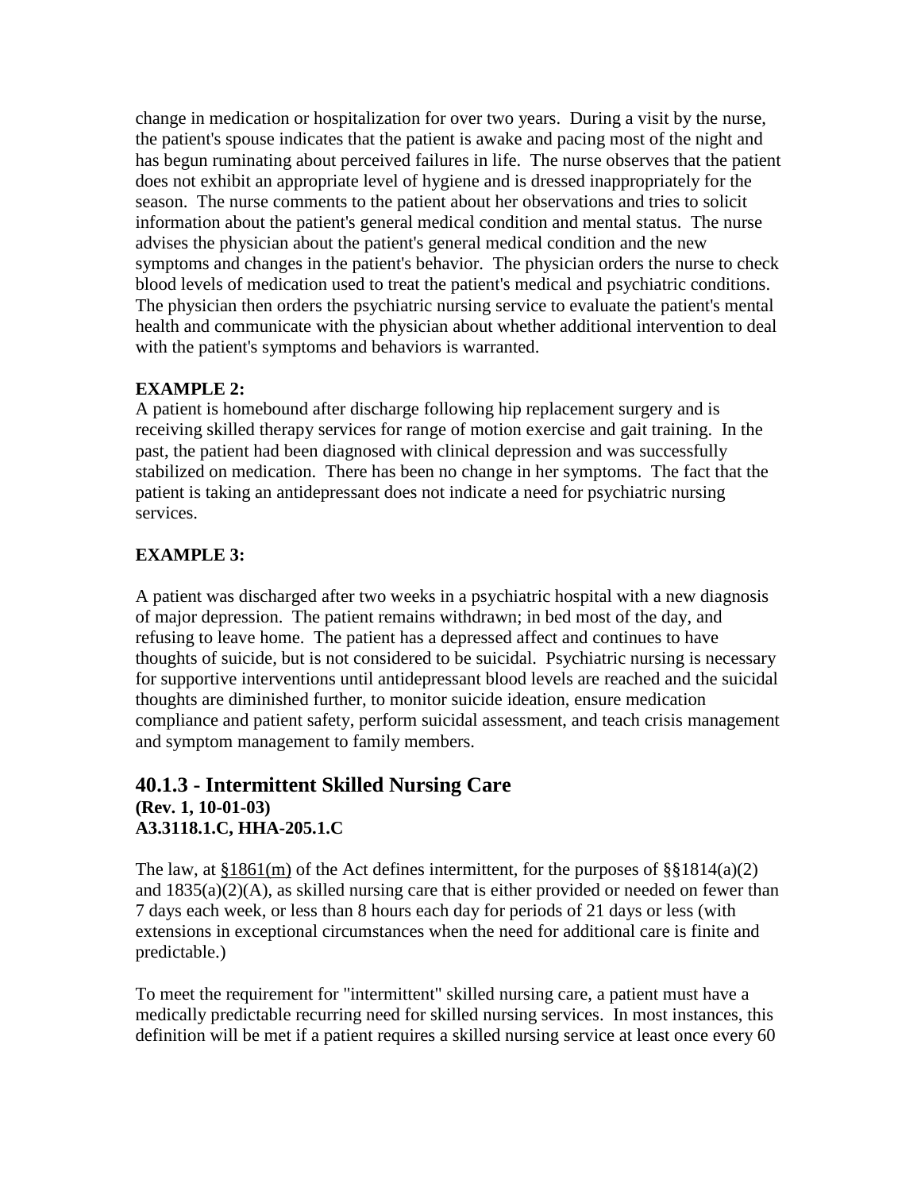change in medication or hospitalization for over two years. During a visit by the nurse, the patient's spouse indicates that the patient is awake and pacing most of the night and has begun ruminating about perceived failures in life. The nurse observes that the patient does not exhibit an appropriate level of hygiene and is dressed inappropriately for the season. The nurse comments to the patient about her observations and tries to solicit information about the patient's general medical condition and mental status. The nurse advises the physician about the patient's general medical condition and the new symptoms and changes in the patient's behavior. The physician orders the nurse to check blood levels of medication used to treat the patient's medical and psychiatric conditions. The physician then orders the psychiatric nursing service to evaluate the patient's mental health and communicate with the physician about whether additional intervention to deal with the patient's symptoms and behaviors is warranted.

**EXAMPLE 2:**
A patient is homebound after discharge following hip replacement surgery and is receiving skilled therapy services for range of motion exercise and gait training. In the past, the patient had been diagnosed with clinical depression and was successfully stabilized on medication. There has been no change in her symptoms. The fact that the patient is taking an antidepressant does not indicate a need for psychiatric nursing services.

**EXAMPLE 3:**

A patient was discharged after two weeks in a psychiatric hospital with a new diagnosis of major depression. The patient remains withdrawn; in bed most of the day, and refusing to leave home. The patient has a depressed affect and continues to have thoughts of suicide, but is not considered to be suicidal. Psychiatric nursing is necessary for supportive interventions until antidepressant blood levels are reached and the suicidal thoughts are diminished further, to monitor suicide ideation, ensure medication compliance and patient safety, perform suicidal assessment, and teach crisis management and symptom management to family members.

## 40.1.3 - Intermittent Skilled Nursing Care
**(Rev. 1, 10-01-03)**
**A3.3118.1.C, HHA-205.1.C**

The law, at §1861(m) of the Act defines intermittent, for the purposes of §§1814(a)(2) and 1835(a)(2)(A), as skilled nursing care that is either provided or needed on fewer than 7 days each week, or less than 8 hours each day for periods of 21 days or less (with extensions in exceptional circumstances when the need for additional care is finite and predictable.)

To meet the requirement for "intermittent" skilled nursing care, a patient must have a medically predictable recurring need for skilled nursing services. In most instances, this definition will be met if a patient requires a skilled nursing service at least once every 60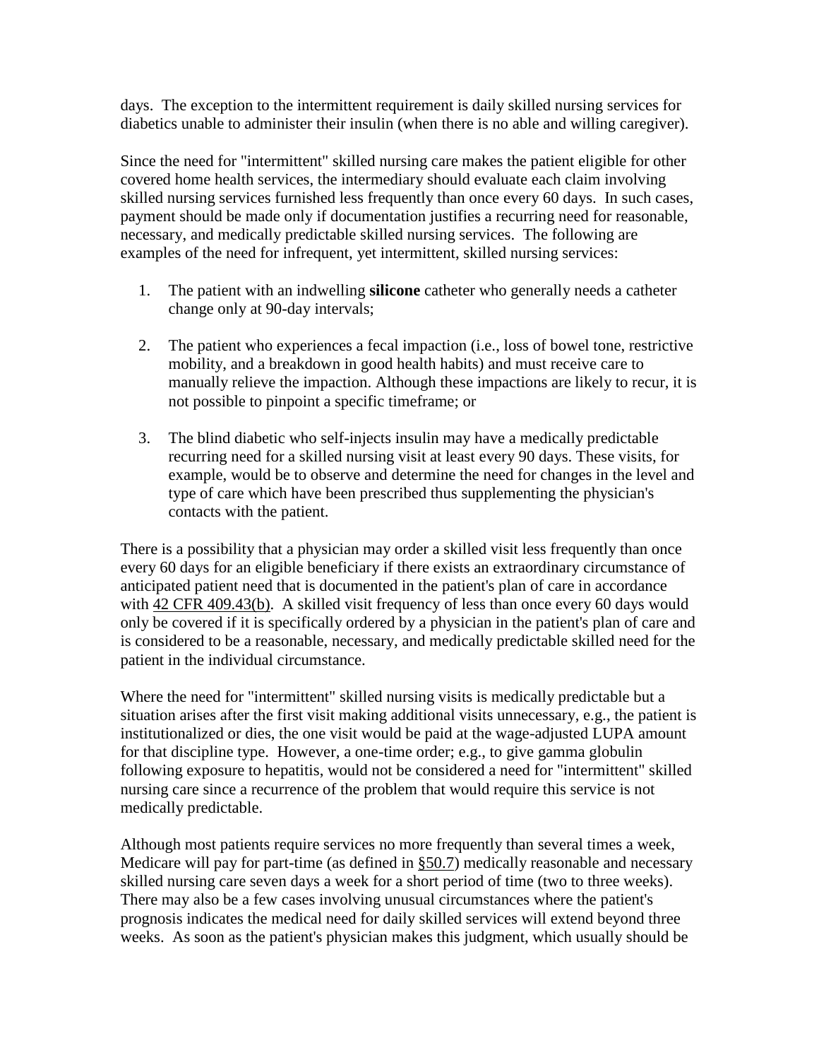days. The exception to the intermittent requirement is daily skilled nursing services for diabetics unable to administer their insulin (when there is no able and willing caregiver).

Since the need for "intermittent" skilled nursing care makes the patient eligible for other covered home health services, the intermediary should evaluate each claim involving skilled nursing services furnished less frequently than once every 60 days. In such cases, payment should be made only if documentation justifies a recurring need for reasonable, necessary, and medically predictable skilled nursing services. The following are examples of the need for infrequent, yet intermittent, skilled nursing services:

1. The patient with an indwelling **silicone** catheter who generally needs a catheter change only at 90-day intervals;

2. The patient who experiences a fecal impaction (i.e., loss of bowel tone, restrictive mobility, and a breakdown in good health habits) and must receive care to manually relieve the impaction. Although these impactions are likely to recur, it is not possible to pinpoint a specific timeframe; or

3. The blind diabetic who self-injects insulin may have a medically predictable recurring need for a skilled nursing visit at least every 90 days. These visits, for example, would be to observe and determine the need for changes in the level and type of care which have been prescribed thus supplementing the physician's contacts with the patient.

There is a possibility that a physician may order a skilled visit less frequently than once every 60 days for an eligible beneficiary if there exists an extraordinary circumstance of anticipated patient need that is documented in the patient's plan of care in accordance with 42 CFR 409.43(b). A skilled visit frequency of less than once every 60 days would only be covered if it is specifically ordered by a physician in the patient's plan of care and is considered to be a reasonable, necessary, and medically predictable skilled need for the patient in the individual circumstance.

Where the need for "intermittent" skilled nursing visits is medically predictable but a situation arises after the first visit making additional visits unnecessary, e.g., the patient is institutionalized or dies, the one visit would be paid at the wage-adjusted LUPA amount for that discipline type. However, a one-time order; e.g., to give gamma globulin following exposure to hepatitis, would not be considered a need for "intermittent" skilled nursing care since a recurrence of the problem that would require this service is not medically predictable.

Although most patients require services no more frequently than several times a week, Medicare will pay for part-time (as defined in §50.7) medically reasonable and necessary skilled nursing care seven days a week for a short period of time (two to three weeks). There may also be a few cases involving unusual circumstances where the patient's prognosis indicates the medical need for daily skilled services will extend beyond three weeks. As soon as the patient's physician makes this judgment, which usually should be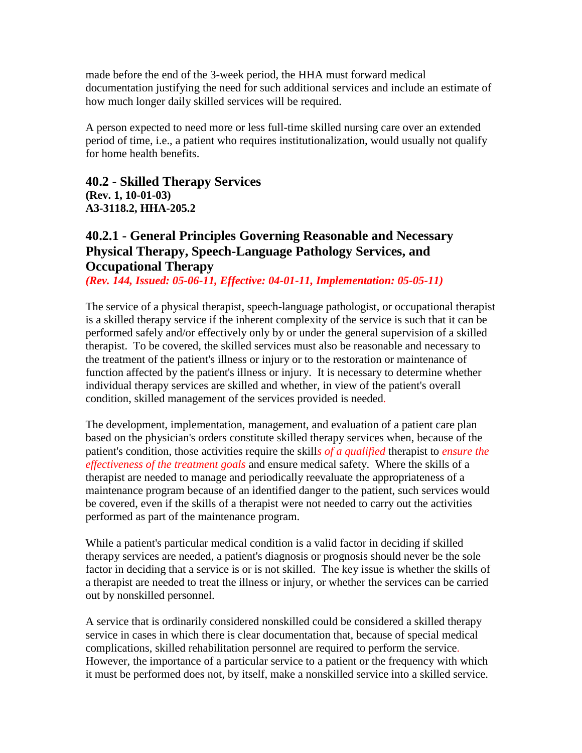made before the end of the 3-week period, the HHA must forward medical documentation justifying the need for such additional services and include an estimate of how much longer daily skilled services will be required.

A person expected to need more or less full-time skilled nursing care over an extended period of time, i.e., a patient who requires institutionalization, would usually not qualify for home health benefits.

## 40.2 - Skilled Therapy Services

**(Rev. 1, 10-01-03)**
**A3-3118.2, HHA-205.2**

## 40.2.1 - General Principles Governing Reasonable and Necessary Physical Therapy, Speech-Language Pathology Services, and Occupational Therapy

***(Rev. 144, Issued: 05-06-11, Effective: 04-01-11, Implementation: 05-05-11)***

The service of a physical therapist, speech-language pathologist, or occupational therapist is a skilled therapy service if the inherent complexity of the service is such that it can be performed safely and/or effectively only by or under the general supervision of a skilled therapist. To be covered, the skilled services must also be reasonable and necessary to the treatment of the patient's illness or injury or to the restoration or maintenance of function affected by the patient's illness or injury. It is necessary to determine whether individual therapy services are skilled and whether, in view of the patient's overall condition, skilled management of the services provided is needed.

The development, implementation, management, and evaluation of a patient care plan based on the physician's orders constitute skilled therapy services when, because of the patient's condition, those activities require the skill*s of a qualified* therapist to *ensure the effectiveness of the treatment goals* and ensure medical safety. Where the skills of a therapist are needed to manage and periodically reevaluate the appropriateness of a maintenance program because of an identified danger to the patient, such services would be covered, even if the skills of a therapist were not needed to carry out the activities performed as part of the maintenance program.

While a patient's particular medical condition is a valid factor in deciding if skilled therapy services are needed, a patient's diagnosis or prognosis should never be the sole factor in deciding that a service is or is not skilled. The key issue is whether the skills of a therapist are needed to treat the illness or injury, or whether the services can be carried out by nonskilled personnel.

A service that is ordinarily considered nonskilled could be considered a skilled therapy service in cases in which there is clear documentation that, because of special medical complications, skilled rehabilitation personnel are required to perform the service. However, the importance of a particular service to a patient or the frequency with which it must be performed does not, by itself, make a nonskilled service into a skilled service.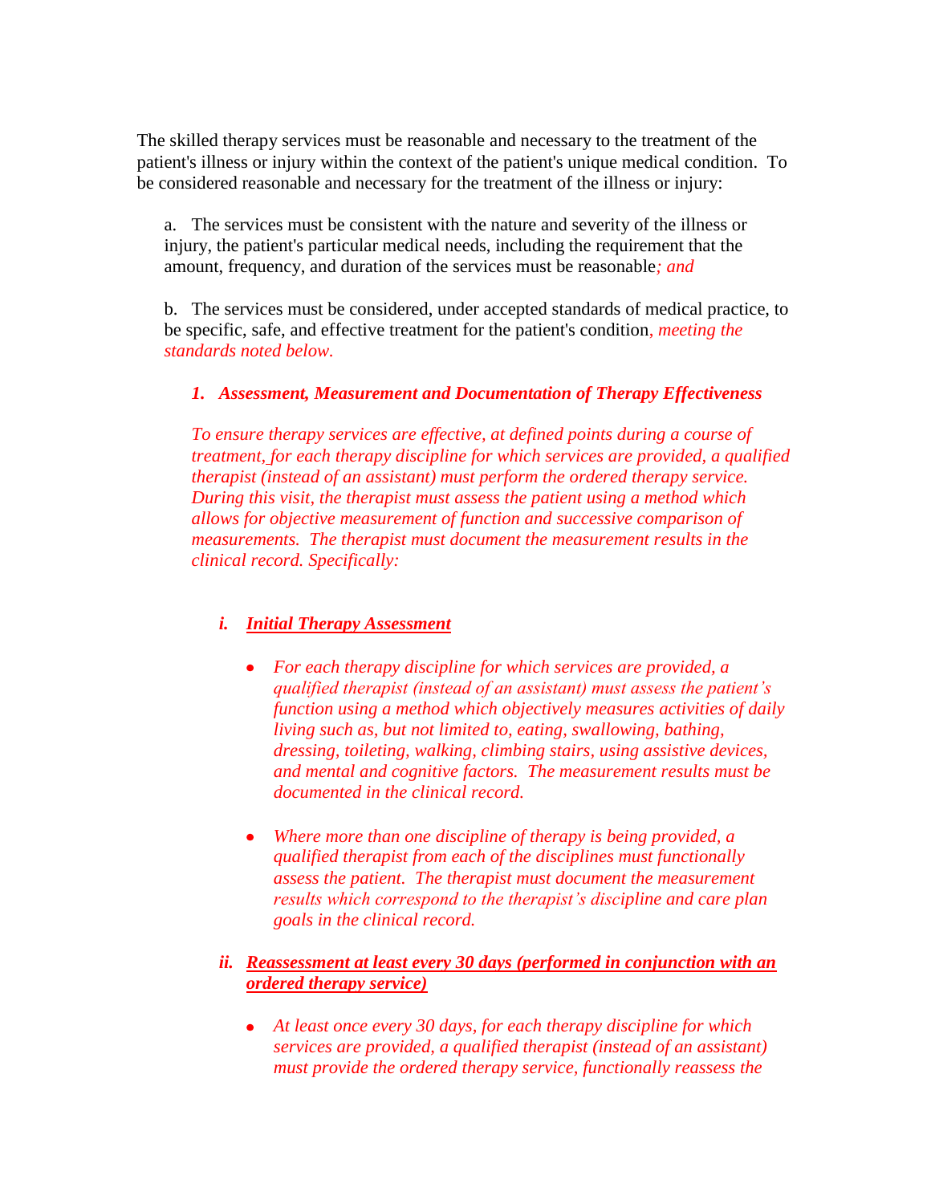The skilled therapy services must be reasonable and necessary to the treatment of the patient's illness or injury within the context of the patient's unique medical condition. To be considered reasonable and necessary for the treatment of the illness or injury:

a. The services must be consistent with the nature and severity of the illness or injury, the patient's particular medical needs, including the requirement that the amount, frequency, and duration of the services must be reasonable*; and*

b. The services must be considered, under accepted standards of medical practice, to be specific, safe, and effective treatment for the patient's condition*, meeting the standards noted below.*

***1. Assessment, Measurement and Documentation of Therapy Effectiveness***

*To ensure therapy services are effective, at defined points during a course of treatment, for each therapy discipline for which services are provided, a qualified therapist (instead of an assistant) must perform the ordered therapy service. During this visit, the therapist must assess the patient using a method which allows for objective measurement of function and successive comparison of measurements. The therapist must document the measurement results in the clinical record. Specifically:*

***i. Initial Therapy Assessment***

- *For each therapy discipline for which services are provided, a qualified therapist (instead of an assistant) must assess the patient's function using a method which objectively measures activities of daily living such as, but not limited to, eating, swallowing, bathing, dressing, toileting, walking, climbing stairs, using assistive devices, and mental and cognitive factors. The measurement results must be documented in the clinical record.*

- *Where more than one discipline of therapy is being provided, a qualified therapist from each of the disciplines must functionally assess the patient. The therapist must document the measurement results which correspond to the therapist's discipline and care plan goals in the clinical record.*

***ii. Reassessment at least every 30 days (performed in conjunction with an ordered therapy service)***

- *At least once every 30 days, for each therapy discipline for which services are provided, a qualified therapist (instead of an assistant) must provide the ordered therapy service, functionally reassess the*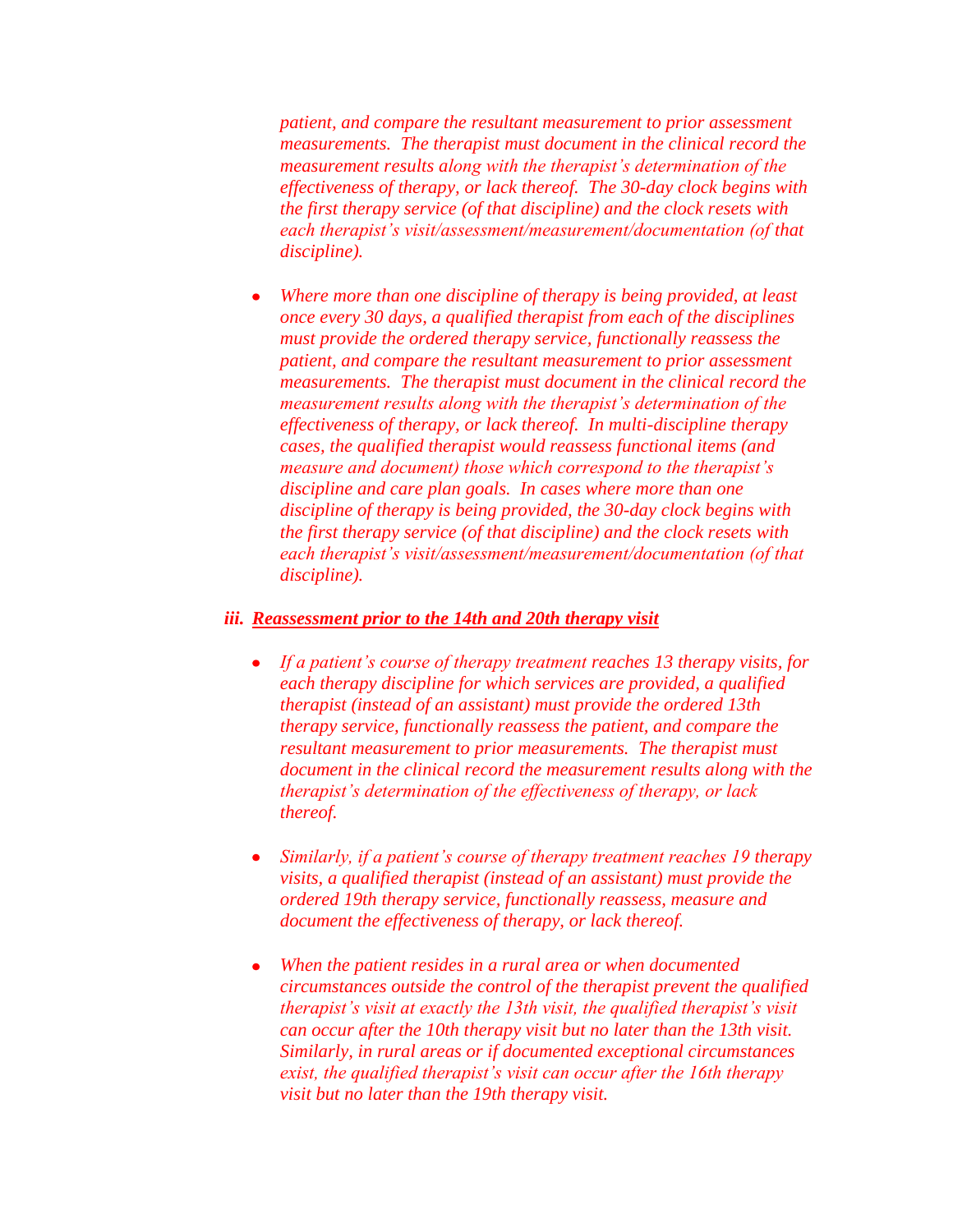*patient, and compare the resultant measurement to prior assessment measurements. The therapist must document in the clinical record the measurement results along with the therapist's determination of the effectiveness of therapy, or lack thereof. The 30-day clock begins with the first therapy service (of that discipline) and the clock resets with each therapist's visit/assessment/measurement/documentation (of that discipline).*

- *Where more than one discipline of therapy is being provided, at least once every 30 days, a qualified therapist from each of the disciplines must provide the ordered therapy service, functionally reassess the patient, and compare the resultant measurement to prior assessment measurements. The therapist must document in the clinical record the measurement results along with the therapist's determination of the effectiveness of therapy, or lack thereof. In multi-discipline therapy cases, the qualified therapist would reassess functional items (and measure and document) those which correspond to the therapist's discipline and care plan goals. In cases where more than one discipline of therapy is being provided, the 30-day clock begins with the first therapy service (of that discipline) and the clock resets with each therapist's visit/assessment/measurement/documentation (of that discipline).*

***iii. <u>Reassessment prior to the 14th and 20th therapy visit</u>***

- *If a patient's course of therapy treatment reaches 13 therapy visits, for each therapy discipline for which services are provided, a qualified therapist (instead of an assistant) must provide the ordered 13th therapy service, functionally reassess the patient, and compare the resultant measurement to prior measurements. The therapist must document in the clinical record the measurement results along with the therapist's determination of the effectiveness of therapy, or lack thereof.*

- *Similarly, if a patient's course of therapy treatment reaches 19 therapy visits, a qualified therapist (instead of an assistant) must provide the ordered 19th therapy service, functionally reassess, measure and document the effectiveness of therapy, or lack thereof.*

- *When the patient resides in a rural area or when documented circumstances outside the control of the therapist prevent the qualified therapist's visit at exactly the 13th visit, the qualified therapist's visit can occur after the 10th therapy visit but no later than the 13th visit. Similarly, in rural areas or if documented exceptional circumstances exist, the qualified therapist's visit can occur after the 16th therapy visit but no later than the 19th therapy visit.*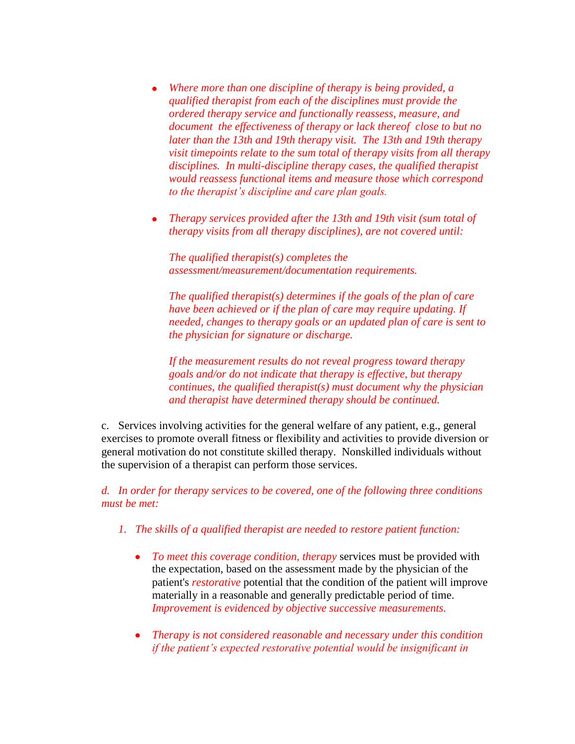- *Where more than one discipline of therapy is being provided, a qualified therapist from each of the disciplines must provide the ordered therapy service and functionally reassess, measure, and document the effectiveness of therapy or lack thereof close to but no later than the 13th and 19th therapy visit. The 13th and 19th therapy visit timepoints relate to the sum total of therapy visits from all therapy disciplines. In multi-discipline therapy cases, the qualified therapist would reassess functional items and measure those which correspond to the therapist's discipline and care plan goals.*

- *Therapy services provided after the 13th and 19th visit (sum total of therapy visits from all therapy disciplines), are not covered until:*

  *The qualified therapist(s) completes the assessment/measurement/documentation requirements.*

  *The qualified therapist(s) determines if the goals of the plan of care have been achieved or if the plan of care may require updating. If needed, changes to therapy goals or an updated plan of care is sent to the physician for signature or discharge.*

  *If the measurement results do not reveal progress toward therapy goals and/or do not indicate that therapy is effective, but therapy continues, the qualified therapist(s) must document why the physician and therapist have determined therapy should be continued.*

c. Services involving activities for the general welfare of any patient, e.g., general exercises to promote overall fitness or flexibility and activities to provide diversion or general motivation do not constitute skilled therapy. Nonskilled individuals without the supervision of a therapist can perform those services.

*d. In order for therapy services to be covered, one of the following three conditions must be met:*

1. *The skills of a qualified therapist are needed to restore patient function:*

   - *To meet this coverage condition, therapy* services must be provided with the expectation, based on the assessment made by the physician of the patient's *restorative* potential that the condition of the patient will improve materially in a reasonable and generally predictable period of time. *Improvement is evidenced by objective successive measurements.*

   - *Therapy is not considered reasonable and necessary under this condition if the patient's expected restorative potential would be insignificant in*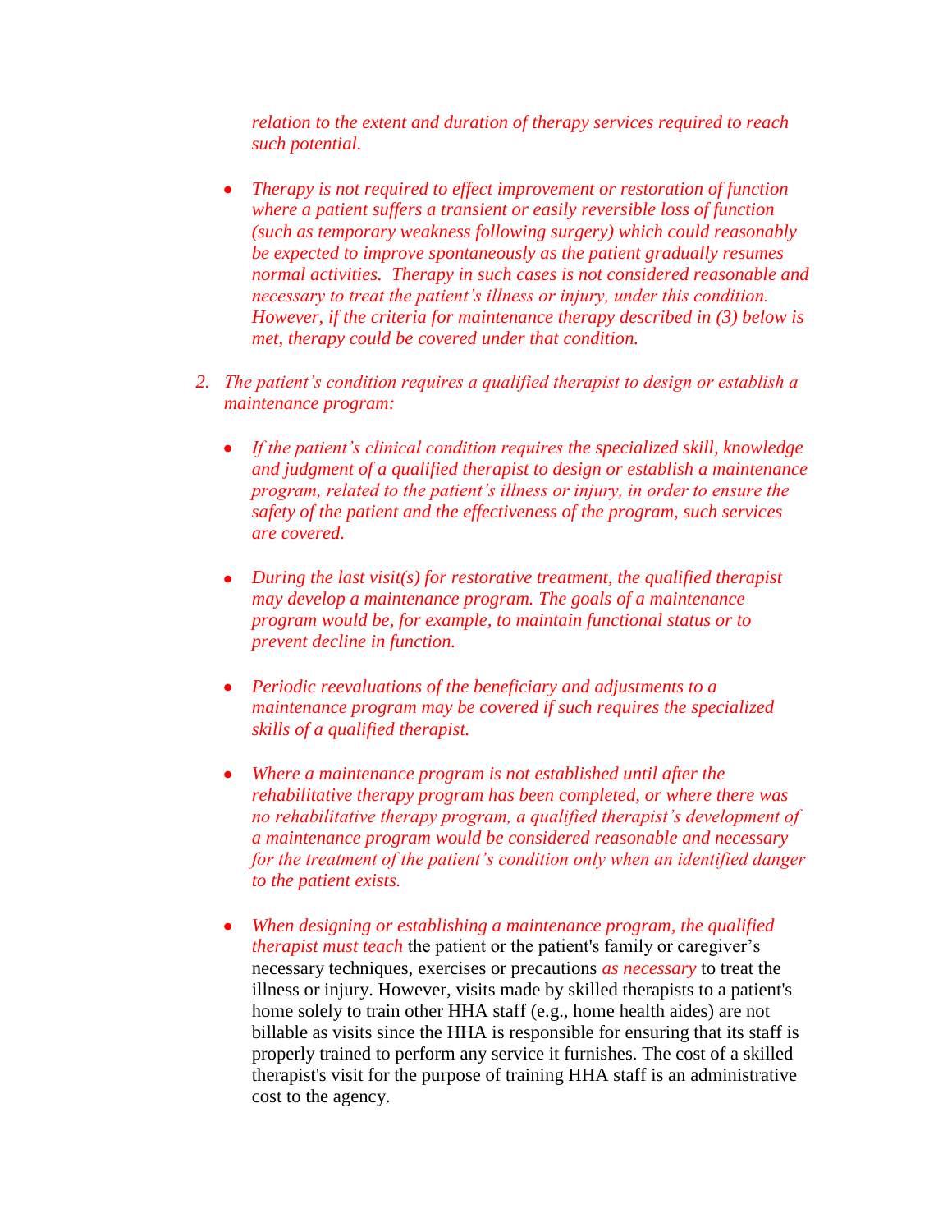*relation to the extent and duration of therapy services required to reach such potential.*

- *Therapy is not required to effect improvement or restoration of function where a patient suffers a transient or easily reversible loss of function (such as temporary weakness following surgery) which could reasonably be expected to improve spontaneously as the patient gradually resumes normal activities. Therapy in such cases is not considered reasonable and necessary to treat the patient's illness or injury, under this condition. However, if the criteria for maintenance therapy described in (3) below is met, therapy could be covered under that condition.*

2. *The patient's condition requires a qualified therapist to design or establish a maintenance program:*

   - *If the patient's clinical condition requires the specialized skill, knowledge and judgment of a qualified therapist to design or establish a maintenance program, related to the patient's illness or injury, in order to ensure the safety of the patient and the effectiveness of the program, such services are covered.*

   - *During the last visit(s) for restorative treatment, the qualified therapist may develop a maintenance program. The goals of a maintenance program would be, for example, to maintain functional status or to prevent decline in function.*

   - *Periodic reevaluations of the beneficiary and adjustments to a maintenance program may be covered if such requires the specialized skills of a qualified therapist.*

   - *Where a maintenance program is not established until after the rehabilitative therapy program has been completed, or where there was no rehabilitative therapy program, a qualified therapist's development of a maintenance program would be considered reasonable and necessary for the treatment of the patient's condition only when an identified danger to the patient exists.*

   - *When designing or establishing a maintenance program, the qualified therapist must teach* the patient or the patient's family or caregiver's necessary techniques, exercises or precautions *as necessary* to treat the illness or injury. However, visits made by skilled therapists to a patient's home solely to train other HHA staff (e.g., home health aides) are not billable as visits since the HHA is responsible for ensuring that its staff is properly trained to perform any service it furnishes. The cost of a skilled therapist's visit for the purpose of training HHA staff is an administrative cost to the agency.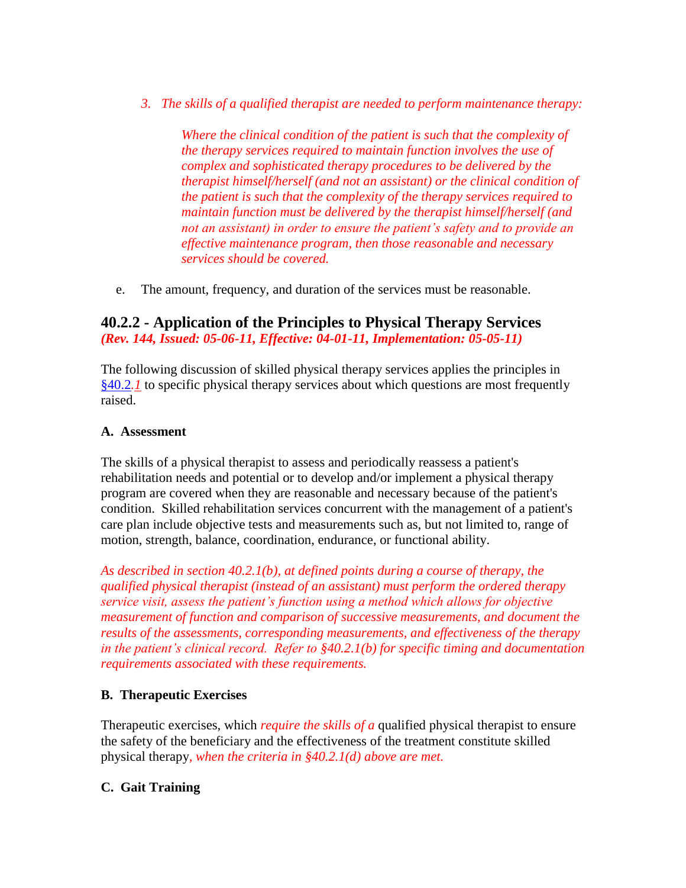*3. The skills of a qualified therapist are needed to perform maintenance therapy:*

> *Where the clinical condition of the patient is such that the complexity of the therapy services required to maintain function involves the use of complex and sophisticated therapy procedures to be delivered by the therapist himself/herself (and not an assistant) or the clinical condition of the patient is such that the complexity of the therapy services required to maintain function must be delivered by the therapist himself/herself (and not an assistant) in order to ensure the patient's safety and to provide an effective maintenance program, then those reasonable and necessary services should be covered.*

e. The amount, frequency, and duration of the services must be reasonable.

## 40.2.2 - Application of the Principles to Physical Therapy Services

***(Rev. 144, Issued: 05-06-11, Effective: 04-01-11, Implementation: 05-05-11)***

The following discussion of skilled physical therapy services applies the principles in §40.2.*1* to specific physical therapy services about which questions are most frequently raised.

**A. Assessment**

The skills of a physical therapist to assess and periodically reassess a patient's rehabilitation needs and potential or to develop and/or implement a physical therapy program are covered when they are reasonable and necessary because of the patient's condition. Skilled rehabilitation services concurrent with the management of a patient's care plan include objective tests and measurements such as, but not limited to, range of motion, strength, balance, coordination, endurance, or functional ability.

*As described in section 40.2.1(b), at defined points during a course of therapy, the qualified physical therapist (instead of an assistant) must perform the ordered therapy service visit, assess the patient's function using a method which allows for objective measurement of function and comparison of successive measurements, and document the results of the assessments, corresponding measurements, and effectiveness of the therapy in the patient's clinical record. Refer to §40.2.1(b) for specific timing and documentation requirements associated with these requirements.*

**B. Therapeutic Exercises**

Therapeutic exercises, which *require the skills of a* qualified physical therapist to ensure the safety of the beneficiary and the effectiveness of the treatment constitute skilled physical therapy*, when the criteria in §40.2.1(d) above are met.*

**C. Gait Training**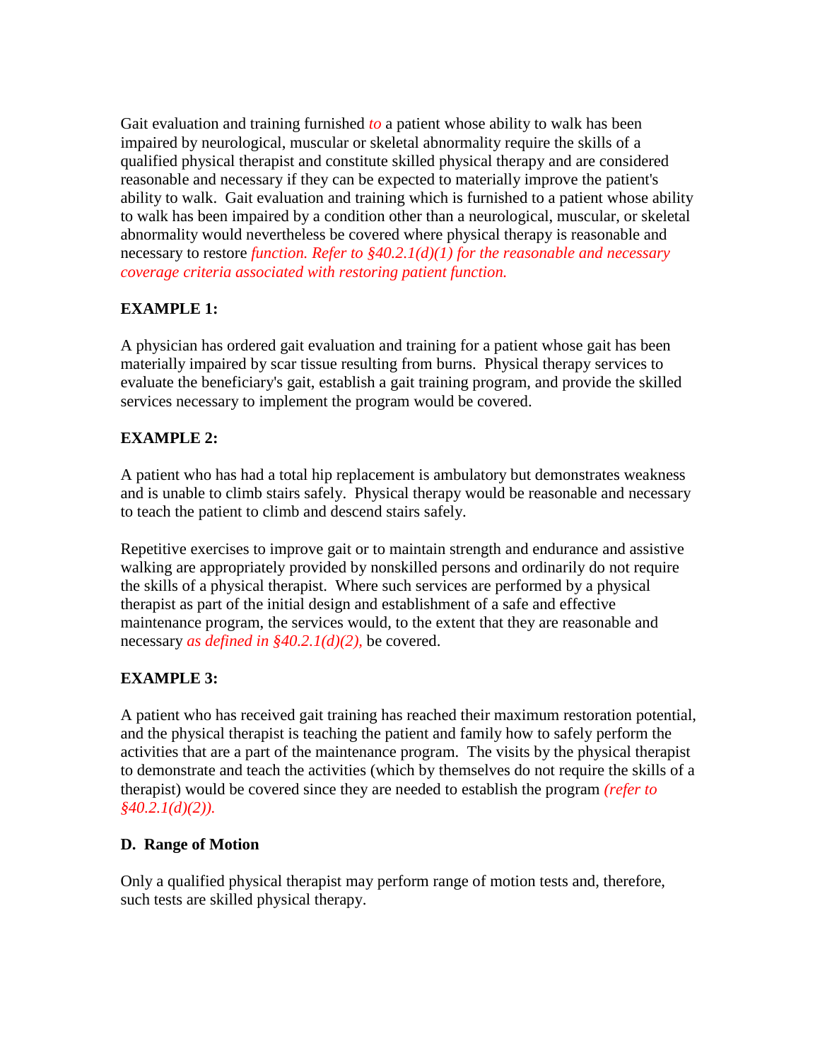Gait evaluation and training furnished *to* a patient whose ability to walk has been impaired by neurological, muscular or skeletal abnormality require the skills of a qualified physical therapist and constitute skilled physical therapy and are considered reasonable and necessary if they can be expected to materially improve the patient's ability to walk. Gait evaluation and training which is furnished to a patient whose ability to walk has been impaired by a condition other than a neurological, muscular, or skeletal abnormality would nevertheless be covered where physical therapy is reasonable and necessary to restore *function. Refer to §40.2.1(d)(1) for the reasonable and necessary coverage criteria associated with restoring patient function.*

**EXAMPLE 1:**

A physician has ordered gait evaluation and training for a patient whose gait has been materially impaired by scar tissue resulting from burns. Physical therapy services to evaluate the beneficiary's gait, establish a gait training program, and provide the skilled services necessary to implement the program would be covered.

**EXAMPLE 2:**

A patient who has had a total hip replacement is ambulatory but demonstrates weakness and is unable to climb stairs safely. Physical therapy would be reasonable and necessary to teach the patient to climb and descend stairs safely.

Repetitive exercises to improve gait or to maintain strength and endurance and assistive walking are appropriately provided by nonskilled persons and ordinarily do not require the skills of a physical therapist. Where such services are performed by a physical therapist as part of the initial design and establishment of a safe and effective maintenance program, the services would, to the extent that they are reasonable and necessary *as defined in §40.2.1(d)(2),* be covered.

**EXAMPLE 3:**

A patient who has received gait training has reached their maximum restoration potential, and the physical therapist is teaching the patient and family how to safely perform the activities that are a part of the maintenance program. The visits by the physical therapist to demonstrate and teach the activities (which by themselves do not require the skills of a therapist) would be covered since they are needed to establish the program *(refer to §40.2.1(d)(2)).*

**D. Range of Motion**

Only a qualified physical therapist may perform range of motion tests and, therefore, such tests are skilled physical therapy.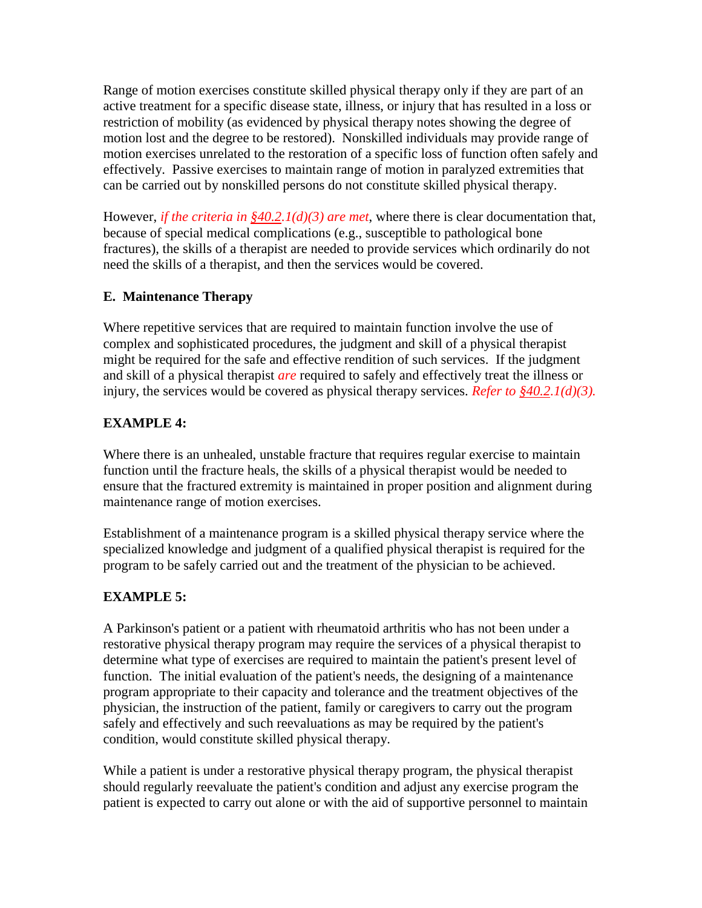Range of motion exercises constitute skilled physical therapy only if they are part of an active treatment for a specific disease state, illness, or injury that has resulted in a loss or restriction of mobility (as evidenced by physical therapy notes showing the degree of motion lost and the degree to be restored). Nonskilled individuals may provide range of motion exercises unrelated to the restoration of a specific loss of function often safely and effectively. Passive exercises to maintain range of motion in paralyzed extremities that can be carried out by nonskilled persons do not constitute skilled physical therapy.

However, *if the criteria in §40.2.1(d)(3) are met*, where there is clear documentation that, because of special medical complications (e.g., susceptible to pathological bone fractures), the skills of a therapist are needed to provide services which ordinarily do not need the skills of a therapist, and then the services would be covered.

### E. Maintenance Therapy

Where repetitive services that are required to maintain function involve the use of complex and sophisticated procedures, the judgment and skill of a physical therapist might be required for the safe and effective rendition of such services. If the judgment and skill of a physical therapist *are* required to safely and effectively treat the illness or injury, the services would be covered as physical therapy services. *Refer to §40.2.1(d)(3).*

**EXAMPLE 4:**

Where there is an unhealed, unstable fracture that requires regular exercise to maintain function until the fracture heals, the skills of a physical therapist would be needed to ensure that the fractured extremity is maintained in proper position and alignment during maintenance range of motion exercises.

Establishment of a maintenance program is a skilled physical therapy service where the specialized knowledge and judgment of a qualified physical therapist is required for the program to be safely carried out and the treatment of the physician to be achieved.

**EXAMPLE 5:**

A Parkinson's patient or a patient with rheumatoid arthritis who has not been under a restorative physical therapy program may require the services of a physical therapist to determine what type of exercises are required to maintain the patient's present level of function. The initial evaluation of the patient's needs, the designing of a maintenance program appropriate to their capacity and tolerance and the treatment objectives of the physician, the instruction of the patient, family or caregivers to carry out the program safely and effectively and such reevaluations as may be required by the patient's condition, would constitute skilled physical therapy.

While a patient is under a restorative physical therapy program, the physical therapist should regularly reevaluate the patient's condition and adjust any exercise program the patient is expected to carry out alone or with the aid of supportive personnel to maintain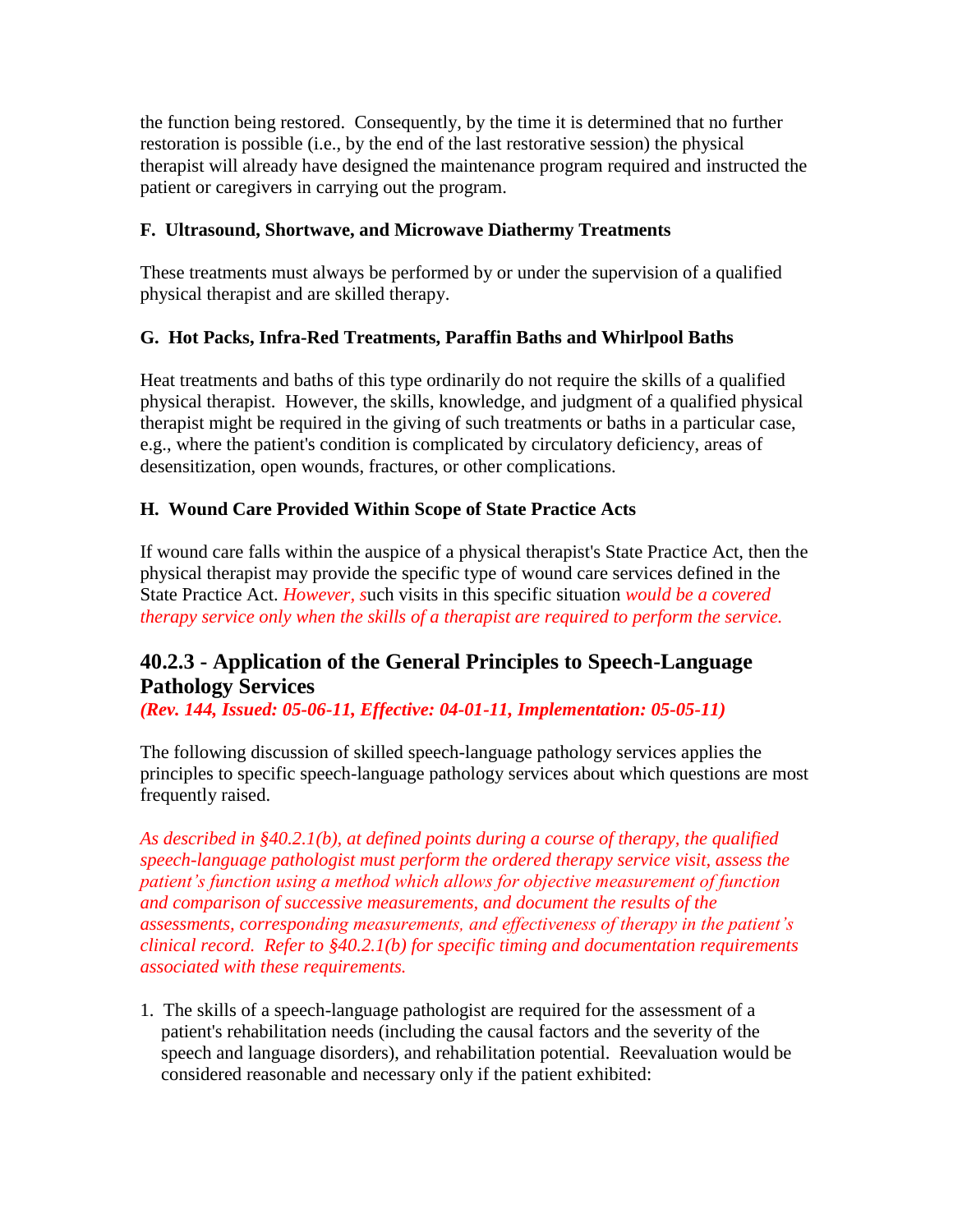the function being restored. Consequently, by the time it is determined that no further restoration is possible (i.e., by the end of the last restorative session) the physical therapist will already have designed the maintenance program required and instructed the patient or caregivers in carrying out the program.

**F. Ultrasound, Shortwave, and Microwave Diathermy Treatments**

These treatments must always be performed by or under the supervision of a qualified physical therapist and are skilled therapy.

**G. Hot Packs, Infra-Red Treatments, Paraffin Baths and Whirlpool Baths**

Heat treatments and baths of this type ordinarily do not require the skills of a qualified physical therapist. However, the skills, knowledge, and judgment of a qualified physical therapist might be required in the giving of such treatments or baths in a particular case, e.g., where the patient's condition is complicated by circulatory deficiency, areas of desensitization, open wounds, fractures, or other complications.

**H. Wound Care Provided Within Scope of State Practice Acts**

If wound care falls within the auspice of a physical therapist's State Practice Act, then the physical therapist may provide the specific type of wound care services defined in the State Practice Act. *However, s*uch visits in this specific situation *would be a covered therapy service only when the skills of a therapist are required to perform the service.*

## 40.2.3 - Application of the General Principles to Speech-Language Pathology Services

***(Rev. 144, Issued: 05-06-11, Effective: 04-01-11, Implementation: 05-05-11)***

The following discussion of skilled speech-language pathology services applies the principles to specific speech-language pathology services about which questions are most frequently raised.

*As described in §40.2.1(b), at defined points during a course of therapy, the qualified speech-language pathologist must perform the ordered therapy service visit, assess the patient's function using a method which allows for objective measurement of function and comparison of successive measurements, and document the results of the assessments, corresponding measurements, and effectiveness of therapy in the patient's clinical record. Refer to §40.2.1(b) for specific timing and documentation requirements associated with these requirements.*

1. The skills of a speech-language pathologist are required for the assessment of a patient's rehabilitation needs (including the causal factors and the severity of the speech and language disorders), and rehabilitation potential. Reevaluation would be considered reasonable and necessary only if the patient exhibited: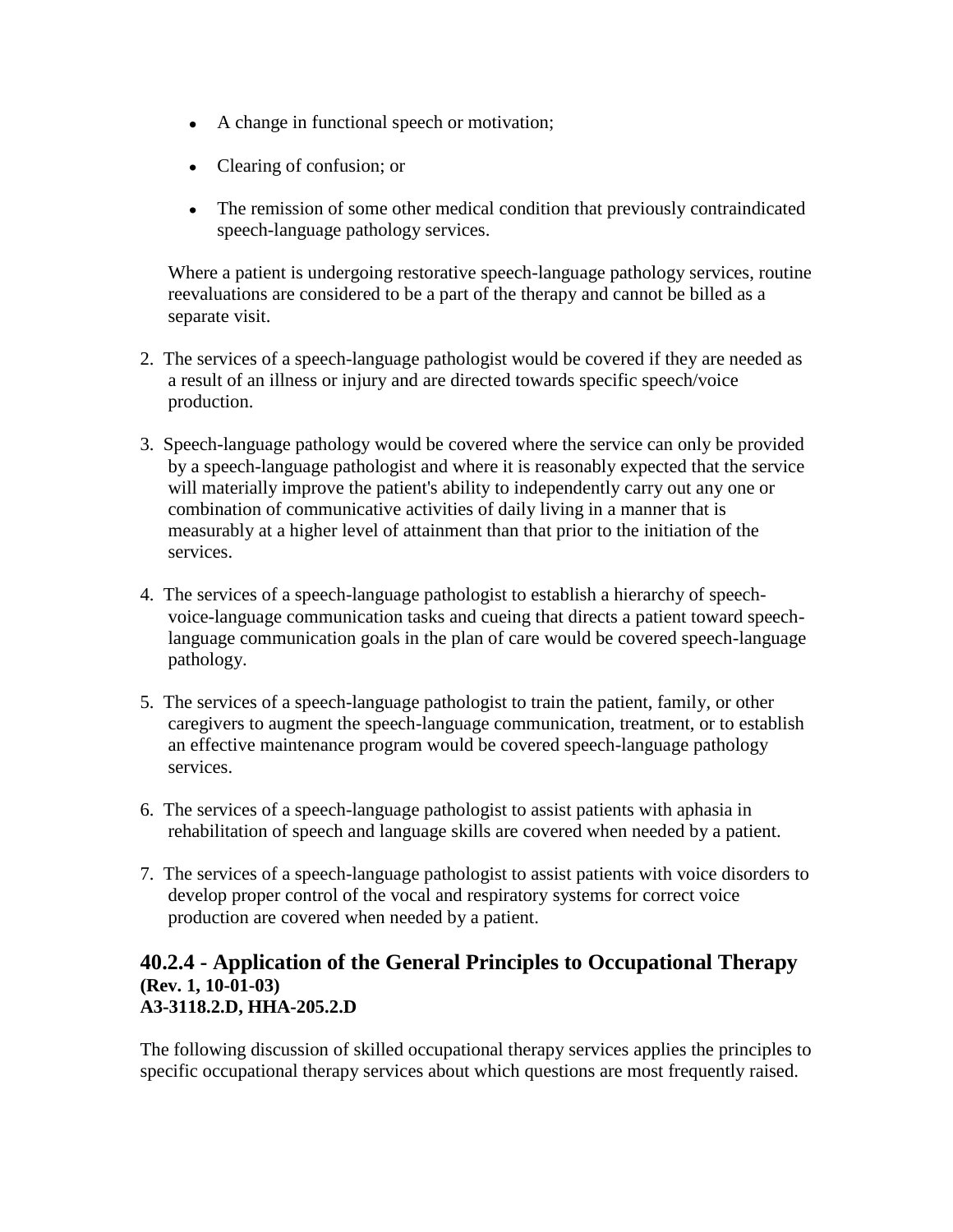- A change in functional speech or motivation;
- Clearing of confusion; or
- The remission of some other medical condition that previously contraindicated speech-language pathology services.

Where a patient is undergoing restorative speech-language pathology services, routine reevaluations are considered to be a part of the therapy and cannot be billed as a separate visit.

2. The services of a speech-language pathologist would be covered if they are needed as a result of an illness or injury and are directed towards specific speech/voice production.

3. Speech-language pathology would be covered where the service can only be provided by a speech-language pathologist and where it is reasonably expected that the service will materially improve the patient's ability to independently carry out any one or combination of communicative activities of daily living in a manner that is measurably at a higher level of attainment than that prior to the initiation of the services.

4. The services of a speech-language pathologist to establish a hierarchy of speech-voice-language communication tasks and cueing that directs a patient toward speech-language communication goals in the plan of care would be covered speech-language pathology.

5. The services of a speech-language pathologist to train the patient, family, or other caregivers to augment the speech-language communication, treatment, or to establish an effective maintenance program would be covered speech-language pathology services.

6. The services of a speech-language pathologist to assist patients with aphasia in rehabilitation of speech and language skills are covered when needed by a patient.

7. The services of a speech-language pathologist to assist patients with voice disorders to develop proper control of the vocal and respiratory systems for correct voice production are covered when needed by a patient.

## 40.2.4 - Application of the General Principles to Occupational Therapy

**(Rev. 1, 10-01-03)**
**A3-3118.2.D, HHA-205.2.D**

The following discussion of skilled occupational therapy services applies the principles to specific occupational therapy services about which questions are most frequently raised.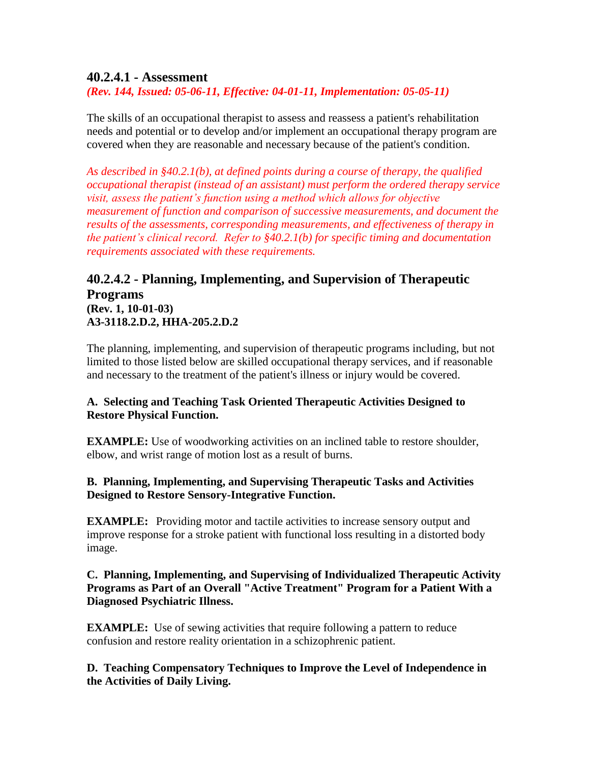### 40.2.4.1 - Assessment

*(Rev. 144, Issued: 05-06-11, Effective: 04-01-11, Implementation: 05-05-11)*

The skills of an occupational therapist to assess and reassess a patient's rehabilitation needs and potential or to develop and/or implement an occupational therapy program are covered when they are reasonable and necessary because of the patient's condition.

*As described in §40.2.1(b), at defined points during a course of therapy, the qualified occupational therapist (instead of an assistant) must perform the ordered therapy service visit, assess the patient's function using a method which allows for objective measurement of function and comparison of successive measurements, and document the results of the assessments, corresponding measurements, and effectiveness of therapy in the patient's clinical record. Refer to §40.2.1(b) for specific timing and documentation requirements associated with these requirements.*

### 40.2.4.2 - Planning, Implementing, and Supervision of Therapeutic Programs

**(Rev. 1, 10-01-03)**
**A3-3118.2.D.2, HHA-205.2.D.2**

The planning, implementing, and supervision of therapeutic programs including, but not limited to those listed below are skilled occupational therapy services, and if reasonable and necessary to the treatment of the patient's illness or injury would be covered.

**A. Selecting and Teaching Task Oriented Therapeutic Activities Designed to Restore Physical Function.**

**EXAMPLE:** Use of woodworking activities on an inclined table to restore shoulder, elbow, and wrist range of motion lost as a result of burns.

**B. Planning, Implementing, and Supervising Therapeutic Tasks and Activities Designed to Restore Sensory-Integrative Function.**

**EXAMPLE:** Providing motor and tactile activities to increase sensory output and improve response for a stroke patient with functional loss resulting in a distorted body image.

**C. Planning, Implementing, and Supervising of Individualized Therapeutic Activity Programs as Part of an Overall "Active Treatment" Program for a Patient With a Diagnosed Psychiatric Illness.**

**EXAMPLE:** Use of sewing activities that require following a pattern to reduce confusion and restore reality orientation in a schizophrenic patient.

**D. Teaching Compensatory Techniques to Improve the Level of Independence in the Activities of Daily Living.**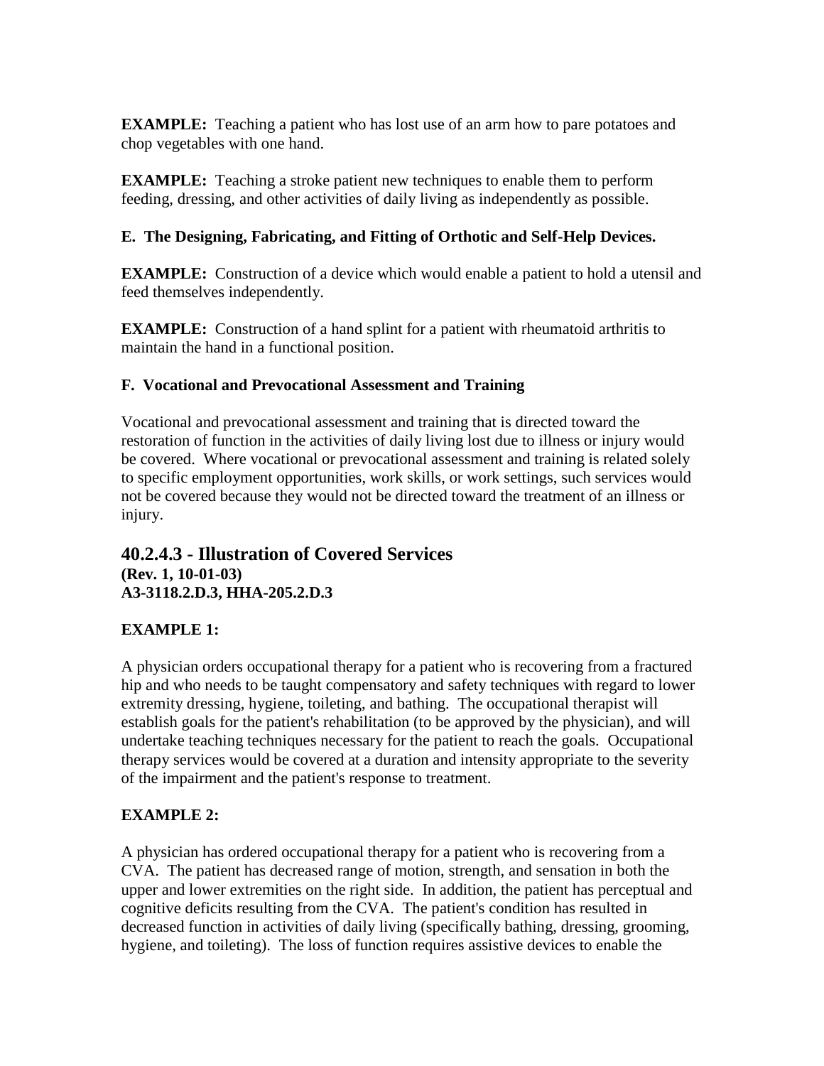**EXAMPLE:** Teaching a patient who has lost use of an arm how to pare potatoes and chop vegetables with one hand.

**EXAMPLE:** Teaching a stroke patient new techniques to enable them to perform feeding, dressing, and other activities of daily living as independently as possible.

**E. The Designing, Fabricating, and Fitting of Orthotic and Self-Help Devices.**

**EXAMPLE:** Construction of a device which would enable a patient to hold a utensil and feed themselves independently.

**EXAMPLE:** Construction of a hand splint for a patient with rheumatoid arthritis to maintain the hand in a functional position.

**F. Vocational and Prevocational Assessment and Training**

Vocational and prevocational assessment and training that is directed toward the restoration of function in the activities of daily living lost due to illness or injury would be covered. Where vocational or prevocational assessment and training is related solely to specific employment opportunities, work skills, or work settings, such services would not be covered because they would not be directed toward the treatment of an illness or injury.

## 40.2.4.3 - Illustration of Covered Services

**(Rev. 1, 10-01-03)**
**A3-3118.2.D.3, HHA-205.2.D.3**

**EXAMPLE 1:**

A physician orders occupational therapy for a patient who is recovering from a fractured hip and who needs to be taught compensatory and safety techniques with regard to lower extremity dressing, hygiene, toileting, and bathing. The occupational therapist will establish goals for the patient's rehabilitation (to be approved by the physician), and will undertake teaching techniques necessary for the patient to reach the goals. Occupational therapy services would be covered at a duration and intensity appropriate to the severity of the impairment and the patient's response to treatment.

**EXAMPLE 2:**

A physician has ordered occupational therapy for a patient who is recovering from a CVA. The patient has decreased range of motion, strength, and sensation in both the upper and lower extremities on the right side. In addition, the patient has perceptual and cognitive deficits resulting from the CVA. The patient's condition has resulted in decreased function in activities of daily living (specifically bathing, dressing, grooming, hygiene, and toileting). The loss of function requires assistive devices to enable the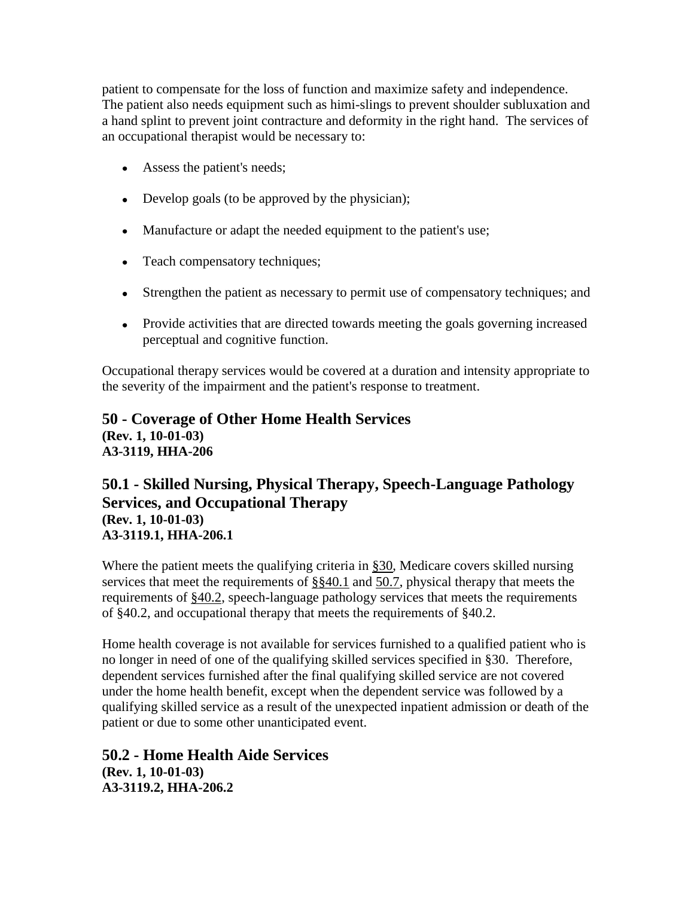patient to compensate for the loss of function and maximize safety and independence. The patient also needs equipment such as himi-slings to prevent shoulder subluxation and a hand splint to prevent joint contracture and deformity in the right hand. The services of an occupational therapist would be necessary to:

- Assess the patient's needs;
- Develop goals (to be approved by the physician);
- Manufacture or adapt the needed equipment to the patient's use;
- Teach compensatory techniques;
- Strengthen the patient as necessary to permit use of compensatory techniques; and
- Provide activities that are directed towards meeting the goals governing increased perceptual and cognitive function.

Occupational therapy services would be covered at a duration and intensity appropriate to the severity of the impairment and the patient's response to treatment.

## 50 - Coverage of Other Home Health Services

**(Rev. 1, 10-01-03)**
**A3-3119, HHA-206**

## 50.1 - Skilled Nursing, Physical Therapy, Speech-Language Pathology Services, and Occupational Therapy

**(Rev. 1, 10-01-03)**
**A3-3119.1, HHA-206.1**

Where the patient meets the qualifying criteria in §30, Medicare covers skilled nursing services that meet the requirements of §§40.1 and 50.7, physical therapy that meets the requirements of §40.2, speech-language pathology services that meets the requirements of §40.2, and occupational therapy that meets the requirements of §40.2.

Home health coverage is not available for services furnished to a qualified patient who is no longer in need of one of the qualifying skilled services specified in §30. Therefore, dependent services furnished after the final qualifying skilled service are not covered under the home health benefit, except when the dependent service was followed by a qualifying skilled service as a result of the unexpected inpatient admission or death of the patient or due to some other unanticipated event.

## 50.2 - Home Health Aide Services

**(Rev. 1, 10-01-03)**
**A3-3119.2, HHA-206.2**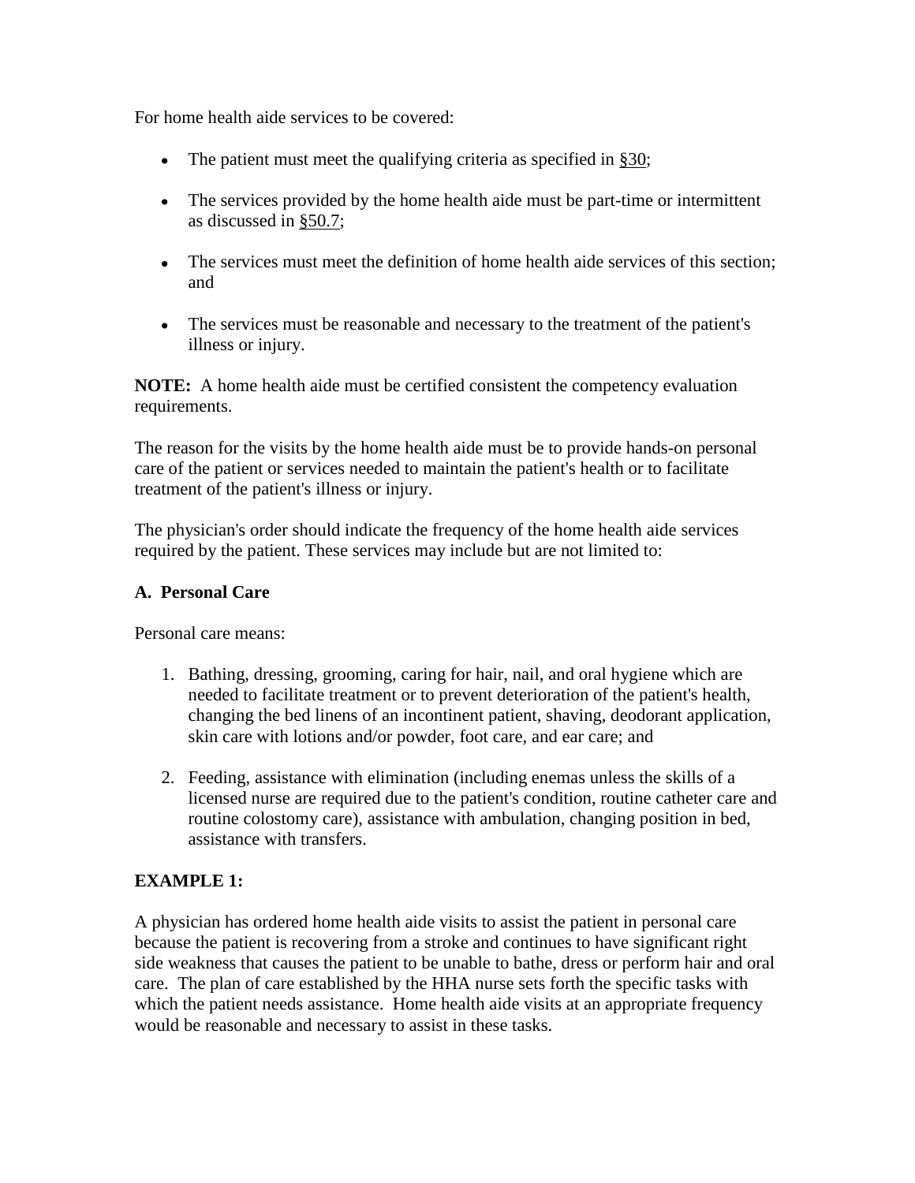For home health aide services to be covered:

- The patient must meet the qualifying criteria as specified in §30;
- The services provided by the home health aide must be part-time or intermittent as discussed in §50.7;
- The services must meet the definition of home health aide services of this section; and
- The services must be reasonable and necessary to the treatment of the patient's illness or injury.

**NOTE:** A home health aide must be certified consistent the competency evaluation requirements.

The reason for the visits by the home health aide must be to provide hands-on personal care of the patient or services needed to maintain the patient's health or to facilitate treatment of the patient's illness or injury.

The physician's order should indicate the frequency of the home health aide services required by the patient. These services may include but are not limited to:

**A. Personal Care**

Personal care means:

1. Bathing, dressing, grooming, caring for hair, nail, and oral hygiene which are needed to facilitate treatment or to prevent deterioration of the patient's health, changing the bed linens of an incontinent patient, shaving, deodorant application, skin care with lotions and/or powder, foot care, and ear care; and
2. Feeding, assistance with elimination (including enemas unless the skills of a licensed nurse are required due to the patient's condition, routine catheter care and routine colostomy care), assistance with ambulation, changing position in bed, assistance with transfers.

**EXAMPLE 1:**

A physician has ordered home health aide visits to assist the patient in personal care because the patient is recovering from a stroke and continues to have significant right side weakness that causes the patient to be unable to bathe, dress or perform hair and oral care. The plan of care established by the HHA nurse sets forth the specific tasks with which the patient needs assistance. Home health aide visits at an appropriate frequency would be reasonable and necessary to assist in these tasks.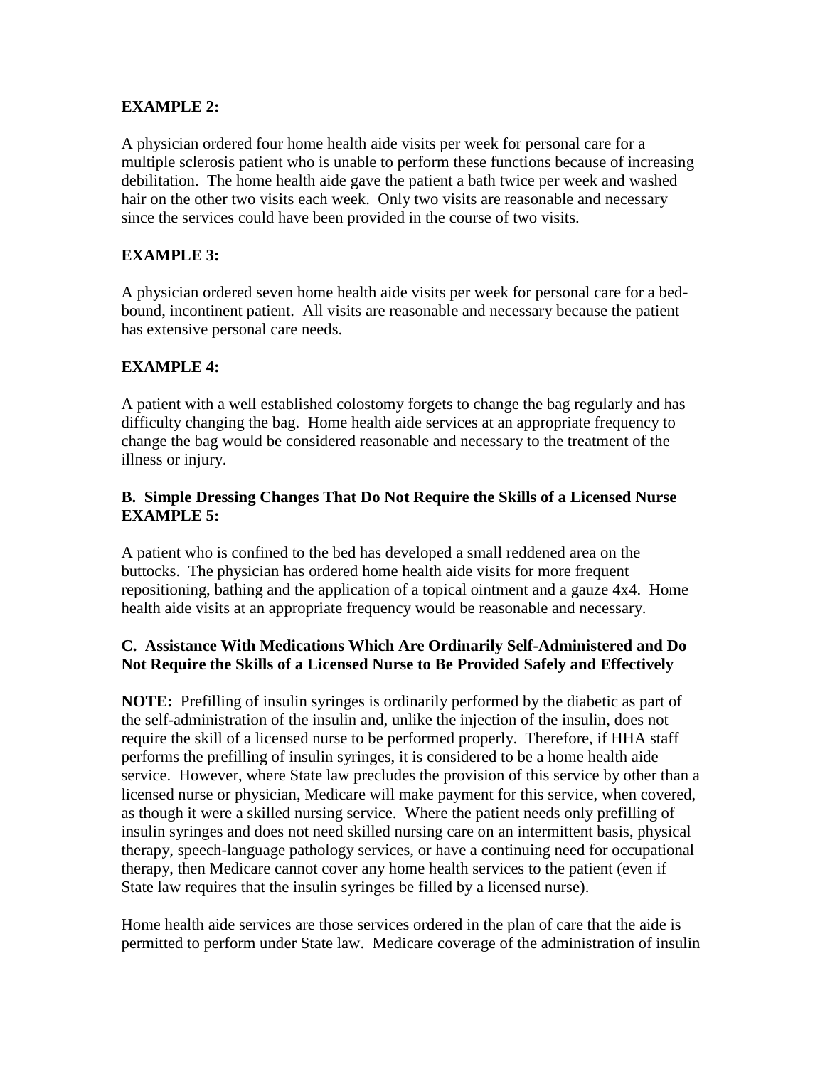**EXAMPLE 2:**

A physician ordered four home health aide visits per week for personal care for a multiple sclerosis patient who is unable to perform these functions because of increasing debilitation. The home health aide gave the patient a bath twice per week and washed hair on the other two visits each week. Only two visits are reasonable and necessary since the services could have been provided in the course of two visits.

**EXAMPLE 3:**

A physician ordered seven home health aide visits per week for personal care for a bed-bound, incontinent patient. All visits are reasonable and necessary because the patient has extensive personal care needs.

**EXAMPLE 4:**

A patient with a well established colostomy forgets to change the bag regularly and has difficulty changing the bag. Home health aide services at an appropriate frequency to change the bag would be considered reasonable and necessary to the treatment of the illness or injury.

**B. Simple Dressing Changes That Do Not Require the Skills of a Licensed Nurse**
**EXAMPLE 5:**

A patient who is confined to the bed has developed a small reddened area on the buttocks. The physician has ordered home health aide visits for more frequent repositioning, bathing and the application of a topical ointment and a gauze 4x4. Home health aide visits at an appropriate frequency would be reasonable and necessary.

**C. Assistance With Medications Which Are Ordinarily Self-Administered and Do Not Require the Skills of a Licensed Nurse to Be Provided Safely and Effectively**

**NOTE:** Prefilling of insulin syringes is ordinarily performed by the diabetic as part of the self-administration of the insulin and, unlike the injection of the insulin, does not require the skill of a licensed nurse to be performed properly. Therefore, if HHA staff performs the prefilling of insulin syringes, it is considered to be a home health aide service. However, where State law precludes the provision of this service by other than a licensed nurse or physician, Medicare will make payment for this service, when covered, as though it were a skilled nursing service. Where the patient needs only prefilling of insulin syringes and does not need skilled nursing care on an intermittent basis, physical therapy, speech-language pathology services, or have a continuing need for occupational therapy, then Medicare cannot cover any home health services to the patient (even if State law requires that the insulin syringes be filled by a licensed nurse).

Home health aide services are those services ordered in the plan of care that the aide is permitted to perform under State law. Medicare coverage of the administration of insulin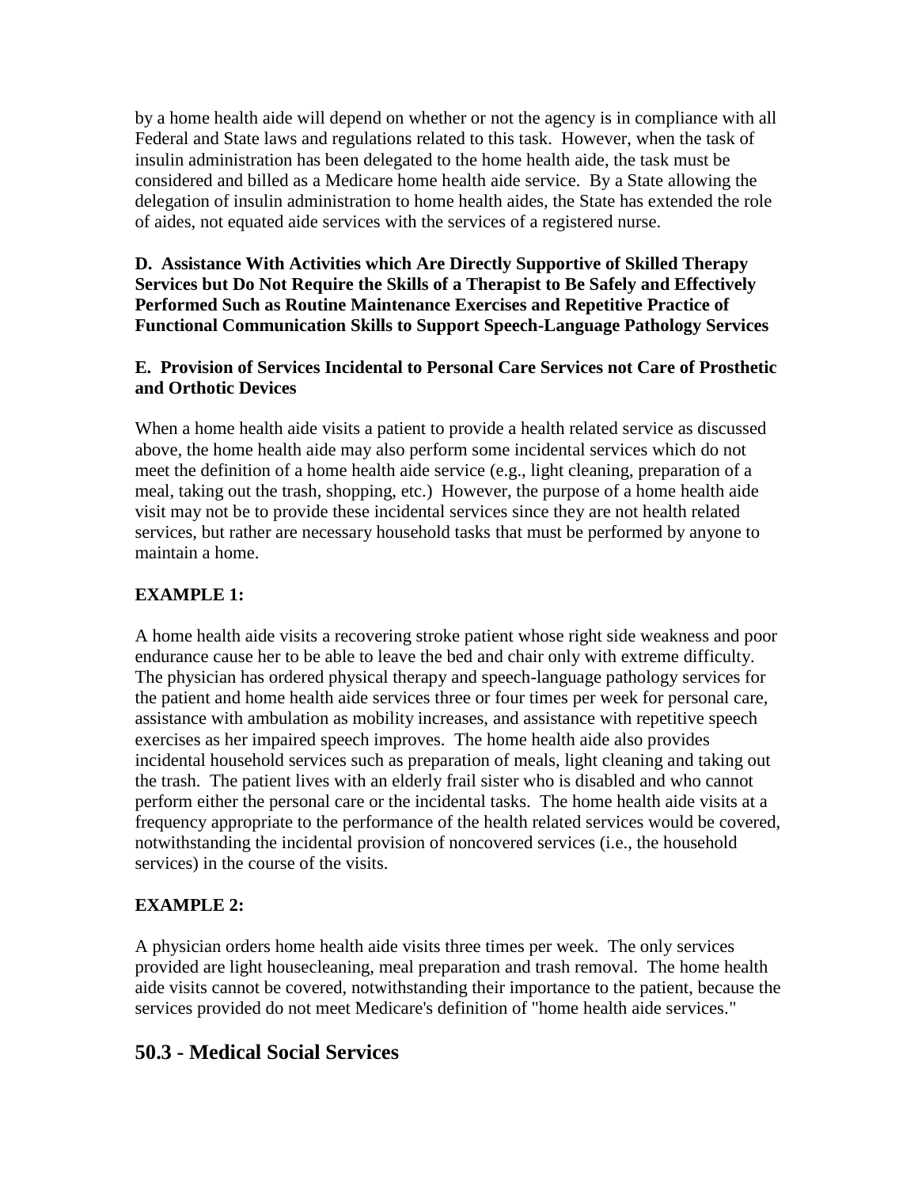by a home health aide will depend on whether or not the agency is in compliance with all Federal and State laws and regulations related to this task. However, when the task of insulin administration has been delegated to the home health aide, the task must be considered and billed as a Medicare home health aide service. By a State allowing the delegation of insulin administration to home health aides, the State has extended the role of aides, not equated aide services with the services of a registered nurse.

**D. Assistance With Activities which Are Directly Supportive of Skilled Therapy Services but Do Not Require the Skills of a Therapist to Be Safely and Effectively Performed Such as Routine Maintenance Exercises and Repetitive Practice of Functional Communication Skills to Support Speech-Language Pathology Services**

**E. Provision of Services Incidental to Personal Care Services not Care of Prosthetic and Orthotic Devices**

When a home health aide visits a patient to provide a health related service as discussed above, the home health aide may also perform some incidental services which do not meet the definition of a home health aide service (e.g., light cleaning, preparation of a meal, taking out the trash, shopping, etc.) However, the purpose of a home health aide visit may not be to provide these incidental services since they are not health related services, but rather are necessary household tasks that must be performed by anyone to maintain a home.

**EXAMPLE 1:**

A home health aide visits a recovering stroke patient whose right side weakness and poor endurance cause her to be able to leave the bed and chair only with extreme difficulty. The physician has ordered physical therapy and speech-language pathology services for the patient and home health aide services three or four times per week for personal care, assistance with ambulation as mobility increases, and assistance with repetitive speech exercises as her impaired speech improves. The home health aide also provides incidental household services such as preparation of meals, light cleaning and taking out the trash. The patient lives with an elderly frail sister who is disabled and who cannot perform either the personal care or the incidental tasks. The home health aide visits at a frequency appropriate to the performance of the health related services would be covered, notwithstanding the incidental provision of noncovered services (i.e., the household services) in the course of the visits.

**EXAMPLE 2:**

A physician orders home health aide visits three times per week. The only services provided are light housecleaning, meal preparation and trash removal. The home health aide visits cannot be covered, notwithstanding their importance to the patient, because the services provided do not meet Medicare's definition of "home health aide services."

## 50.3 - Medical Social Services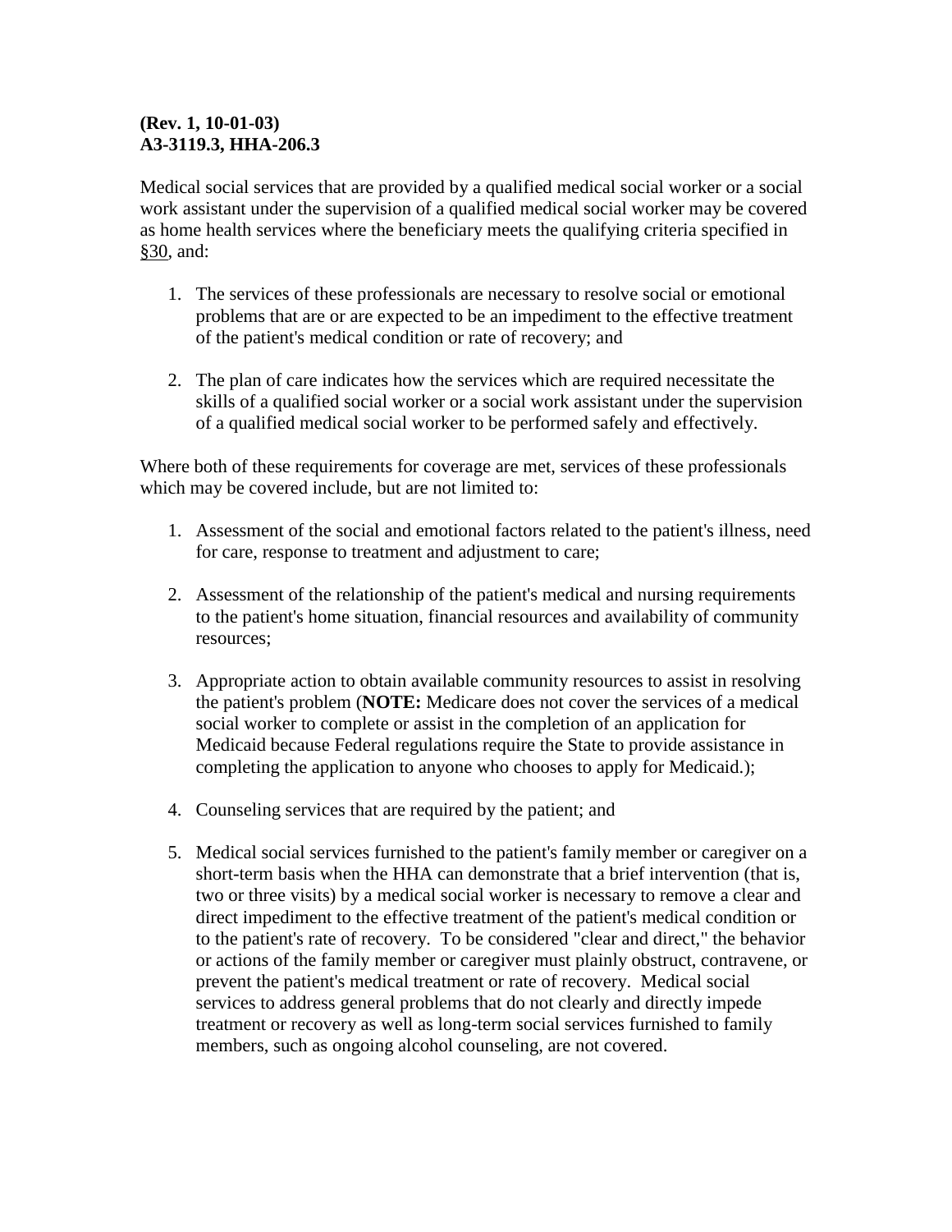**(Rev. 1, 10-01-03)**
**A3-3119.3, HHA-206.3**

Medical social services that are provided by a qualified medical social worker or a social work assistant under the supervision of a qualified medical social worker may be covered as home health services where the beneficiary meets the qualifying criteria specified in §30, and:

1. The services of these professionals are necessary to resolve social or emotional problems that are or are expected to be an impediment to the effective treatment of the patient's medical condition or rate of recovery; and

2. The plan of care indicates how the services which are required necessitate the skills of a qualified social worker or a social work assistant under the supervision of a qualified medical social worker to be performed safely and effectively.

Where both of these requirements for coverage are met, services of these professionals which may be covered include, but are not limited to:

1. Assessment of the social and emotional factors related to the patient's illness, need for care, response to treatment and adjustment to care;

2. Assessment of the relationship of the patient's medical and nursing requirements to the patient's home situation, financial resources and availability of community resources;

3. Appropriate action to obtain available community resources to assist in resolving the patient's problem (**NOTE:** Medicare does not cover the services of a medical social worker to complete or assist in the completion of an application for Medicaid because Federal regulations require the State to provide assistance in completing the application to anyone who chooses to apply for Medicaid.);

4. Counseling services that are required by the patient; and

5. Medical social services furnished to the patient's family member or caregiver on a short-term basis when the HHA can demonstrate that a brief intervention (that is, two or three visits) by a medical social worker is necessary to remove a clear and direct impediment to the effective treatment of the patient's medical condition or to the patient's rate of recovery. To be considered "clear and direct," the behavior or actions of the family member or caregiver must plainly obstruct, contravene, or prevent the patient's medical treatment or rate of recovery. Medical social services to address general problems that do not clearly and directly impede treatment or recovery as well as long-term social services furnished to family members, such as ongoing alcohol counseling, are not covered.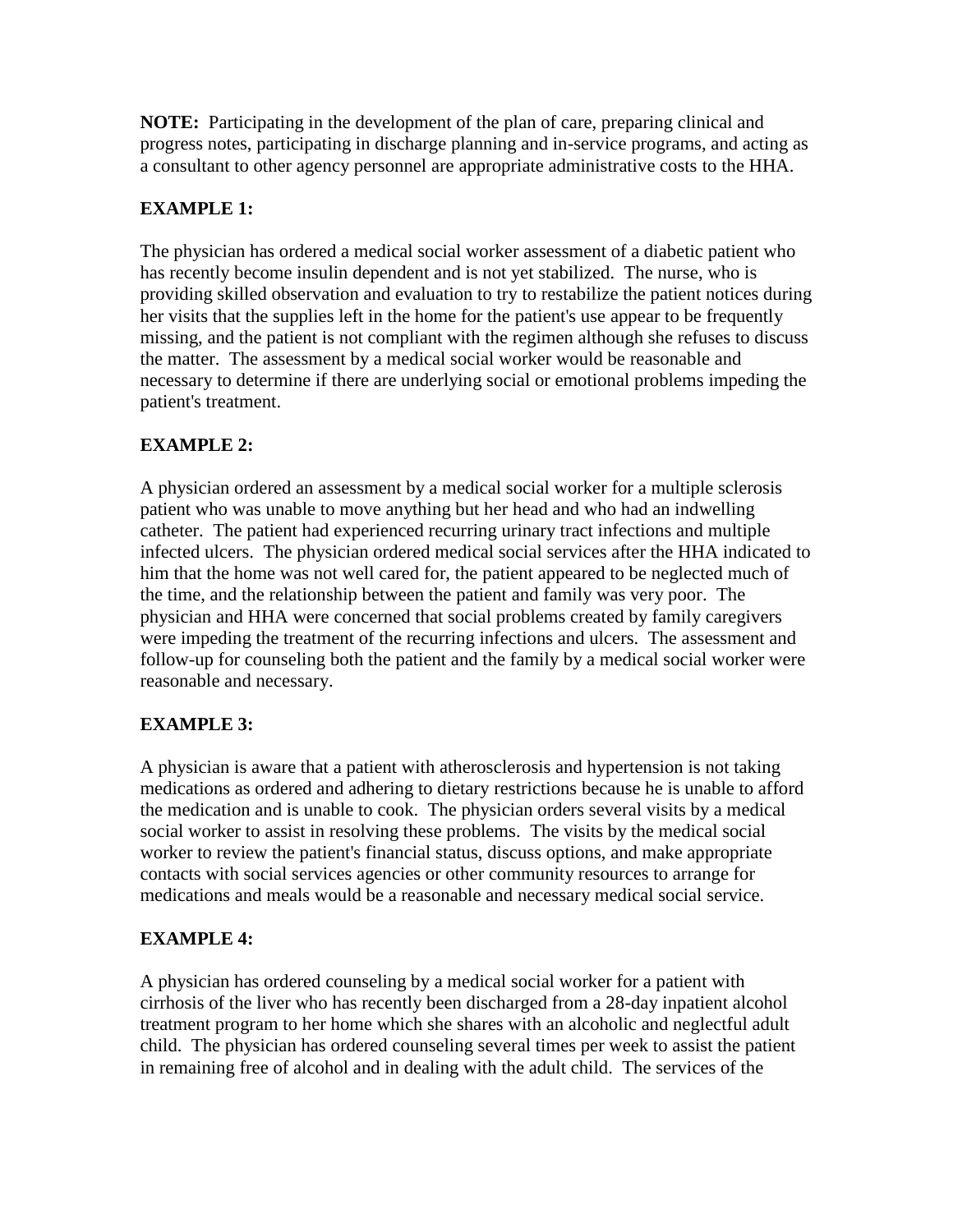**NOTE:** Participating in the development of the plan of care, preparing clinical and progress notes, participating in discharge planning and in-service programs, and acting as a consultant to other agency personnel are appropriate administrative costs to the HHA.

**EXAMPLE 1:**

The physician has ordered a medical social worker assessment of a diabetic patient who has recently become insulin dependent and is not yet stabilized. The nurse, who is providing skilled observation and evaluation to try to restabilize the patient notices during her visits that the supplies left in the home for the patient's use appear to be frequently missing, and the patient is not compliant with the regimen although she refuses to discuss the matter. The assessment by a medical social worker would be reasonable and necessary to determine if there are underlying social or emotional problems impeding the patient's treatment.

**EXAMPLE 2:**

A physician ordered an assessment by a medical social worker for a multiple sclerosis patient who was unable to move anything but her head and who had an indwelling catheter. The patient had experienced recurring urinary tract infections and multiple infected ulcers. The physician ordered medical social services after the HHA indicated to him that the home was not well cared for, the patient appeared to be neglected much of the time, and the relationship between the patient and family was very poor. The physician and HHA were concerned that social problems created by family caregivers were impeding the treatment of the recurring infections and ulcers. The assessment and follow-up for counseling both the patient and the family by a medical social worker were reasonable and necessary.

**EXAMPLE 3:**

A physician is aware that a patient with atherosclerosis and hypertension is not taking medications as ordered and adhering to dietary restrictions because he is unable to afford the medication and is unable to cook. The physician orders several visits by a medical social worker to assist in resolving these problems. The visits by the medical social worker to review the patient's financial status, discuss options, and make appropriate contacts with social services agencies or other community resources to arrange for medications and meals would be a reasonable and necessary medical social service.

**EXAMPLE 4:**

A physician has ordered counseling by a medical social worker for a patient with cirrhosis of the liver who has recently been discharged from a 28-day inpatient alcohol treatment program to her home which she shares with an alcoholic and neglectful adult child. The physician has ordered counseling several times per week to assist the patient in remaining free of alcohol and in dealing with the adult child. The services of the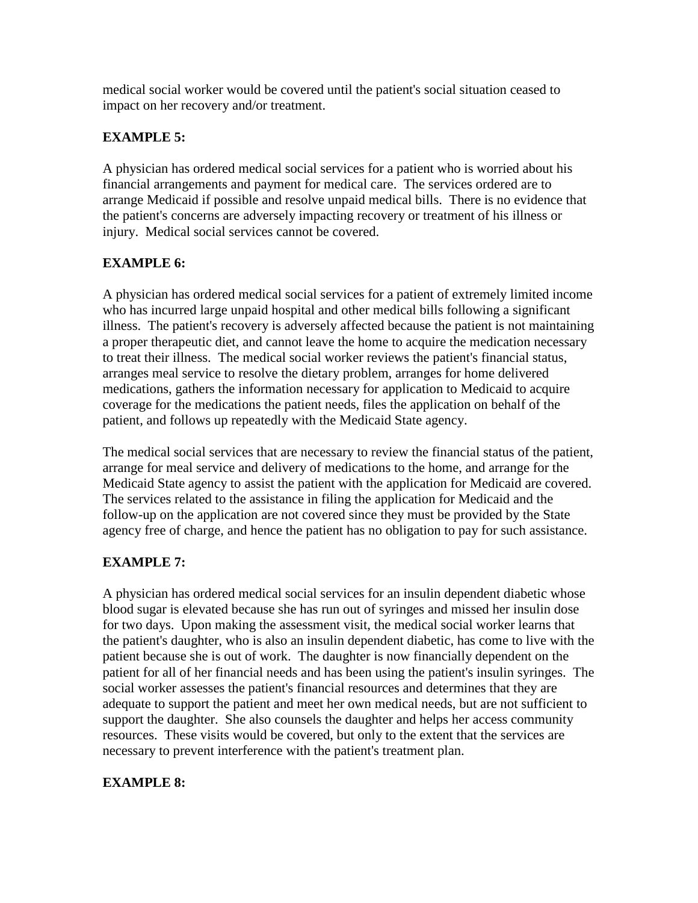medical social worker would be covered until the patient's social situation ceased to impact on her recovery and/or treatment.

**EXAMPLE 5:**

A physician has ordered medical social services for a patient who is worried about his financial arrangements and payment for medical care. The services ordered are to arrange Medicaid if possible and resolve unpaid medical bills. There is no evidence that the patient's concerns are adversely impacting recovery or treatment of his illness or injury. Medical social services cannot be covered.

**EXAMPLE 6:**

A physician has ordered medical social services for a patient of extremely limited income who has incurred large unpaid hospital and other medical bills following a significant illness. The patient's recovery is adversely affected because the patient is not maintaining a proper therapeutic diet, and cannot leave the home to acquire the medication necessary to treat their illness. The medical social worker reviews the patient's financial status, arranges meal service to resolve the dietary problem, arranges for home delivered medications, gathers the information necessary for application to Medicaid to acquire coverage for the medications the patient needs, files the application on behalf of the patient, and follows up repeatedly with the Medicaid State agency.

The medical social services that are necessary to review the financial status of the patient, arrange for meal service and delivery of medications to the home, and arrange for the Medicaid State agency to assist the patient with the application for Medicaid are covered. The services related to the assistance in filing the application for Medicaid and the follow-up on the application are not covered since they must be provided by the State agency free of charge, and hence the patient has no obligation to pay for such assistance.

**EXAMPLE 7:**

A physician has ordered medical social services for an insulin dependent diabetic whose blood sugar is elevated because she has run out of syringes and missed her insulin dose for two days. Upon making the assessment visit, the medical social worker learns that the patient's daughter, who is also an insulin dependent diabetic, has come to live with the patient because she is out of work. The daughter is now financially dependent on the patient for all of her financial needs and has been using the patient's insulin syringes. The social worker assesses the patient's financial resources and determines that they are adequate to support the patient and meet her own medical needs, but are not sufficient to support the daughter. She also counsels the daughter and helps her access community resources. These visits would be covered, but only to the extent that the services are necessary to prevent interference with the patient's treatment plan.

**EXAMPLE 8:**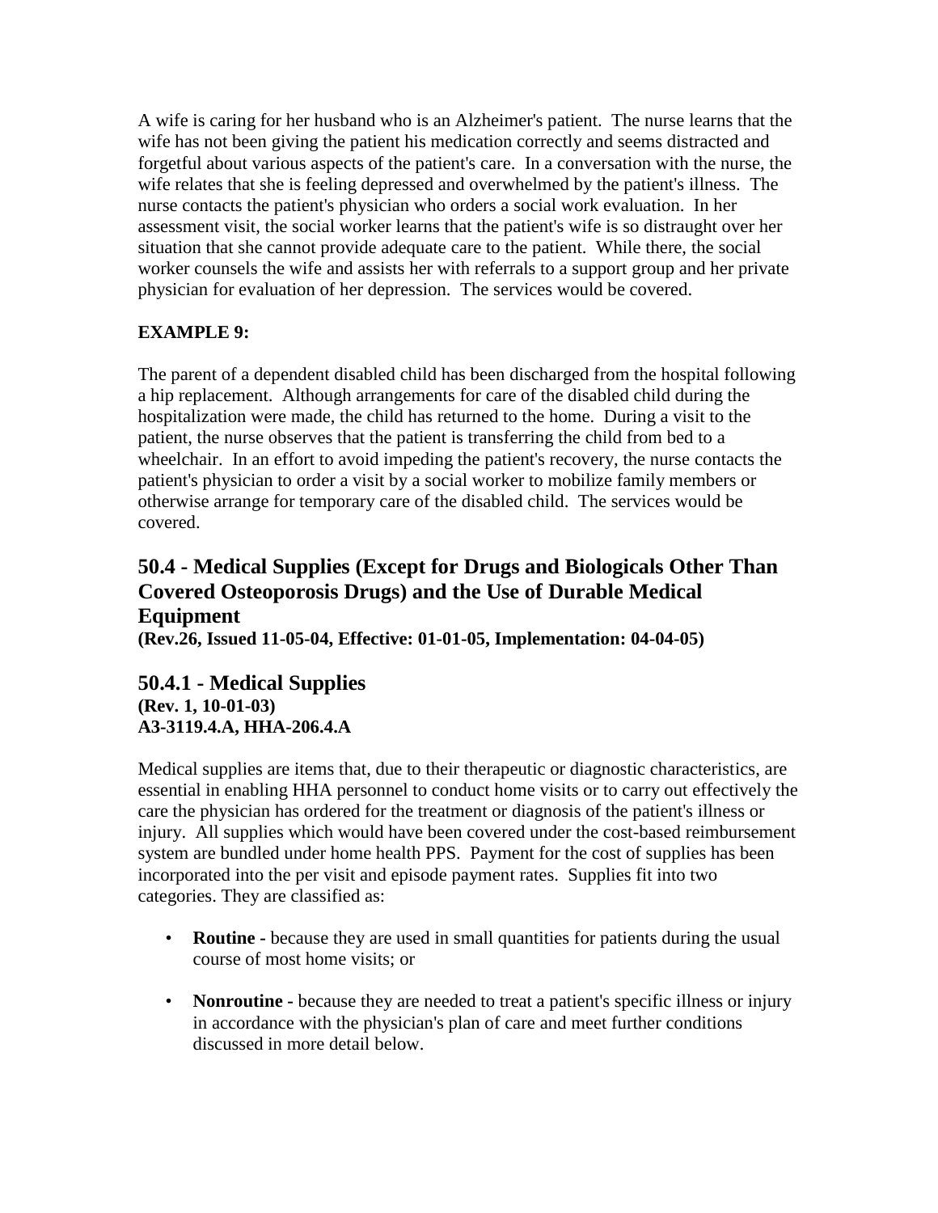A wife is caring for her husband who is an Alzheimer's patient. The nurse learns that the wife has not been giving the patient his medication correctly and seems distracted and forgetful about various aspects of the patient's care. In a conversation with the nurse, the wife relates that she is feeling depressed and overwhelmed by the patient's illness. The nurse contacts the patient's physician who orders a social work evaluation. In her assessment visit, the social worker learns that the patient's wife is so distraught over her situation that she cannot provide adequate care to the patient. While there, the social worker counsels the wife and assists her with referrals to a support group and her private physician for evaluation of her depression. The services would be covered.

**EXAMPLE 9:**

The parent of a dependent disabled child has been discharged from the hospital following a hip replacement. Although arrangements for care of the disabled child during the hospitalization were made, the child has returned to the home. During a visit to the patient, the nurse observes that the patient is transferring the child from bed to a wheelchair. In an effort to avoid impeding the patient's recovery, the nurse contacts the patient's physician to order a visit by a social worker to mobilize family members or otherwise arrange for temporary care of the disabled child. The services would be covered.

## 50.4 - Medical Supplies (Except for Drugs and Biologicals Other Than Covered Osteoporosis Drugs) and the Use of Durable Medical Equipment

**(Rev.26, Issued 11-05-04, Effective: 01-01-05, Implementation: 04-04-05)**

### 50.4.1 - Medical Supplies

**(Rev. 1, 10-01-03)**
**A3-3119.4.A, HHA-206.4.A**

Medical supplies are items that, due to their therapeutic or diagnostic characteristics, are essential in enabling HHA personnel to conduct home visits or to carry out effectively the care the physician has ordered for the treatment or diagnosis of the patient's illness or injury. All supplies which would have been covered under the cost-based reimbursement system are bundled under home health PPS. Payment for the cost of supplies has been incorporated into the per visit and episode payment rates. Supplies fit into two categories. They are classified as:

- **Routine -** because they are used in small quantities for patients during the usual course of most home visits; or

- **Nonroutine -** because they are needed to treat a patient's specific illness or injury in accordance with the physician's plan of care and meet further conditions discussed in more detail below.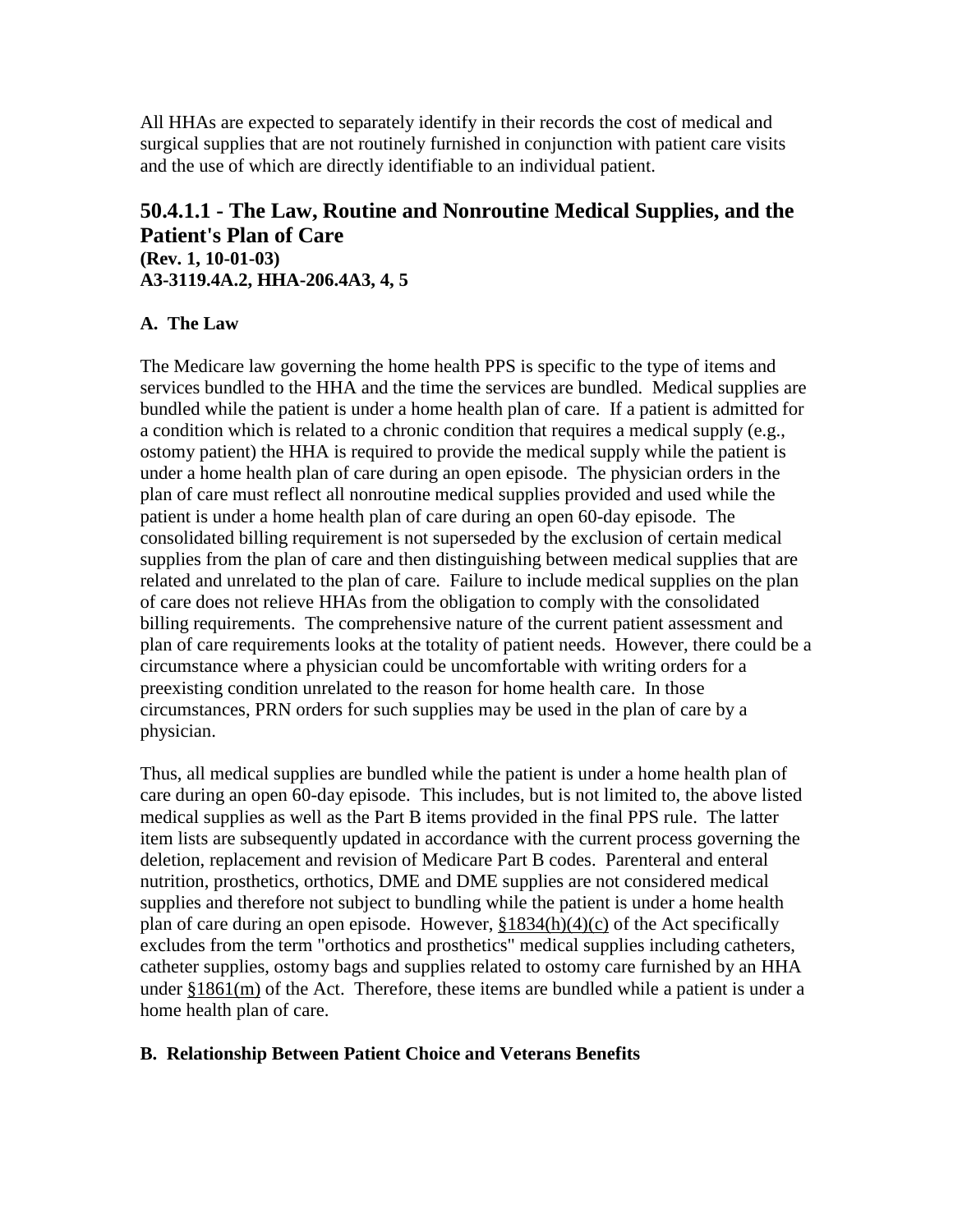All HHAs are expected to separately identify in their records the cost of medical and surgical supplies that are not routinely furnished in conjunction with patient care visits and the use of which are directly identifiable to an individual patient.

## 50.4.1.1 - The Law, Routine and Nonroutine Medical Supplies, and the Patient's Plan of Care

**(Rev. 1, 10-01-03)**
**A3-3119.4A.2, HHA-206.4A3, 4, 5**

### A. The Law

The Medicare law governing the home health PPS is specific to the type of items and services bundled to the HHA and the time the services are bundled. Medical supplies are bundled while the patient is under a home health plan of care. If a patient is admitted for a condition which is related to a chronic condition that requires a medical supply (e.g., ostomy patient) the HHA is required to provide the medical supply while the patient is under a home health plan of care during an open episode. The physician orders in the plan of care must reflect all nonroutine medical supplies provided and used while the patient is under a home health plan of care during an open 60-day episode. The consolidated billing requirement is not superseded by the exclusion of certain medical supplies from the plan of care and then distinguishing between medical supplies that are related and unrelated to the plan of care. Failure to include medical supplies on the plan of care does not relieve HHAs from the obligation to comply with the consolidated billing requirements. The comprehensive nature of the current patient assessment and plan of care requirements looks at the totality of patient needs. However, there could be a circumstance where a physician could be uncomfortable with writing orders for a preexisting condition unrelated to the reason for home health care. In those circumstances, PRN orders for such supplies may be used in the plan of care by a physician.

Thus, all medical supplies are bundled while the patient is under a home health plan of care during an open 60-day episode. This includes, but is not limited to, the above listed medical supplies as well as the Part B items provided in the final PPS rule. The latter item lists are subsequently updated in accordance with the current process governing the deletion, replacement and revision of Medicare Part B codes. Parenteral and enteral nutrition, prosthetics, orthotics, DME and DME supplies are not considered medical supplies and therefore not subject to bundling while the patient is under a home health plan of care during an open episode. However, §1834(h)(4)(c) of the Act specifically excludes from the term "orthotics and prosthetics" medical supplies including catheters, catheter supplies, ostomy bags and supplies related to ostomy care furnished by an HHA under §1861(m) of the Act. Therefore, these items are bundled while a patient is under a home health plan of care.

### B. Relationship Between Patient Choice and Veterans Benefits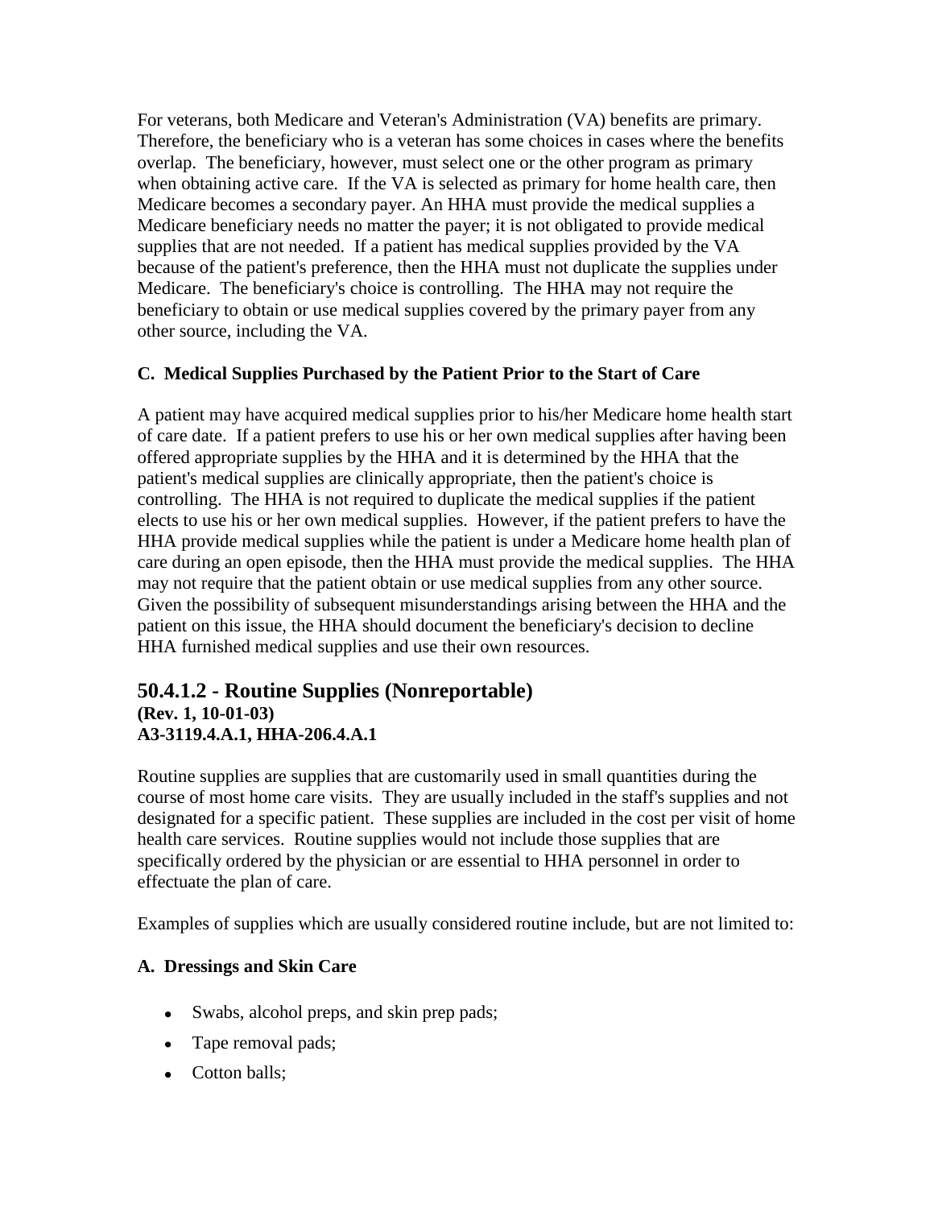For veterans, both Medicare and Veteran's Administration (VA) benefits are primary. Therefore, the beneficiary who is a veteran has some choices in cases where the benefits overlap. The beneficiary, however, must select one or the other program as primary when obtaining active care. If the VA is selected as primary for home health care, then Medicare becomes a secondary payer. An HHA must provide the medical supplies a Medicare beneficiary needs no matter the payer; it is not obligated to provide medical supplies that are not needed. If a patient has medical supplies provided by the VA because of the patient's preference, then the HHA must not duplicate the supplies under Medicare. The beneficiary's choice is controlling. The HHA may not require the beneficiary to obtain or use medical supplies covered by the primary payer from any other source, including the VA.

**C. Medical Supplies Purchased by the Patient Prior to the Start of Care**

A patient may have acquired medical supplies prior to his/her Medicare home health start of care date. If a patient prefers to use his or her own medical supplies after having been offered appropriate supplies by the HHA and it is determined by the HHA that the patient's medical supplies are clinically appropriate, then the patient's choice is controlling. The HHA is not required to duplicate the medical supplies if the patient elects to use his or her own medical supplies. However, if the patient prefers to have the HHA provide medical supplies while the patient is under a Medicare home health plan of care during an open episode, then the HHA must provide the medical supplies. The HHA may not require that the patient obtain or use medical supplies from any other source. Given the possibility of subsequent misunderstandings arising between the HHA and the patient on this issue, the HHA should document the beneficiary's decision to decline HHA furnished medical supplies and use their own resources.

## 50.4.1.2 - Routine Supplies (Nonreportable)

**(Rev. 1, 10-01-03)**
**A3-3119.4.A.1, HHA-206.4.A.1**

Routine supplies are supplies that are customarily used in small quantities during the course of most home care visits. They are usually included in the staff's supplies and not designated for a specific patient. These supplies are included in the cost per visit of home health care services. Routine supplies would not include those supplies that are specifically ordered by the physician or are essential to HHA personnel in order to effectuate the plan of care.

Examples of supplies which are usually considered routine include, but are not limited to:

**A. Dressings and Skin Care**

- Swabs, alcohol preps, and skin prep pads;
- Tape removal pads;
- Cotton balls;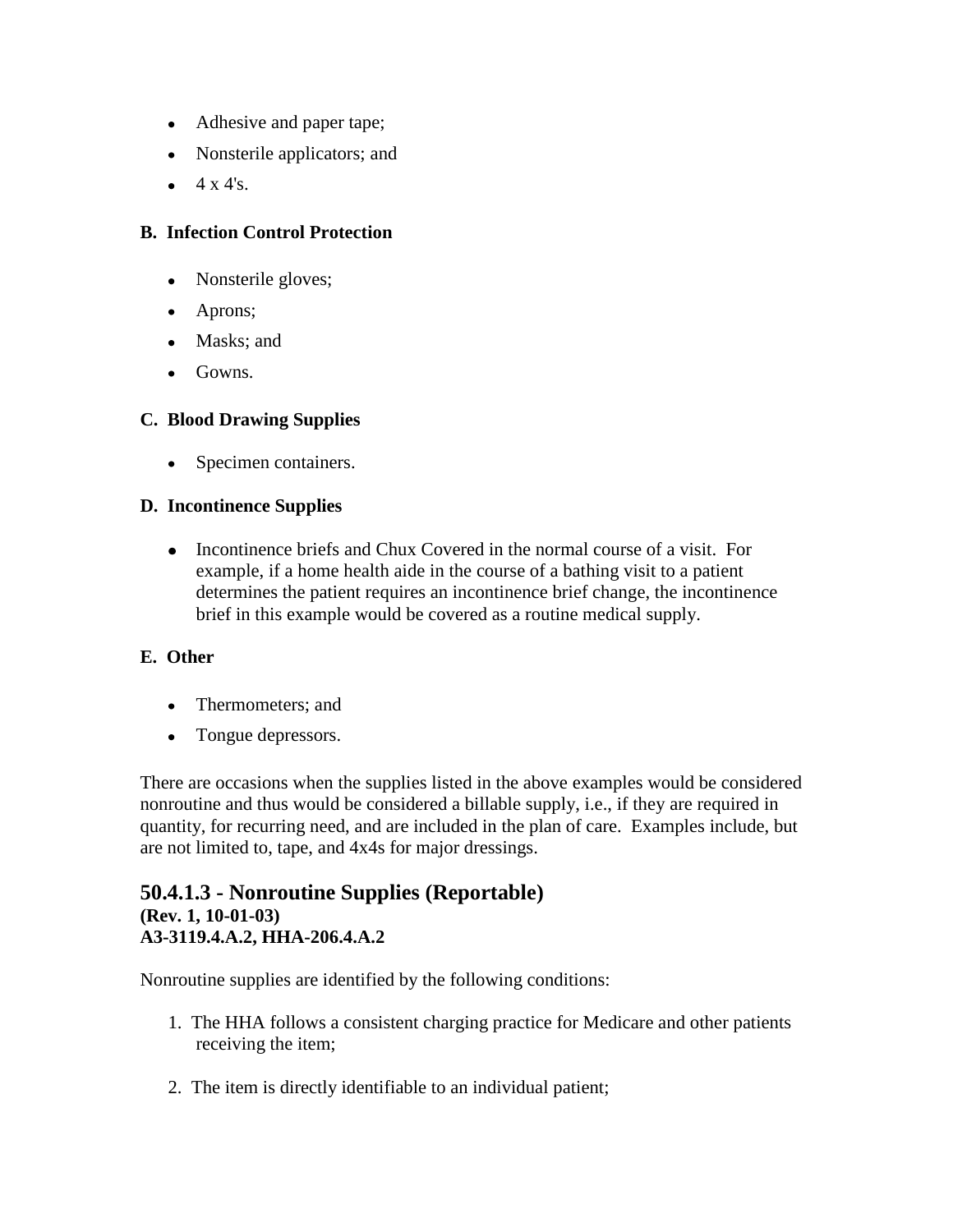- Adhesive and paper tape;
- Nonsterile applicators; and
- 4 x 4's.

**B. Infection Control Protection**

- Nonsterile gloves;
- Aprons;
- Masks; and
- Gowns.

**C. Blood Drawing Supplies**

- Specimen containers.

**D. Incontinence Supplies**

- Incontinence briefs and Chux Covered in the normal course of a visit. For example, if a home health aide in the course of a bathing visit to a patient determines the patient requires an incontinence brief change, the incontinence brief in this example would be covered as a routine medical supply.

**E. Other**

- Thermometers; and
- Tongue depressors.

There are occasions when the supplies listed in the above examples would be considered nonroutine and thus would be considered a billable supply, i.e., if they are required in quantity, for recurring need, and are included in the plan of care. Examples include, but are not limited to, tape, and 4x4s for major dressings.

## 50.4.1.3 - Nonroutine Supplies (Reportable)

**(Rev. 1, 10-01-03)**
**A3-3119.4.A.2, HHA-206.4.A.2**

Nonroutine supplies are identified by the following conditions:

1. The HHA follows a consistent charging practice for Medicare and other patients receiving the item;

2. The item is directly identifiable to an individual patient;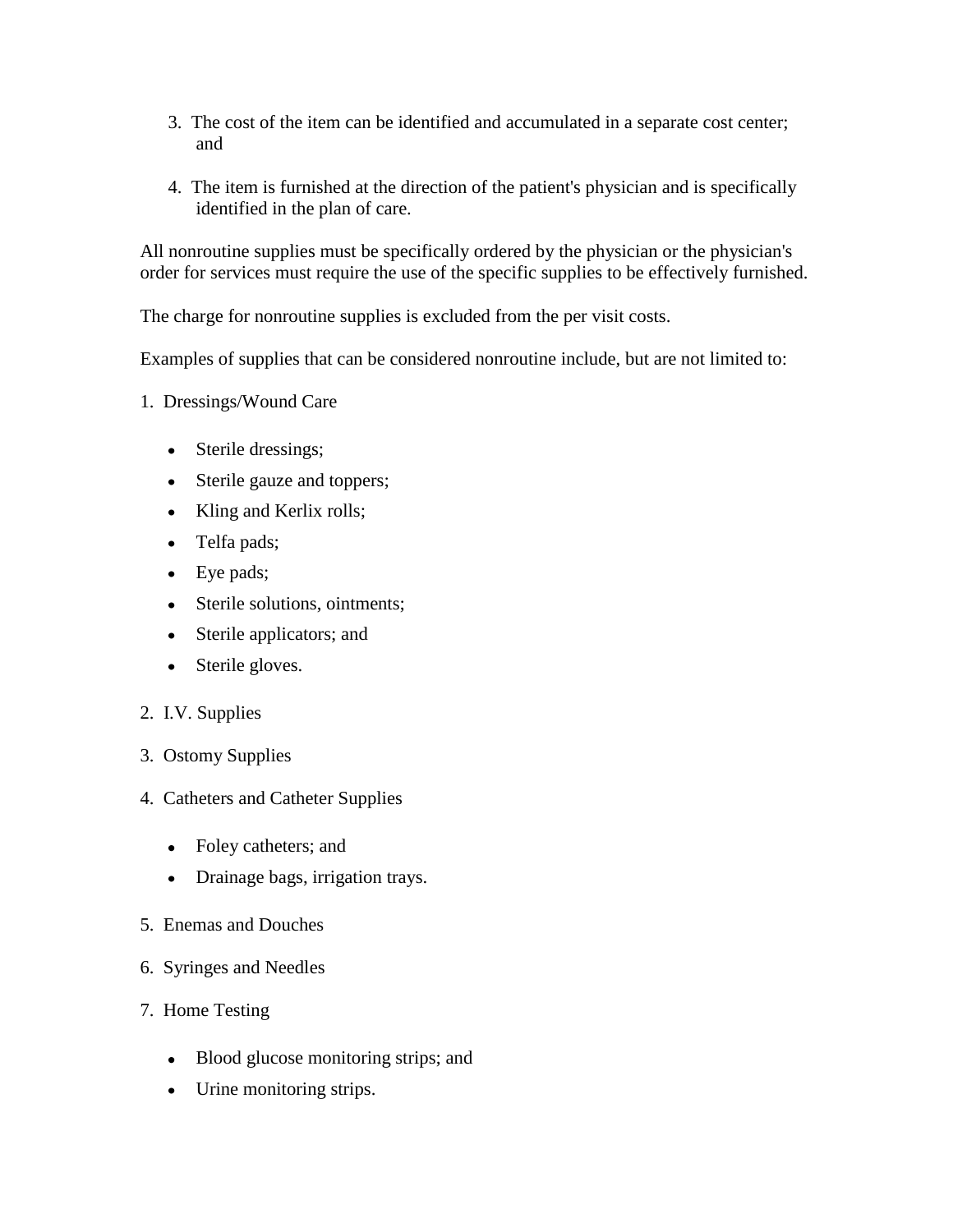3. The cost of the item can be identified and accumulated in a separate cost center; and

4. The item is furnished at the direction of the patient's physician and is specifically identified in the plan of care.

All nonroutine supplies must be specifically ordered by the physician or the physician's order for services must require the use of the specific supplies to be effectively furnished.

The charge for nonroutine supplies is excluded from the per visit costs.

Examples of supplies that can be considered nonroutine include, but are not limited to:

1. Dressings/Wound Care
   - Sterile dressings;
   - Sterile gauze and toppers;
   - Kling and Kerlix rolls;
   - Telfa pads;
   - Eye pads;
   - Sterile solutions, ointments;
   - Sterile applicators; and
   - Sterile gloves.

2. I.V. Supplies

3. Ostomy Supplies

4. Catheters and Catheter Supplies
   - Foley catheters; and
   - Drainage bags, irrigation trays.

5. Enemas and Douches

6. Syringes and Needles

7. Home Testing
   - Blood glucose monitoring strips; and
   - Urine monitoring strips.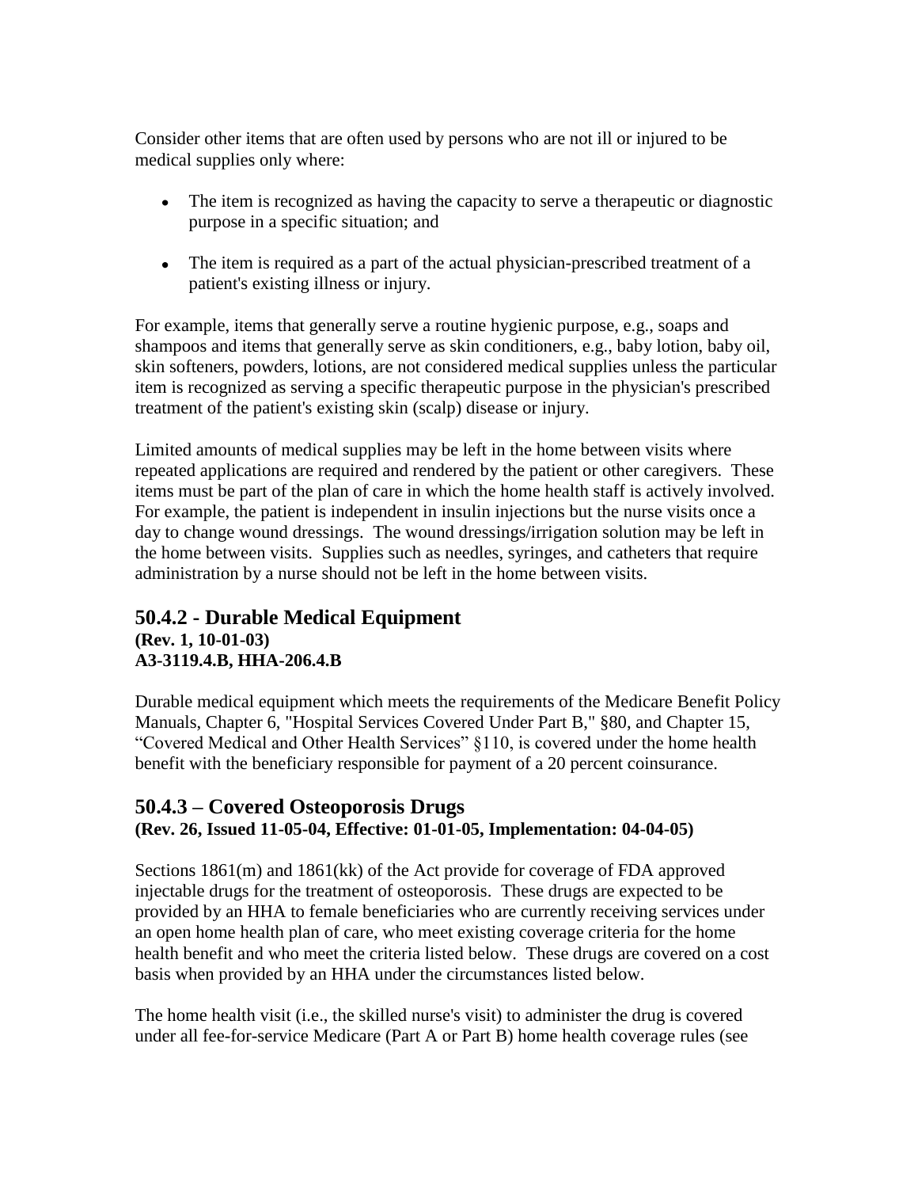Consider other items that are often used by persons who are not ill or injured to be medical supplies only where:

- The item is recognized as having the capacity to serve a therapeutic or diagnostic purpose in a specific situation; and
- The item is required as a part of the actual physician-prescribed treatment of a patient's existing illness or injury.

For example, items that generally serve a routine hygienic purpose, e.g., soaps and shampoos and items that generally serve as skin conditioners, e.g., baby lotion, baby oil, skin softeners, powders, lotions, are not considered medical supplies unless the particular item is recognized as serving a specific therapeutic purpose in the physician's prescribed treatment of the patient's existing skin (scalp) disease or injury.

Limited amounts of medical supplies may be left in the home between visits where repeated applications are required and rendered by the patient or other caregivers. These items must be part of the plan of care in which the home health staff is actively involved. For example, the patient is independent in insulin injections but the nurse visits once a day to change wound dressings. The wound dressings/irrigation solution may be left in the home between visits. Supplies such as needles, syringes, and catheters that require administration by a nurse should not be left in the home between visits.

## 50.4.2 - Durable Medical Equipment

**(Rev. 1, 10-01-03)**
**A3-3119.4.B, HHA-206.4.B**

Durable medical equipment which meets the requirements of the Medicare Benefit Policy Manuals, Chapter 6, "Hospital Services Covered Under Part B," §80, and Chapter 15, "Covered Medical and Other Health Services" §110, is covered under the home health benefit with the beneficiary responsible for payment of a 20 percent coinsurance.

## 50.4.3 – Covered Osteoporosis Drugs

**(Rev. 26, Issued 11-05-04, Effective: 01-01-05, Implementation: 04-04-05)**

Sections 1861(m) and 1861(kk) of the Act provide for coverage of FDA approved injectable drugs for the treatment of osteoporosis. These drugs are expected to be provided by an HHA to female beneficiaries who are currently receiving services under an open home health plan of care, who meet existing coverage criteria for the home health benefit and who meet the criteria listed below. These drugs are covered on a cost basis when provided by an HHA under the circumstances listed below.

The home health visit (i.e., the skilled nurse's visit) to administer the drug is covered under all fee-for-service Medicare (Part A or Part B) home health coverage rules (see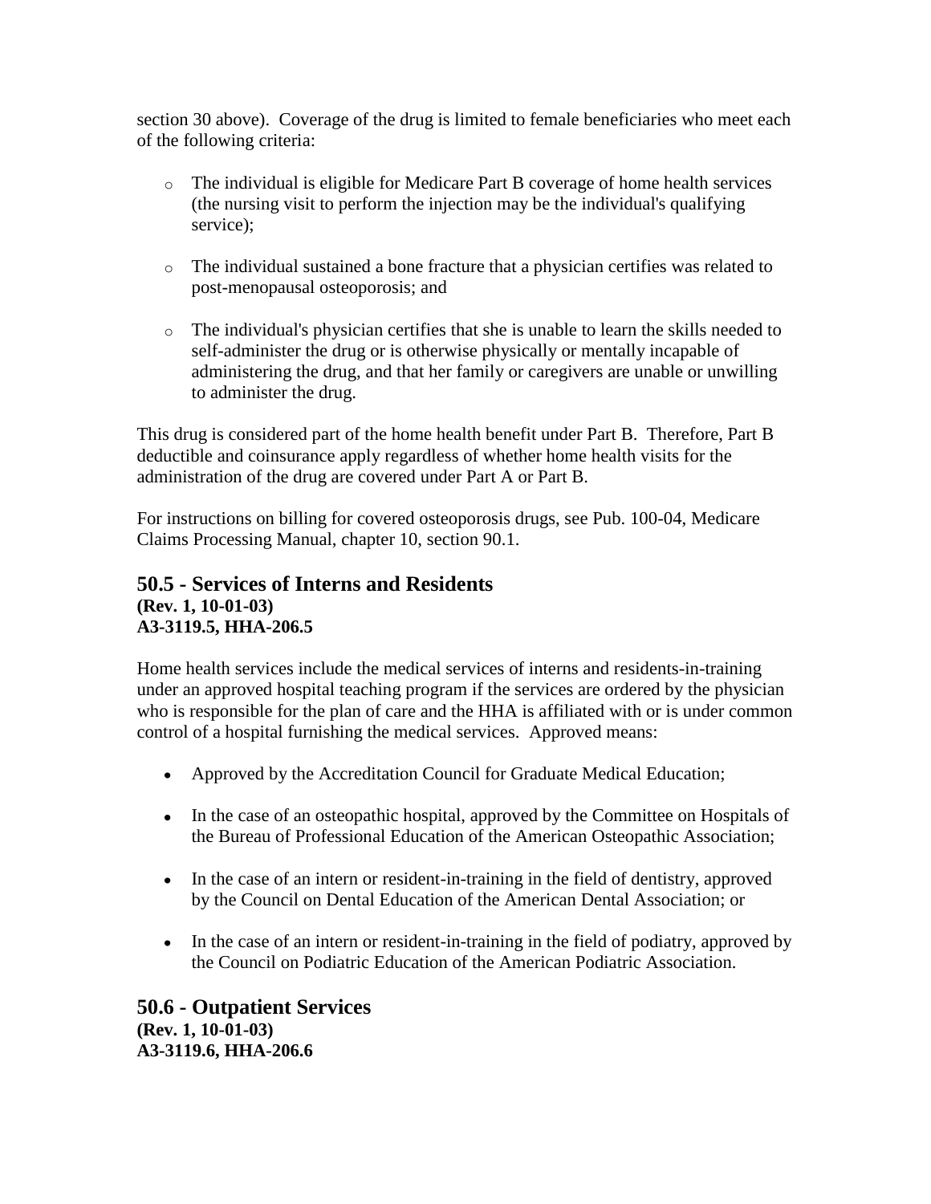section 30 above). Coverage of the drug is limited to female beneficiaries who meet each of the following criteria:

- The individual is eligible for Medicare Part B coverage of home health services (the nursing visit to perform the injection may be the individual's qualifying service);
- The individual sustained a bone fracture that a physician certifies was related to post-menopausal osteoporosis; and
- The individual's physician certifies that she is unable to learn the skills needed to self-administer the drug or is otherwise physically or mentally incapable of administering the drug, and that her family or caregivers are unable or unwilling to administer the drug.

This drug is considered part of the home health benefit under Part B. Therefore, Part B deductible and coinsurance apply regardless of whether home health visits for the administration of the drug are covered under Part A or Part B.

For instructions on billing for covered osteoporosis drugs, see Pub. 100-04, Medicare Claims Processing Manual, chapter 10, section 90.1.

## 50.5 - Services of Interns and Residents

**(Rev. 1, 10-01-03)**
**A3-3119.5, HHA-206.5**

Home health services include the medical services of interns and residents-in-training under an approved hospital teaching program if the services are ordered by the physician who is responsible for the plan of care and the HHA is affiliated with or is under common control of a hospital furnishing the medical services. Approved means:

- Approved by the Accreditation Council for Graduate Medical Education;
- In the case of an osteopathic hospital, approved by the Committee on Hospitals of the Bureau of Professional Education of the American Osteopathic Association;
- In the case of an intern or resident-in-training in the field of dentistry, approved by the Council on Dental Education of the American Dental Association; or
- In the case of an intern or resident-in-training in the field of podiatry, approved by the Council on Podiatric Education of the American Podiatric Association.

## 50.6 - Outpatient Services

**(Rev. 1, 10-01-03)**
**A3-3119.6, HHA-206.6**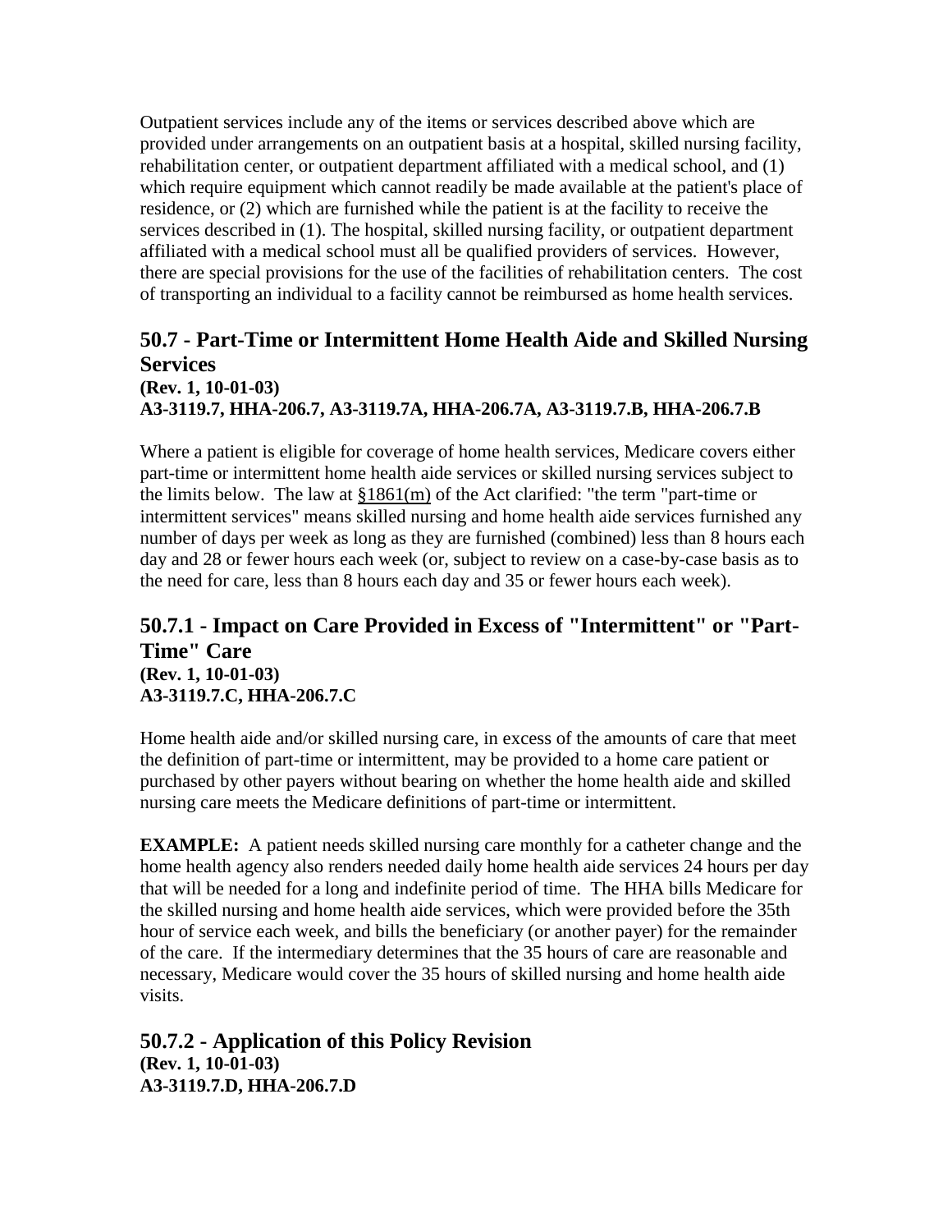Outpatient services include any of the items or services described above which are provided under arrangements on an outpatient basis at a hospital, skilled nursing facility, rehabilitation center, or outpatient department affiliated with a medical school, and (1) which require equipment which cannot readily be made available at the patient's place of residence, or (2) which are furnished while the patient is at the facility to receive the services described in (1). The hospital, skilled nursing facility, or outpatient department affiliated with a medical school must all be qualified providers of services. However, there are special provisions for the use of the facilities of rehabilitation centers. The cost of transporting an individual to a facility cannot be reimbursed as home health services.

## 50.7 - Part-Time or Intermittent Home Health Aide and Skilled Nursing Services

**(Rev. 1, 10-01-03)**
**A3-3119.7, HHA-206.7, A3-3119.7A, HHA-206.7A, A3-3119.7.B, HHA-206.7.B**

Where a patient is eligible for coverage of home health services, Medicare covers either part-time or intermittent home health aide services or skilled nursing services subject to the limits below. The law at §1861(m) of the Act clarified: "the term "part-time or intermittent services" means skilled nursing and home health aide services furnished any number of days per week as long as they are furnished (combined) less than 8 hours each day and 28 or fewer hours each week (or, subject to review on a case-by-case basis as to the need for care, less than 8 hours each day and 35 or fewer hours each week).

## 50.7.1 - Impact on Care Provided in Excess of "Intermittent" or "Part-Time" Care

**(Rev. 1, 10-01-03)**
**A3-3119.7.C, HHA-206.7.C**

Home health aide and/or skilled nursing care, in excess of the amounts of care that meet the definition of part-time or intermittent, may be provided to a home care patient or purchased by other payers without bearing on whether the home health aide and skilled nursing care meets the Medicare definitions of part-time or intermittent.

**EXAMPLE:** A patient needs skilled nursing care monthly for a catheter change and the home health agency also renders needed daily home health aide services 24 hours per day that will be needed for a long and indefinite period of time. The HHA bills Medicare for the skilled nursing and home health aide services, which were provided before the 35th hour of service each week, and bills the beneficiary (or another payer) for the remainder of the care. If the intermediary determines that the 35 hours of care are reasonable and necessary, Medicare would cover the 35 hours of skilled nursing and home health aide visits.

## 50.7.2 - Application of this Policy Revision

**(Rev. 1, 10-01-03)**
**A3-3119.7.D, HHA-206.7.D**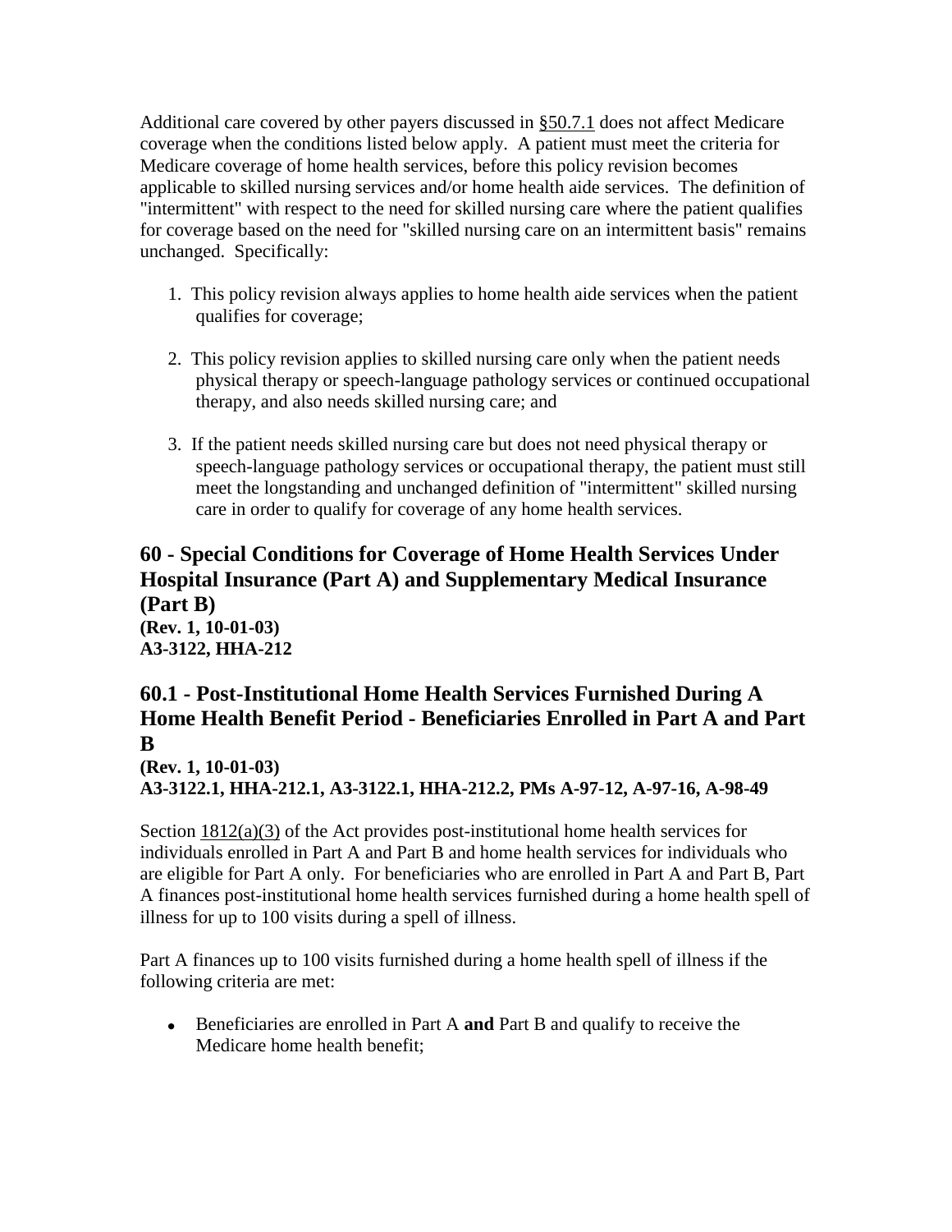Additional care covered by other payers discussed in §50.7.1 does not affect Medicare coverage when the conditions listed below apply. A patient must meet the criteria for Medicare coverage of home health services, before this policy revision becomes applicable to skilled nursing services and/or home health aide services. The definition of "intermittent" with respect to the need for skilled nursing care where the patient qualifies for coverage based on the need for "skilled nursing care on an intermittent basis" remains unchanged. Specifically:

1. This policy revision always applies to home health aide services when the patient qualifies for coverage;
2. This policy revision applies to skilled nursing care only when the patient needs physical therapy or speech-language pathology services or continued occupational therapy, and also needs skilled nursing care; and
3. If the patient needs skilled nursing care but does not need physical therapy or speech-language pathology services or occupational therapy, the patient must still meet the longstanding and unchanged definition of "intermittent" skilled nursing care in order to qualify for coverage of any home health services.

## 60 - Special Conditions for Coverage of Home Health Services Under Hospital Insurance (Part A) and Supplementary Medical Insurance (Part B)

**(Rev. 1, 10-01-03)**
**A3-3122, HHA-212**

## 60.1 - Post-Institutional Home Health Services Furnished During A Home Health Benefit Period - Beneficiaries Enrolled in Part A and Part B

**(Rev. 1, 10-01-03)**
**A3-3122.1, HHA-212.1, A3-3122.1, HHA-212.2, PMs A-97-12, A-97-16, A-98-49**

Section 1812(a)(3) of the Act provides post-institutional home health services for individuals enrolled in Part A and Part B and home health services for individuals who are eligible for Part A only. For beneficiaries who are enrolled in Part A and Part B, Part A finances post-institutional home health services furnished during a home health spell of illness for up to 100 visits during a spell of illness.

Part A finances up to 100 visits furnished during a home health spell of illness if the following criteria are met:

- Beneficiaries are enrolled in Part A **and** Part B and qualify to receive the Medicare home health benefit;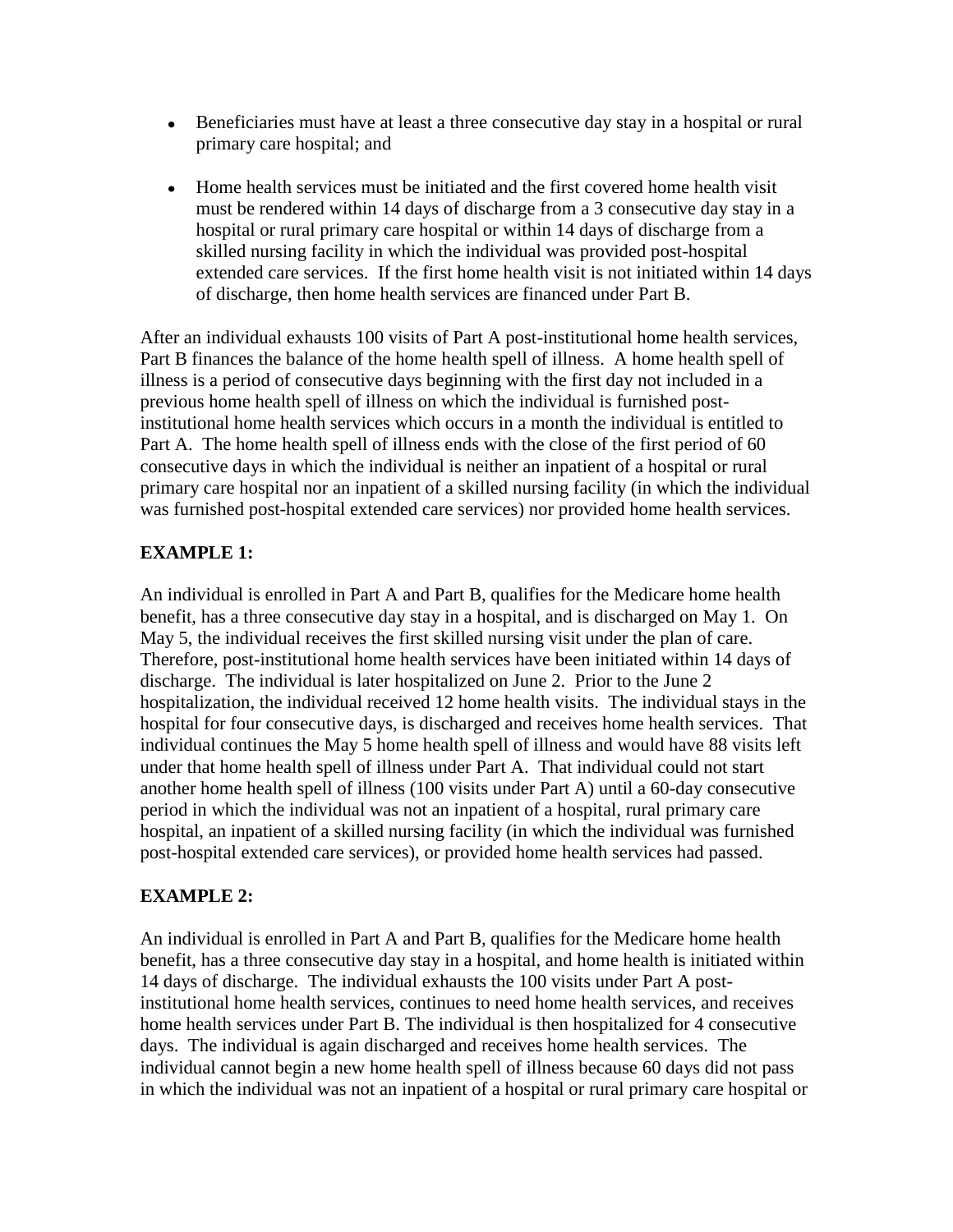- Beneficiaries must have at least a three consecutive day stay in a hospital or rural primary care hospital; and

- Home health services must be initiated and the first covered home health visit must be rendered within 14 days of discharge from a 3 consecutive day stay in a hospital or rural primary care hospital or within 14 days of discharge from a skilled nursing facility in which the individual was provided post-hospital extended care services. If the first home health visit is not initiated within 14 days of discharge, then home health services are financed under Part B.

After an individual exhausts 100 visits of Part A post-institutional home health services, Part B finances the balance of the home health spell of illness. A home health spell of illness is a period of consecutive days beginning with the first day not included in a previous home health spell of illness on which the individual is furnished post-institutional home health services which occurs in a month the individual is entitled to Part A. The home health spell of illness ends with the close of the first period of 60 consecutive days in which the individual is neither an inpatient of a hospital or rural primary care hospital nor an inpatient of a skilled nursing facility (in which the individual was furnished post-hospital extended care services) nor provided home health services.

**EXAMPLE 1:**

An individual is enrolled in Part A and Part B, qualifies for the Medicare home health benefit, has a three consecutive day stay in a hospital, and is discharged on May 1. On May 5, the individual receives the first skilled nursing visit under the plan of care. Therefore, post-institutional home health services have been initiated within 14 days of discharge. The individual is later hospitalized on June 2. Prior to the June 2 hospitalization, the individual received 12 home health visits. The individual stays in the hospital for four consecutive days, is discharged and receives home health services. That individual continues the May 5 home health spell of illness and would have 88 visits left under that home health spell of illness under Part A. That individual could not start another home health spell of illness (100 visits under Part A) until a 60-day consecutive period in which the individual was not an inpatient of a hospital, rural primary care hospital, an inpatient of a skilled nursing facility (in which the individual was furnished post-hospital extended care services), or provided home health services had passed.

**EXAMPLE 2:**

An individual is enrolled in Part A and Part B, qualifies for the Medicare home health benefit, has a three consecutive day stay in a hospital, and home health is initiated within 14 days of discharge. The individual exhausts the 100 visits under Part A post-institutional home health services, continues to need home health services, and receives home health services under Part B. The individual is then hospitalized for 4 consecutive days. The individual is again discharged and receives home health services. The individual cannot begin a new home health spell of illness because 60 days did not pass in which the individual was not an inpatient of a hospital or rural primary care hospital or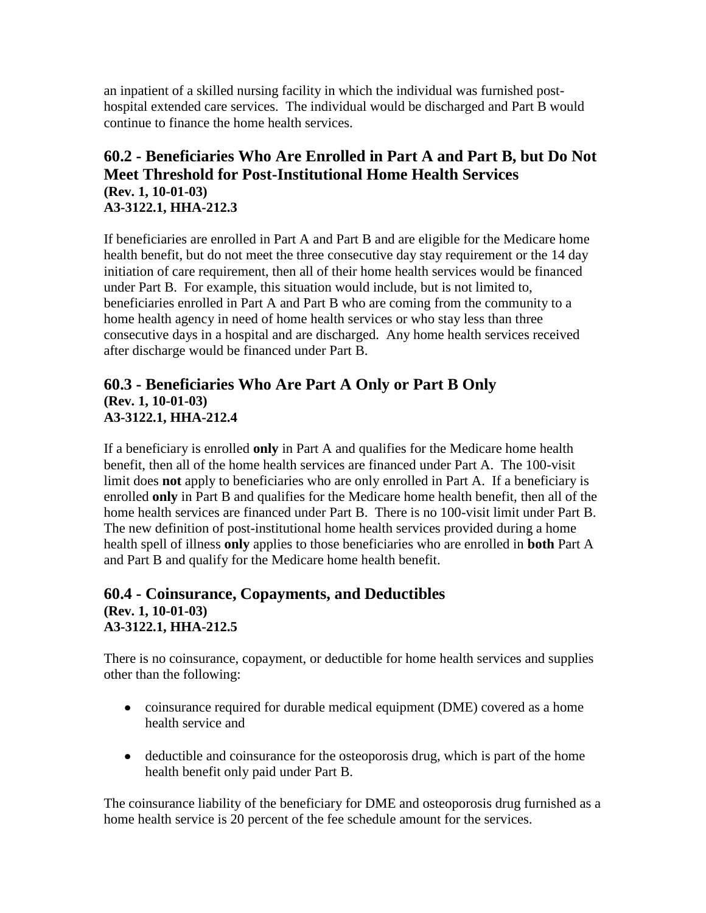an inpatient of a skilled nursing facility in which the individual was furnished post-hospital extended care services. The individual would be discharged and Part B would continue to finance the home health services.

## 60.2 - Beneficiaries Who Are Enrolled in Part A and Part B, but Do Not Meet Threshold for Post-Institutional Home Health Services

**(Rev. 1, 10-01-03)**
**A3-3122.1, HHA-212.3**

If beneficiaries are enrolled in Part A and Part B and are eligible for the Medicare home health benefit, but do not meet the three consecutive day stay requirement or the 14 day initiation of care requirement, then all of their home health services would be financed under Part B. For example, this situation would include, but is not limited to, beneficiaries enrolled in Part A and Part B who are coming from the community to a home health agency in need of home health services or who stay less than three consecutive days in a hospital and are discharged. Any home health services received after discharge would be financed under Part B.

## 60.3 - Beneficiaries Who Are Part A Only or Part B Only

**(Rev. 1, 10-01-03)**
**A3-3122.1, HHA-212.4**

If a beneficiary is enrolled **only** in Part A and qualifies for the Medicare home health benefit, then all of the home health services are financed under Part A. The 100-visit limit does **not** apply to beneficiaries who are only enrolled in Part A. If a beneficiary is enrolled **only** in Part B and qualifies for the Medicare home health benefit, then all of the home health services are financed under Part B. There is no 100-visit limit under Part B. The new definition of post-institutional home health services provided during a home health spell of illness **only** applies to those beneficiaries who are enrolled in **both** Part A and Part B and qualify for the Medicare home health benefit.

## 60.4 - Coinsurance, Copayments, and Deductibles

**(Rev. 1, 10-01-03)**
**A3-3122.1, HHA-212.5**

There is no coinsurance, copayment, or deductible for home health services and supplies other than the following:

- coinsurance required for durable medical equipment (DME) covered as a home health service and
- deductible and coinsurance for the osteoporosis drug, which is part of the home health benefit only paid under Part B.

The coinsurance liability of the beneficiary for DME and osteoporosis drug furnished as a home health service is 20 percent of the fee schedule amount for the services.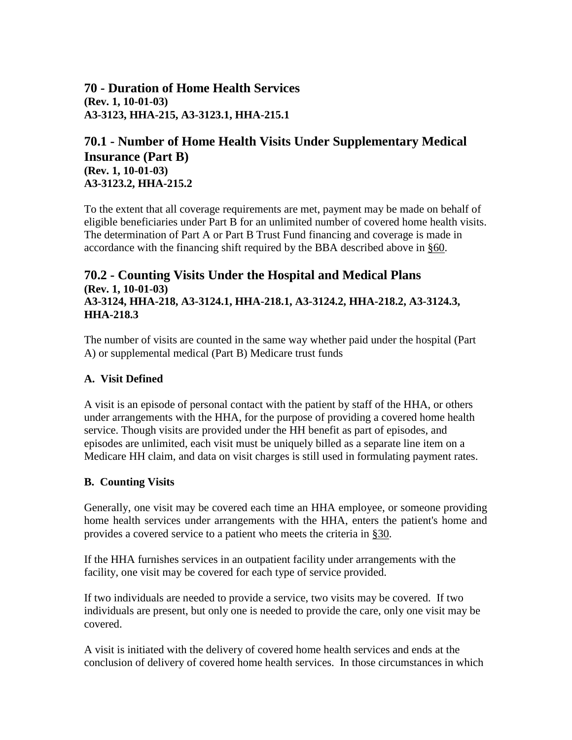## 70 - Duration of Home Health Services

**(Rev. 1, 10-01-03)**
**A3-3123, HHA-215, A3-3123.1, HHA-215.1**

## 70.1 - Number of Home Health Visits Under Supplementary Medical Insurance (Part B)

**(Rev. 1, 10-01-03)**
**A3-3123.2, HHA-215.2**

To the extent that all coverage requirements are met, payment may be made on behalf of eligible beneficiaries under Part B for an unlimited number of covered home health visits. The determination of Part A or Part B Trust Fund financing and coverage is made in accordance with the financing shift required by the BBA described above in §60.

## 70.2 - Counting Visits Under the Hospital and Medical Plans

**(Rev. 1, 10-01-03)**
**A3-3124, HHA-218, A3-3124.1, HHA-218.1, A3-3124.2, HHA-218.2, A3-3124.3, HHA-218.3**

The number of visits are counted in the same way whether paid under the hospital (Part A) or supplemental medical (Part B) Medicare trust funds

### A. Visit Defined

A visit is an episode of personal contact with the patient by staff of the HHA, or others under arrangements with the HHA, for the purpose of providing a covered home health service. Though visits are provided under the HH benefit as part of episodes, and episodes are unlimited, each visit must be uniquely billed as a separate line item on a Medicare HH claim, and data on visit charges is still used in formulating payment rates.

### B. Counting Visits

Generally, one visit may be covered each time an HHA employee, or someone providing home health services under arrangements with the HHA, enters the patient's home and provides a covered service to a patient who meets the criteria in §30.

If the HHA furnishes services in an outpatient facility under arrangements with the facility, one visit may be covered for each type of service provided.

If two individuals are needed to provide a service, two visits may be covered. If two individuals are present, but only one is needed to provide the care, only one visit may be covered.

A visit is initiated with the delivery of covered home health services and ends at the conclusion of delivery of covered home health services. In those circumstances in which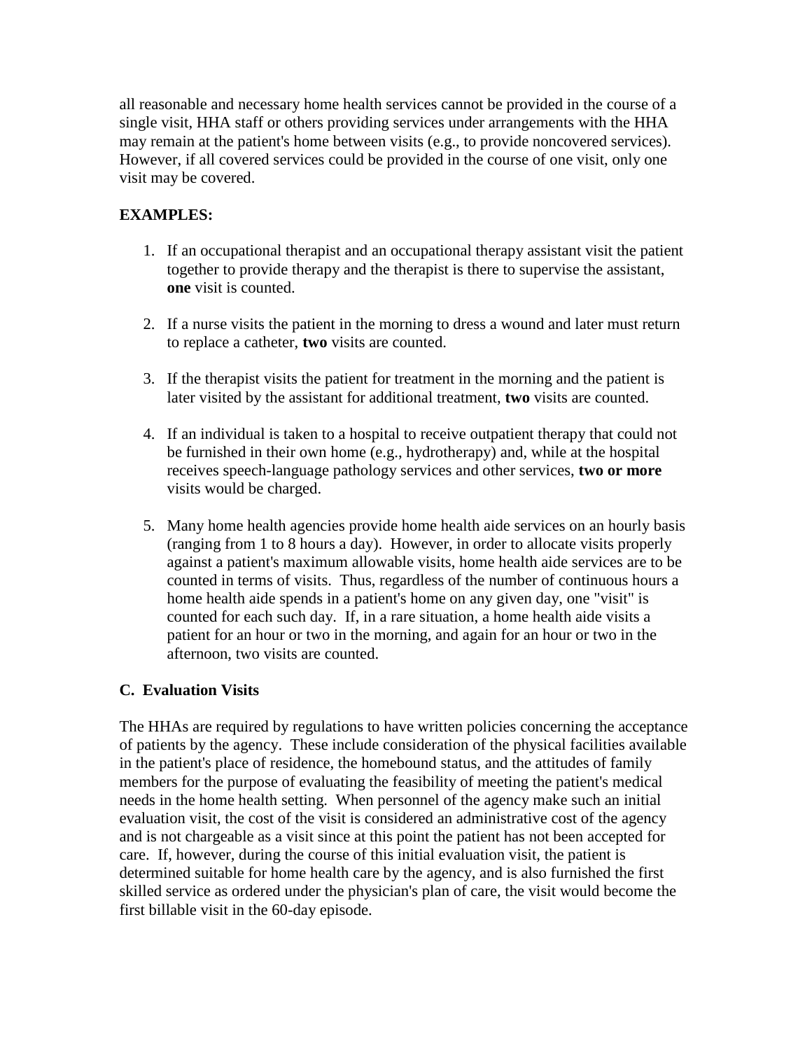all reasonable and necessary home health services cannot be provided in the course of a single visit, HHA staff or others providing services under arrangements with the HHA may remain at the patient's home between visits (e.g., to provide noncovered services). However, if all covered services could be provided in the course of one visit, only one visit may be covered.

**EXAMPLES:**

1. If an occupational therapist and an occupational therapy assistant visit the patient together to provide therapy and the therapist is there to supervise the assistant, **one** visit is counted.

2. If a nurse visits the patient in the morning to dress a wound and later must return to replace a catheter, **two** visits are counted.

3. If the therapist visits the patient for treatment in the morning and the patient is later visited by the assistant for additional treatment, **two** visits are counted.

4. If an individual is taken to a hospital to receive outpatient therapy that could not be furnished in their own home (e.g., hydrotherapy) and, while at the hospital receives speech-language pathology services and other services, **two or more** visits would be charged.

5. Many home health agencies provide home health aide services on an hourly basis (ranging from 1 to 8 hours a day). However, in order to allocate visits properly against a patient's maximum allowable visits, home health aide services are to be counted in terms of visits. Thus, regardless of the number of continuous hours a home health aide spends in a patient's home on any given day, one "visit" is counted for each such day. If, in a rare situation, a home health aide visits a patient for an hour or two in the morning, and again for an hour or two in the afternoon, two visits are counted.

### C. Evaluation Visits

The HHAs are required by regulations to have written policies concerning the acceptance of patients by the agency. These include consideration of the physical facilities available in the patient's place of residence, the homebound status, and the attitudes of family members for the purpose of evaluating the feasibility of meeting the patient's medical needs in the home health setting. When personnel of the agency make such an initial evaluation visit, the cost of the visit is considered an administrative cost of the agency and is not chargeable as a visit since at this point the patient has not been accepted for care. If, however, during the course of this initial evaluation visit, the patient is determined suitable for home health care by the agency, and is also furnished the first skilled service as ordered under the physician's plan of care, the visit would become the first billable visit in the 60-day episode.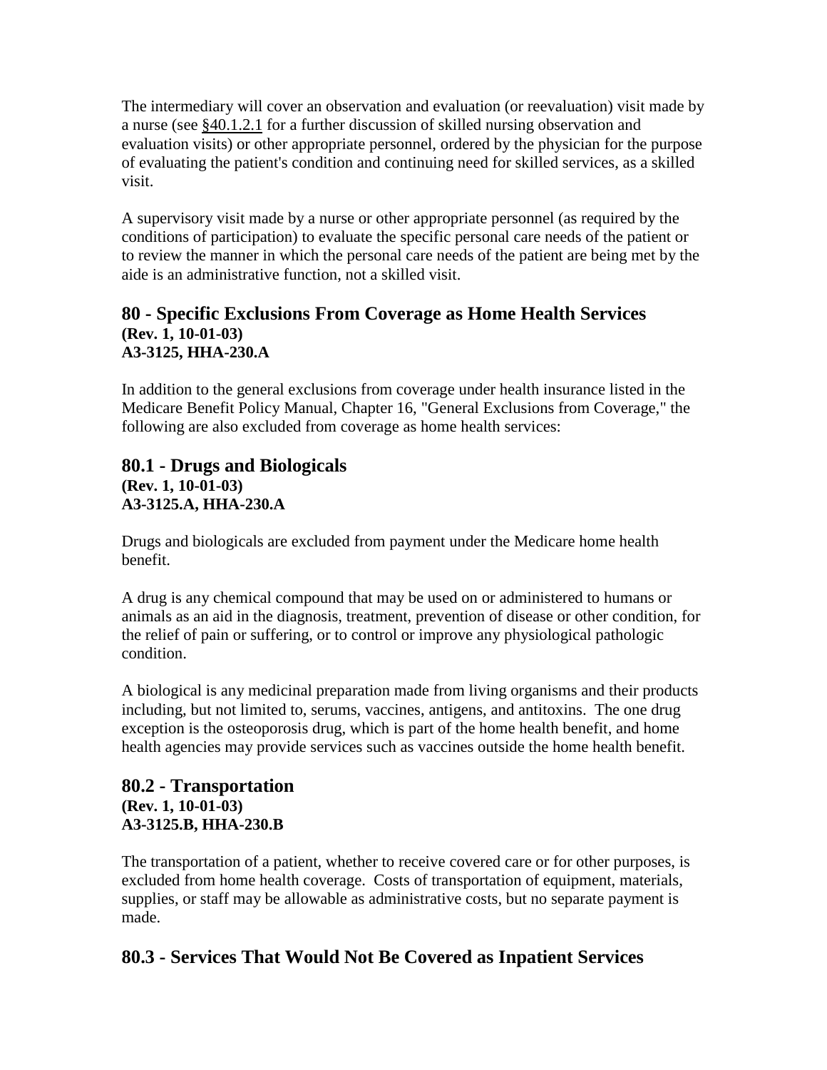The intermediary will cover an observation and evaluation (or reevaluation) visit made by a nurse (see §40.1.2.1 for a further discussion of skilled nursing observation and evaluation visits) or other appropriate personnel, ordered by the physician for the purpose of evaluating the patient's condition and continuing need for skilled services, as a skilled visit.

A supervisory visit made by a nurse or other appropriate personnel (as required by the conditions of participation) to evaluate the specific personal care needs of the patient or to review the manner in which the personal care needs of the patient are being met by the aide is an administrative function, not a skilled visit.

## 80 - Specific Exclusions From Coverage as Home Health Services

**(Rev. 1, 10-01-03)**
**A3-3125, HHA-230.A**

In addition to the general exclusions from coverage under health insurance listed in the Medicare Benefit Policy Manual, Chapter 16, "General Exclusions from Coverage," the following are also excluded from coverage as home health services:

## 80.1 - Drugs and Biologicals

**(Rev. 1, 10-01-03)**
**A3-3125.A, HHA-230.A**

Drugs and biologicals are excluded from payment under the Medicare home health benefit.

A drug is any chemical compound that may be used on or administered to humans or animals as an aid in the diagnosis, treatment, prevention of disease or other condition, for the relief of pain or suffering, or to control or improve any physiological pathologic condition.

A biological is any medicinal preparation made from living organisms and their products including, but not limited to, serums, vaccines, antigens, and antitoxins. The one drug exception is the osteoporosis drug, which is part of the home health benefit, and home health agencies may provide services such as vaccines outside the home health benefit.

## 80.2 - Transportation

**(Rev. 1, 10-01-03)**
**A3-3125.B, HHA-230.B**

The transportation of a patient, whether to receive covered care or for other purposes, is excluded from home health coverage. Costs of transportation of equipment, materials, supplies, or staff may be allowable as administrative costs, but no separate payment is made.

## 80.3 - Services That Would Not Be Covered as Inpatient Services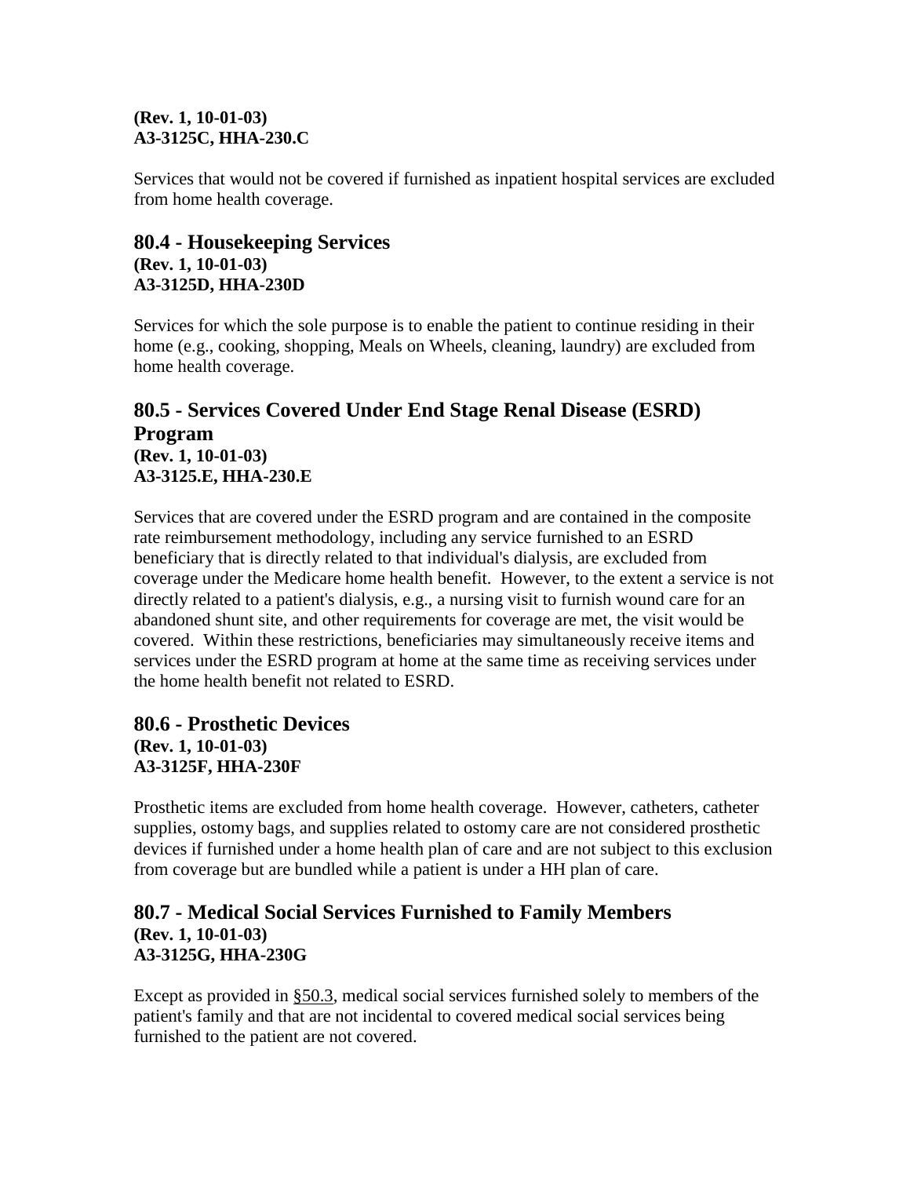**(Rev. 1, 10-01-03)**
**A3-3125C, HHA-230.C**

Services that would not be covered if furnished as inpatient hospital services are excluded from home health coverage.

## 80.4 - Housekeeping Services

**(Rev. 1, 10-01-03)**
**A3-3125D, HHA-230D**

Services for which the sole purpose is to enable the patient to continue residing in their home (e.g., cooking, shopping, Meals on Wheels, cleaning, laundry) are excluded from home health coverage.

## 80.5 - Services Covered Under End Stage Renal Disease (ESRD) Program

**(Rev. 1, 10-01-03)**
**A3-3125.E, HHA-230.E**

Services that are covered under the ESRD program and are contained in the composite rate reimbursement methodology, including any service furnished to an ESRD beneficiary that is directly related to that individual's dialysis, are excluded from coverage under the Medicare home health benefit. However, to the extent a service is not directly related to a patient's dialysis, e.g., a nursing visit to furnish wound care for an abandoned shunt site, and other requirements for coverage are met, the visit would be covered. Within these restrictions, beneficiaries may simultaneously receive items and services under the ESRD program at home at the same time as receiving services under the home health benefit not related to ESRD.

## 80.6 - Prosthetic Devices

**(Rev. 1, 10-01-03)**
**A3-3125F, HHA-230F**

Prosthetic items are excluded from home health coverage. However, catheters, catheter supplies, ostomy bags, and supplies related to ostomy care are not considered prosthetic devices if furnished under a home health plan of care and are not subject to this exclusion from coverage but are bundled while a patient is under a HH plan of care.

## 80.7 - Medical Social Services Furnished to Family Members

**(Rev. 1, 10-01-03)**
**A3-3125G, HHA-230G**

Except as provided in §50.3, medical social services furnished solely to members of the patient's family and that are not incidental to covered medical social services being furnished to the patient are not covered.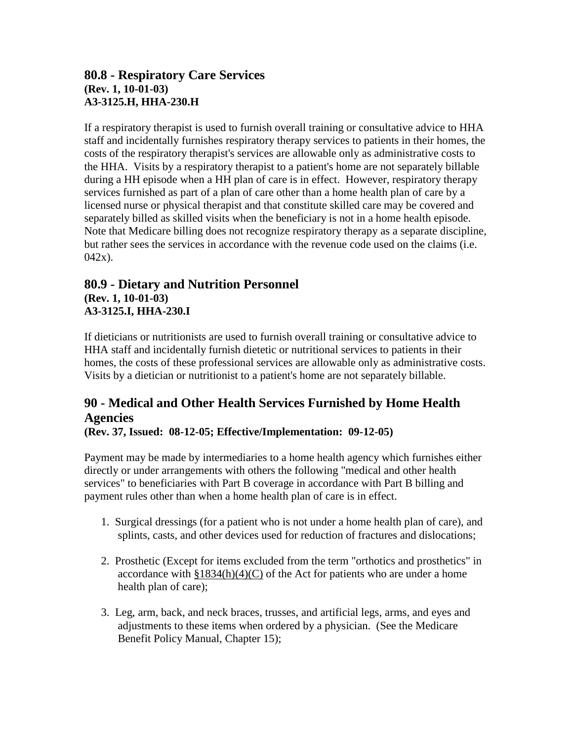## 80.8 - Respiratory Care Services

**(Rev. 1, 10-01-03)**
**A3-3125.H, HHA-230.H**

If a respiratory therapist is used to furnish overall training or consultative advice to HHA staff and incidentally furnishes respiratory therapy services to patients in their homes, the costs of the respiratory therapist's services are allowable only as administrative costs to the HHA. Visits by a respiratory therapist to a patient's home are not separately billable during a HH episode when a HH plan of care is in effect. However, respiratory therapy services furnished as part of a plan of care other than a home health plan of care by a licensed nurse or physical therapist and that constitute skilled care may be covered and separately billed as skilled visits when the beneficiary is not in a home health episode. Note that Medicare billing does not recognize respiratory therapy as a separate discipline, but rather sees the services in accordance with the revenue code used on the claims (i.e. 042x).

## 80.9 - Dietary and Nutrition Personnel

**(Rev. 1, 10-01-03)**
**A3-3125.I, HHA-230.I**

If dieticians or nutritionists are used to furnish overall training or consultative advice to HHA staff and incidentally furnish dietetic or nutritional services to patients in their homes, the costs of these professional services are allowable only as administrative costs. Visits by a dietician or nutritionist to a patient's home are not separately billable.

## 90 - Medical and Other Health Services Furnished by Home Health Agencies

**(Rev. 37, Issued: 08-12-05; Effective/Implementation: 09-12-05)**

Payment may be made by intermediaries to a home health agency which furnishes either directly or under arrangements with others the following "medical and other health services" to beneficiaries with Part B coverage in accordance with Part B billing and payment rules other than when a home health plan of care is in effect.

1. Surgical dressings (for a patient who is not under a home health plan of care), and splints, casts, and other devices used for reduction of fractures and dislocations;
2. Prosthetic (Except for items excluded from the term "orthotics and prosthetics" in accordance with §1834(h)(4)(C) of the Act for patients who are under a home health plan of care);
3. Leg, arm, back, and neck braces, trusses, and artificial legs, arms, and eyes and adjustments to these items when ordered by a physician. (See the Medicare Benefit Policy Manual, Chapter 15);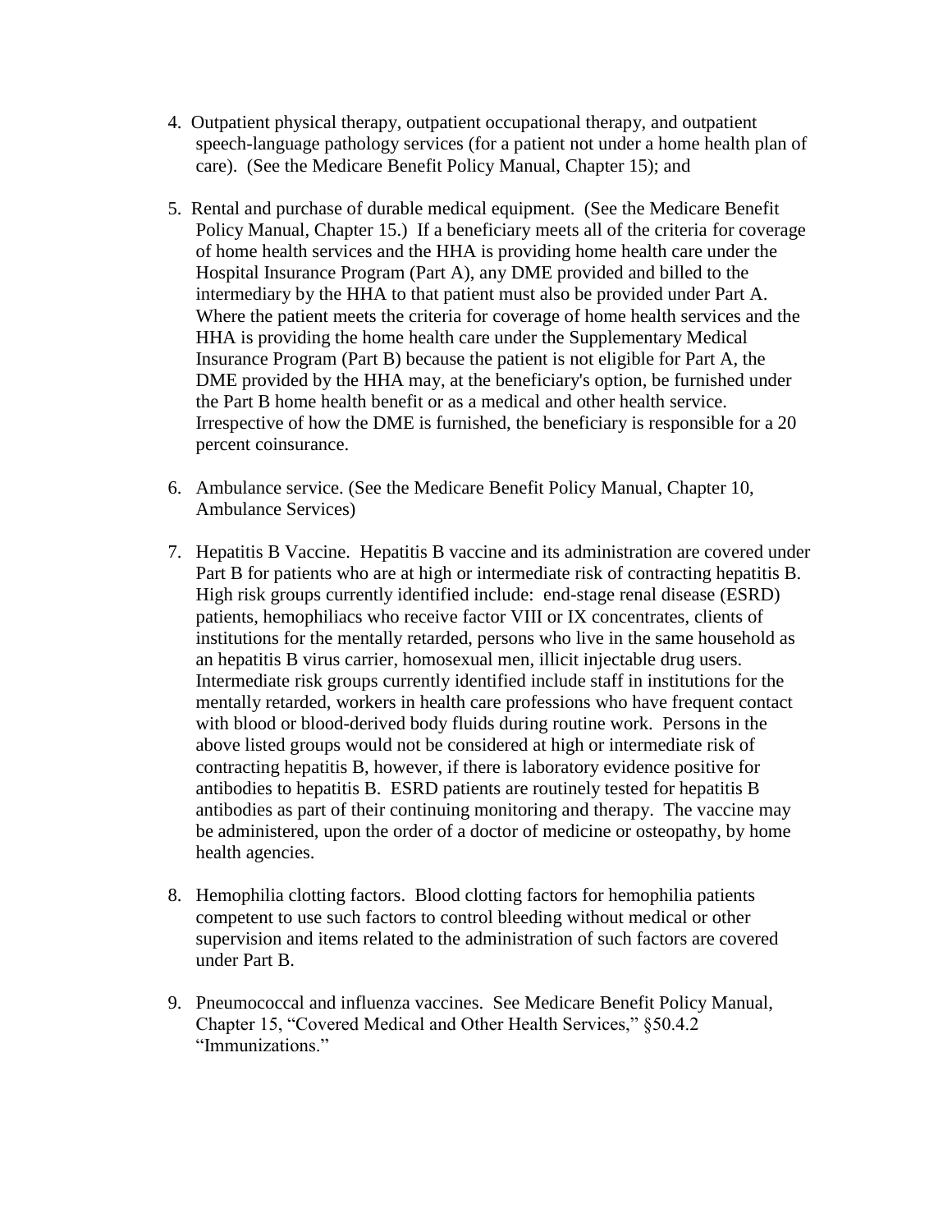4. Outpatient physical therapy, outpatient occupational therapy, and outpatient speech-language pathology services (for a patient not under a home health plan of care). (See the Medicare Benefit Policy Manual, Chapter 15); and

5. Rental and purchase of durable medical equipment. (See the Medicare Benefit Policy Manual, Chapter 15.) If a beneficiary meets all of the criteria for coverage of home health services and the HHA is providing home health care under the Hospital Insurance Program (Part A), any DME provided and billed to the intermediary by the HHA to that patient must also be provided under Part A. Where the patient meets the criteria for coverage of home health services and the HHA is providing the home health care under the Supplementary Medical Insurance Program (Part B) because the patient is not eligible for Part A, the DME provided by the HHA may, at the beneficiary's option, be furnished under the Part B home health benefit or as a medical and other health service. Irrespective of how the DME is furnished, the beneficiary is responsible for a 20 percent coinsurance.

6. Ambulance service. (See the Medicare Benefit Policy Manual, Chapter 10, Ambulance Services)

7. Hepatitis B Vaccine. Hepatitis B vaccine and its administration are covered under Part B for patients who are at high or intermediate risk of contracting hepatitis B. High risk groups currently identified include: end-stage renal disease (ESRD) patients, hemophiliacs who receive factor VIII or IX concentrates, clients of institutions for the mentally retarded, persons who live in the same household as an hepatitis B virus carrier, homosexual men, illicit injectable drug users. Intermediate risk groups currently identified include staff in institutions for the mentally retarded, workers in health care professions who have frequent contact with blood or blood-derived body fluids during routine work. Persons in the above listed groups would not be considered at high or intermediate risk of contracting hepatitis B, however, if there is laboratory evidence positive for antibodies to hepatitis B. ESRD patients are routinely tested for hepatitis B antibodies as part of their continuing monitoring and therapy. The vaccine may be administered, upon the order of a doctor of medicine or osteopathy, by home health agencies.

8. Hemophilia clotting factors. Blood clotting factors for hemophilia patients competent to use such factors to control bleeding without medical or other supervision and items related to the administration of such factors are covered under Part B.

9. Pneumococcal and influenza vaccines. See Medicare Benefit Policy Manual, Chapter 15, "Covered Medical and Other Health Services," §50.4.2 "Immunizations."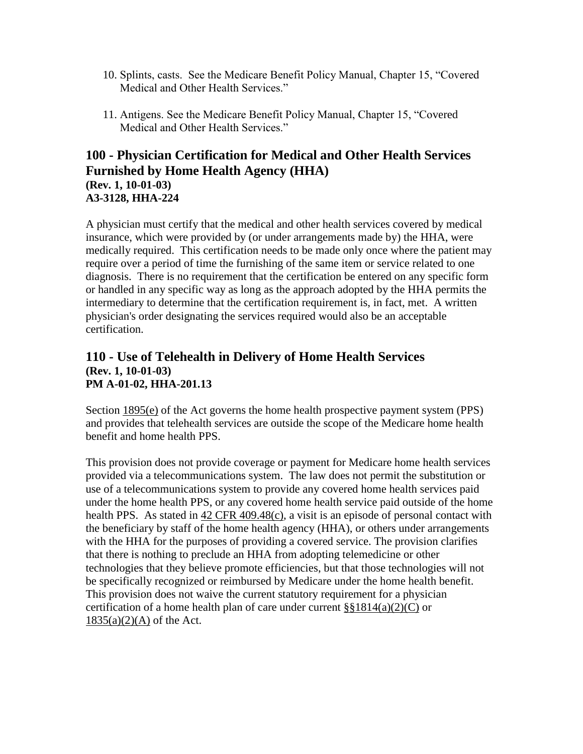10. Splints, casts. See the Medicare Benefit Policy Manual, Chapter 15, "Covered Medical and Other Health Services."

11. Antigens. See the Medicare Benefit Policy Manual, Chapter 15, "Covered Medical and Other Health Services."

## 100 - Physician Certification for Medical and Other Health Services Furnished by Home Health Agency (HHA)

**(Rev. 1, 10-01-03)**
**A3-3128, HHA-224**

A physician must certify that the medical and other health services covered by medical insurance, which were provided by (or under arrangements made by) the HHA, were medically required. This certification needs to be made only once where the patient may require over a period of time the furnishing of the same item or service related to one diagnosis. There is no requirement that the certification be entered on any specific form or handled in any specific way as long as the approach adopted by the HHA permits the intermediary to determine that the certification requirement is, in fact, met. A written physician's order designating the services required would also be an acceptable certification.

## 110 - Use of Telehealth in Delivery of Home Health Services

**(Rev. 1, 10-01-03)**
**PM A-01-02, HHA-201.13**

Section 1895(e) of the Act governs the home health prospective payment system (PPS) and provides that telehealth services are outside the scope of the Medicare home health benefit and home health PPS.

This provision does not provide coverage or payment for Medicare home health services provided via a telecommunications system. The law does not permit the substitution or use of a telecommunications system to provide any covered home health services paid under the home health PPS, or any covered home health service paid outside of the home health PPS. As stated in 42 CFR 409.48(c), a visit is an episode of personal contact with the beneficiary by staff of the home health agency (HHA), or others under arrangements with the HHA for the purposes of providing a covered service. The provision clarifies that there is nothing to preclude an HHA from adopting telemedicine or other technologies that they believe promote efficiencies, but that those technologies will not be specifically recognized or reimbursed by Medicare under the home health benefit. This provision does not waive the current statutory requirement for a physician certification of a home health plan of care under current §§1814(a)(2)(C) or 1835(a)(2)(A) of the Act.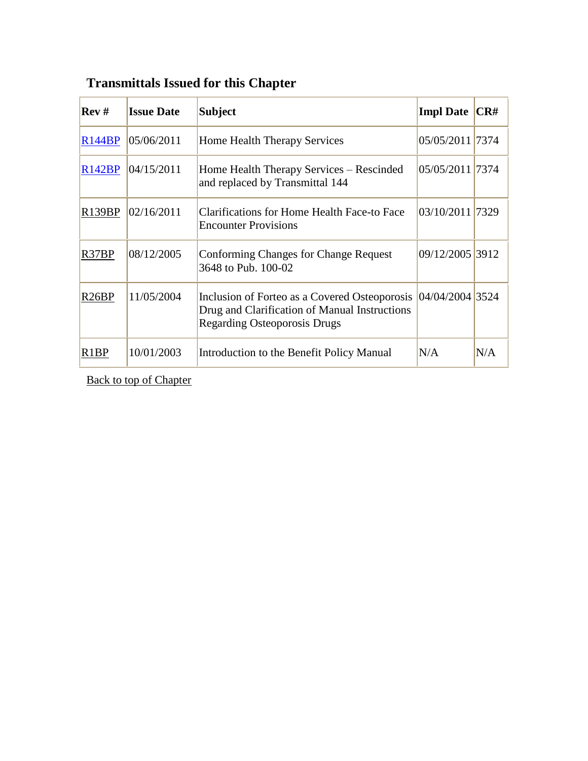## Transmittals Issued for this Chapter

| Rev # | Issue Date | Subject | Impl Date | CR# |
|---|---|---|---|---|
| R144BP | 05/06/2011 | Home Health Therapy Services | 05/05/2011 | 7374 |
| R142BP | 04/15/2011 | Home Health Therapy Services – Rescinded and replaced by Transmittal 144 | 05/05/2011 | 7374 |
| R139BP | 02/16/2011 | Clarifications for Home Health Face-to Face Encounter Provisions | 03/10/2011 | 7329 |
| R37BP | 08/12/2005 | Conforming Changes for Change Request 3648 to Pub. 100-02 | 09/12/2005 | 3912 |
| R26BP | 11/05/2004 | Inclusion of Forteo as a Covered Osteoporosis Drug and Clarification of Manual Instructions Regarding Osteoporosis Drugs | 04/04/2004 | 3524 |
| R1BP | 10/01/2003 | Introduction to the Benefit Policy Manual | N/A | N/A |

Back to top of Chapter